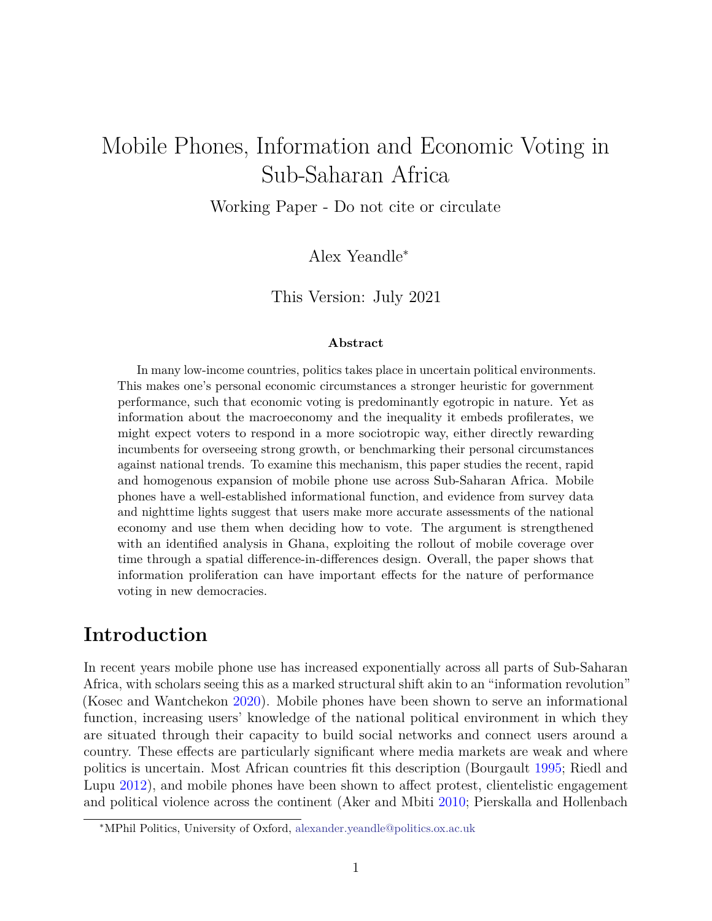# Mobile Phones, Information and Economic Voting in Sub-Saharan Africa

Working Paper - Do not cite or circulate

Alex Yeandle*

This Version: July 2021

**Abstract**

In many low-income countries, politics takes place in uncertain political environments. This makes one's personal economic circumstances a stronger heuristic for government performance, such that economic voting is predominantly egotropic in nature. Yet as information about the macroeconomy and the inequality it embeds profilerates, we might expect voters to respond in a more sociotropic way, either directly rewarding incumbents for overseeing strong growth, or benchmarking their personal circumstances against national trends. To examine this mechanism, this paper studies the recent, rapid and homogenous expansion of mobile phone use across Sub-Saharan Africa. Mobile phones have a well-established informational function, and evidence from survey data and nighttime lights suggest that users make more accurate assessments of the national economy and use them when deciding how to vote. The argument is strengthened with an identified analysis in Ghana, exploiting the rollout of mobile coverage over time through a spatial difference-in-differences design. Overall, the paper shows that information proliferation can have important effects for the nature of performance voting in new democracies.

## Introduction

In recent years mobile phone use has increased exponentially across all parts of Sub-Saharan Africa, with scholars seeing this as a marked structural shift akin to an "information revolution" (Kosec and Wantchekon 2020). Mobile phones have been shown to serve an informational function, increasing users' knowledge of the national political environment in which they are situated through their capacity to build social networks and connect users around a country. These effects are particularly significant where media markets are weak and where politics is uncertain. Most African countries fit this description (Bourgault 1995; Riedl and Lupu 2012), and mobile phones have been shown to affect protest, clientelistic engagement and political violence across the continent (Aker and Mbiti 2010; Pierskalla and Hollenbach

*MPhil Politics, University of Oxford, alexander.yeandle@politics.ox.ac.uk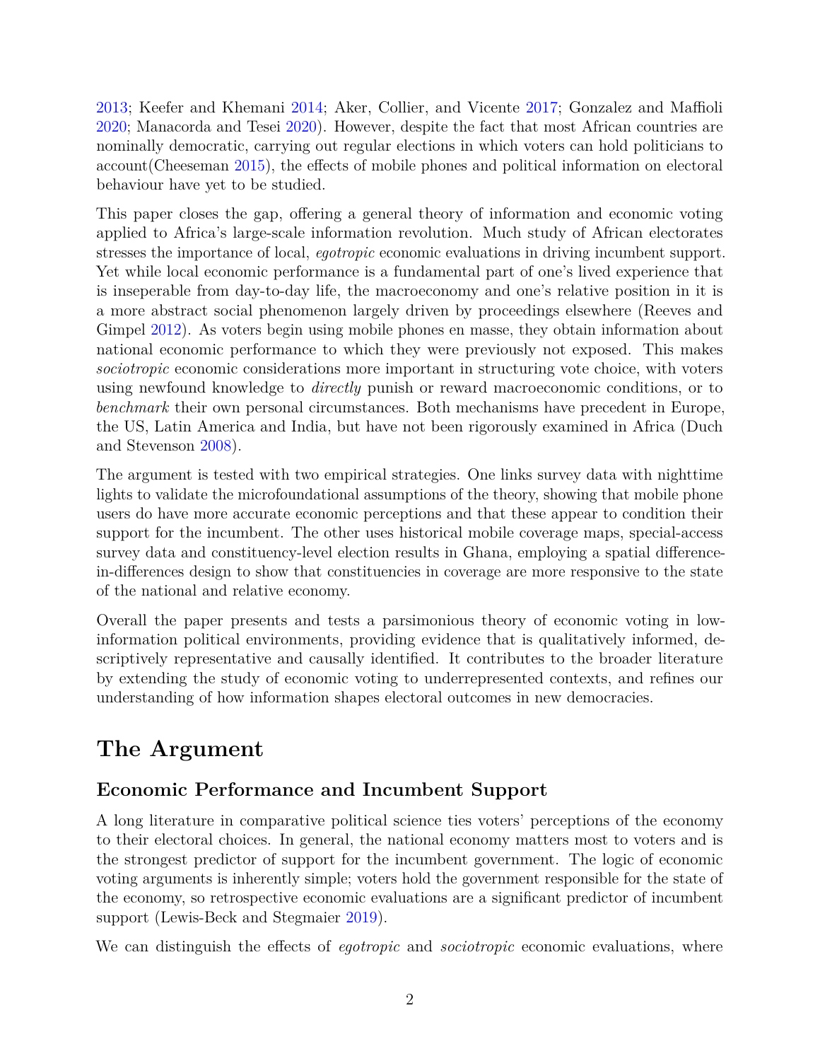2013; Keefer and Khemani 2014; Aker, Collier, and Vicente 2017; Gonzalez and Maffioli 2020; Manacorda and Tesei 2020). However, despite the fact that most African countries are nominally democratic, carrying out regular elections in which voters can hold politicians to account(Cheeseman 2015), the effects of mobile phones and political information on electoral behaviour have yet to be studied.

This paper closes the gap, offering a general theory of information and economic voting applied to Africa's large-scale information revolution. Much study of African electorates stresses the importance of local, *egotropic* economic evaluations in driving incumbent support. Yet while local economic performance is a fundamental part of one's lived experience that is inseperable from day-to-day life, the macroeconomy and one's relative position in it is a more abstract social phenomenon largely driven by proceedings elsewhere (Reeves and Gimpel 2012). As voters begin using mobile phones en masse, they obtain information about national economic performance to which they were previously not exposed. This makes *sociotropic* economic considerations more important in structuring vote choice, with voters using newfound knowledge to *directly* punish or reward macroeconomic conditions, or to *benchmark* their own personal circumstances. Both mechanisms have precedent in Europe, the US, Latin America and India, but have not been rigorously examined in Africa (Duch and Stevenson 2008).

The argument is tested with two empirical strategies. One links survey data with nighttime lights to validate the microfoundational assumptions of the theory, showing that mobile phone users do have more accurate economic perceptions and that these appear to condition their support for the incumbent. The other uses historical mobile coverage maps, special-access survey data and constituency-level election results in Ghana, employing a spatial difference-in-differences design to show that constituencies in coverage are more responsive to the state of the national and relative economy.

Overall the paper presents and tests a parsimonious theory of economic voting in low-information political environments, providing evidence that is qualitatively informed, descriptively representative and causally identified. It contributes to the broader literature by extending the study of economic voting to underrepresented contexts, and refines our understanding of how information shapes electoral outcomes in new democracies.

# The Argument

## Economic Performance and Incumbent Support

A long literature in comparative political science ties voters' perceptions of the economy to their electoral choices. In general, the national economy matters most to voters and is the strongest predictor of support for the incumbent government. The logic of economic voting arguments is inherently simple; voters hold the government responsible for the state of the economy, so retrospective economic evaluations are a significant predictor of incumbent support (Lewis-Beck and Stegmaier 2019).

We can distinguish the effects of *egotropic* and *sociotropic* economic evaluations, where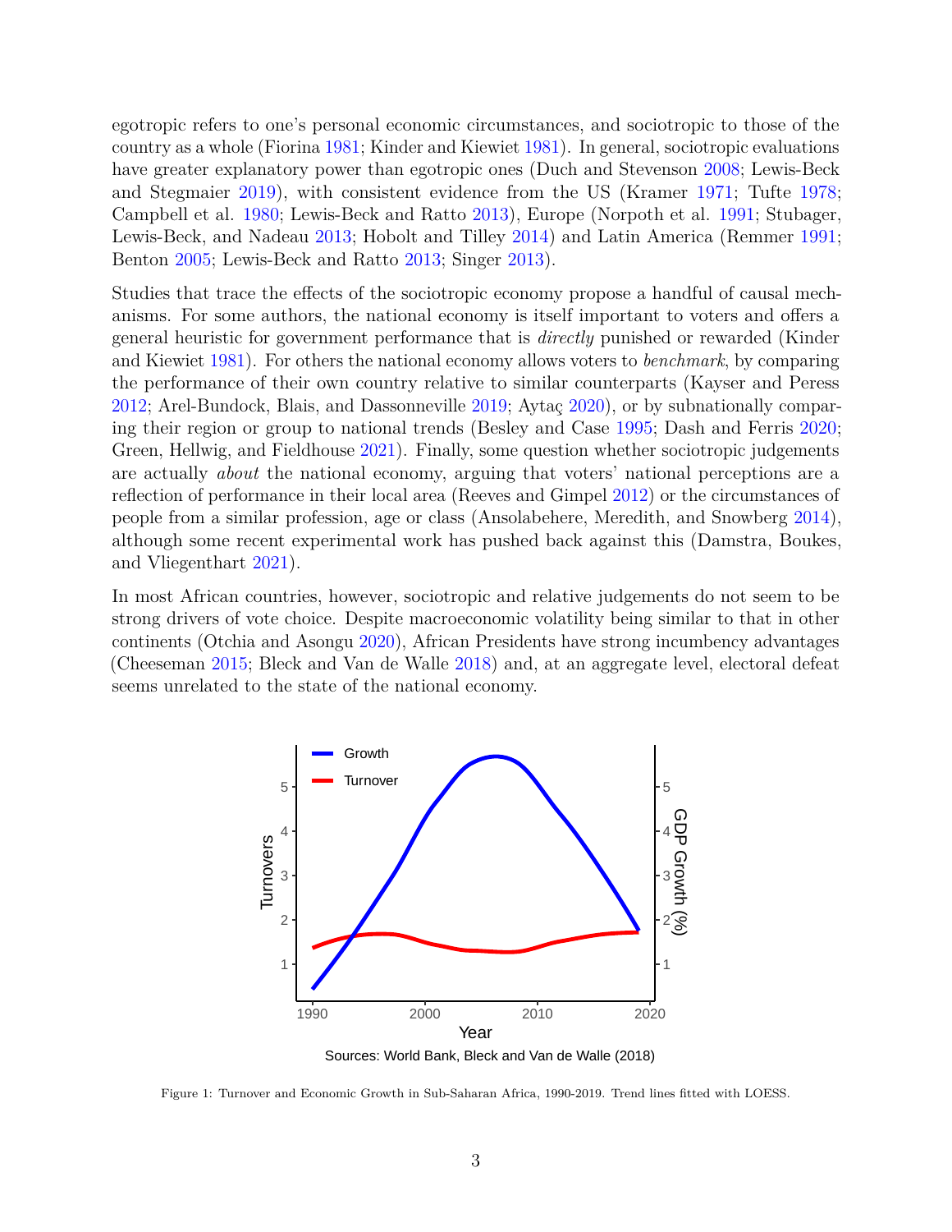egotropic refers to one's personal economic circumstances, and sociotropic to those of the country as a whole (Fiorina 1981; Kinder and Kiewiet 1981). In general, sociotropic evaluations have greater explanatory power than egotropic ones (Duch and Stevenson 2008; Lewis-Beck and Stegmaier 2019), with consistent evidence from the US (Kramer 1971; Tufte 1978; Campbell et al. 1980; Lewis-Beck and Ratto 2013), Europe (Norpoth et al. 1991; Stubager, Lewis-Beck, and Nadeau 2013; Hobolt and Tilley 2014) and Latin America (Remmer 1991; Benton 2005; Lewis-Beck and Ratto 2013; Singer 2013).

Studies that trace the effects of the sociotropic economy propose a handful of causal mechanisms. For some authors, the national economy is itself important to voters and offers a general heuristic for government performance that is *directly* punished or rewarded (Kinder and Kiewiet 1981). For others the national economy allows voters to *benchmark*, by comparing the performance of their own country relative to similar counterparts (Kayser and Peress 2012; Arel-Bundock, Blais, and Dassonneville 2019; Aytaç 2020), or by subnationally comparing their region or group to national trends (Besley and Case 1995; Dash and Ferris 2020; Green, Hellwig, and Fieldhouse 2021). Finally, some question whether sociotropic judgements are actually *about* the national economy, arguing that voters' national perceptions are a reflection of performance in their local area (Reeves and Gimpel 2012) or the circumstances of people from a similar profession, age or class (Ansolabehere, Meredith, and Snowberg 2014), although some recent experimental work has pushed back against this (Damstra, Boukes, and Vliegenthart 2021).

In most African countries, however, sociotropic and relative judgements do not seem to be strong drivers of vote choice. Despite macroeconomic volatility being similar to that in other continents (Otchia and Asongu 2020), African Presidents have strong incumbency advantages (Cheeseman 2015; Bleck and Van de Walle 2018) and, at an aggregate level, electoral defeat seems unrelated to the state of the national economy.

Sources: World Bank, Bleck and Van de Walle (2018)

Figure 1: Turnover and Economic Growth in Sub-Saharan Africa, 1990-2019. Trend lines fitted with LOESS.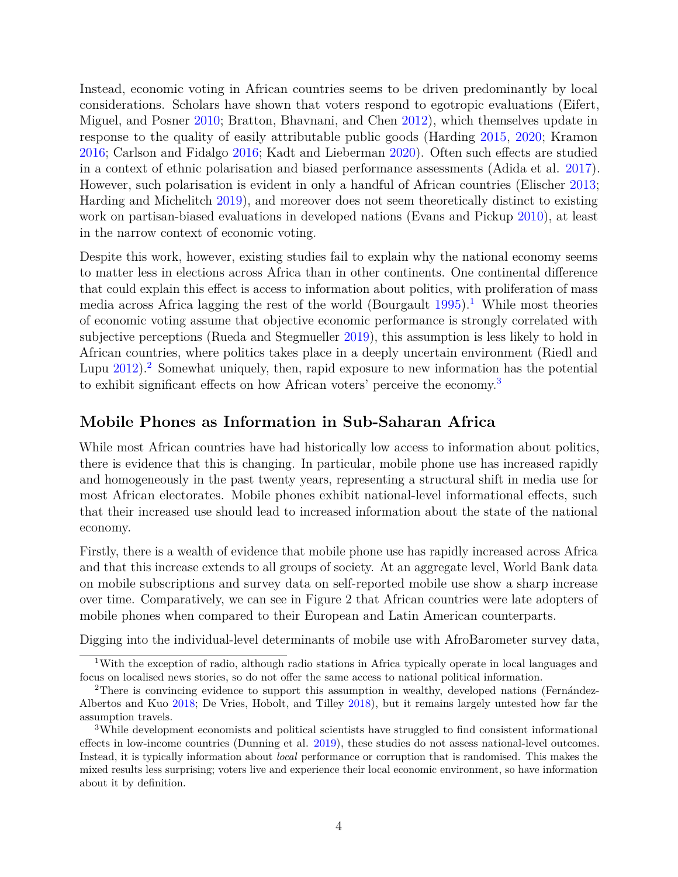Instead, economic voting in African countries seems to be driven predominantly by local considerations. Scholars have shown that voters respond to egotropic evaluations (Eifert, Miguel, and Posner 2010; Bratton, Bhavnani, and Chen 2012), which themselves update in response to the quality of easily attributable public goods (Harding 2015, 2020; Kramon 2016; Carlson and Fidalgo 2016; Kadt and Lieberman 2020). Often such effects are studied in a context of ethnic polarisation and biased performance assessments (Adida et al. 2017). However, such polarisation is evident in only a handful of African countries (Elischer 2013; Harding and Michelitch 2019), and moreover does not seem theoretically distinct to existing work on partisan-biased evaluations in developed nations (Evans and Pickup 2010), at least in the narrow context of economic voting.

Despite this work, however, existing studies fail to explain why the national economy seems to matter less in elections across Africa than in other continents. One continental difference that could explain this effect is access to information about politics, with proliferation of mass media across Africa lagging the rest of the world (Bourgault 1995).[1] While most theories of economic voting assume that objective economic performance is strongly correlated with subjective perceptions (Rueda and Stegmueller 2019), this assumption is less likely to hold in African countries, where politics takes place in a deeply uncertain environment (Riedl and Lupu 2012).[2] Somewhat uniquely, then, rapid exposure to new information has the potential to exhibit significant effects on how African voters' perceive the economy.[3]

## Mobile Phones as Information in Sub-Saharan Africa

While most African countries have had historically low access to information about politics, there is evidence that this is changing. In particular, mobile phone use has increased rapidly and homogeneously in the past twenty years, representing a structural shift in media use for most African electorates. Mobile phones exhibit national-level informational effects, such that their increased use should lead to increased information about the state of the national economy.

Firstly, there is a wealth of evidence that mobile phone use has rapidly increased across Africa and that this increase extends to all groups of society. At an aggregate level, World Bank data on mobile subscriptions and survey data on self-reported mobile use show a sharp increase over time. Comparatively, we can see in Figure 2 that African countries were late adopters of mobile phones when compared to their European and Latin American counterparts.

Digging into the individual-level determinants of mobile use with AfroBarometer survey data,

[1] With the exception of radio, although radio stations in Africa typically operate in local languages and focus on localised news stories, so do not offer the same access to national political information.

[2] There is convincing evidence to support this assumption in wealthy, developed nations (Fernández-Albertos and Kuo 2018; De Vries, Hobolt, and Tilley 2018), but it remains largely untested how far the assumption travels.

[3] While development economists and political scientists have struggled to find consistent informational effects in low-income countries (Dunning et al. 2019), these studies do not assess national-level outcomes. Instead, it is typically information about *local* performance or corruption that is randomised. This makes the mixed results less surprising; voters live and experience their local economic environment, so have information about it by definition.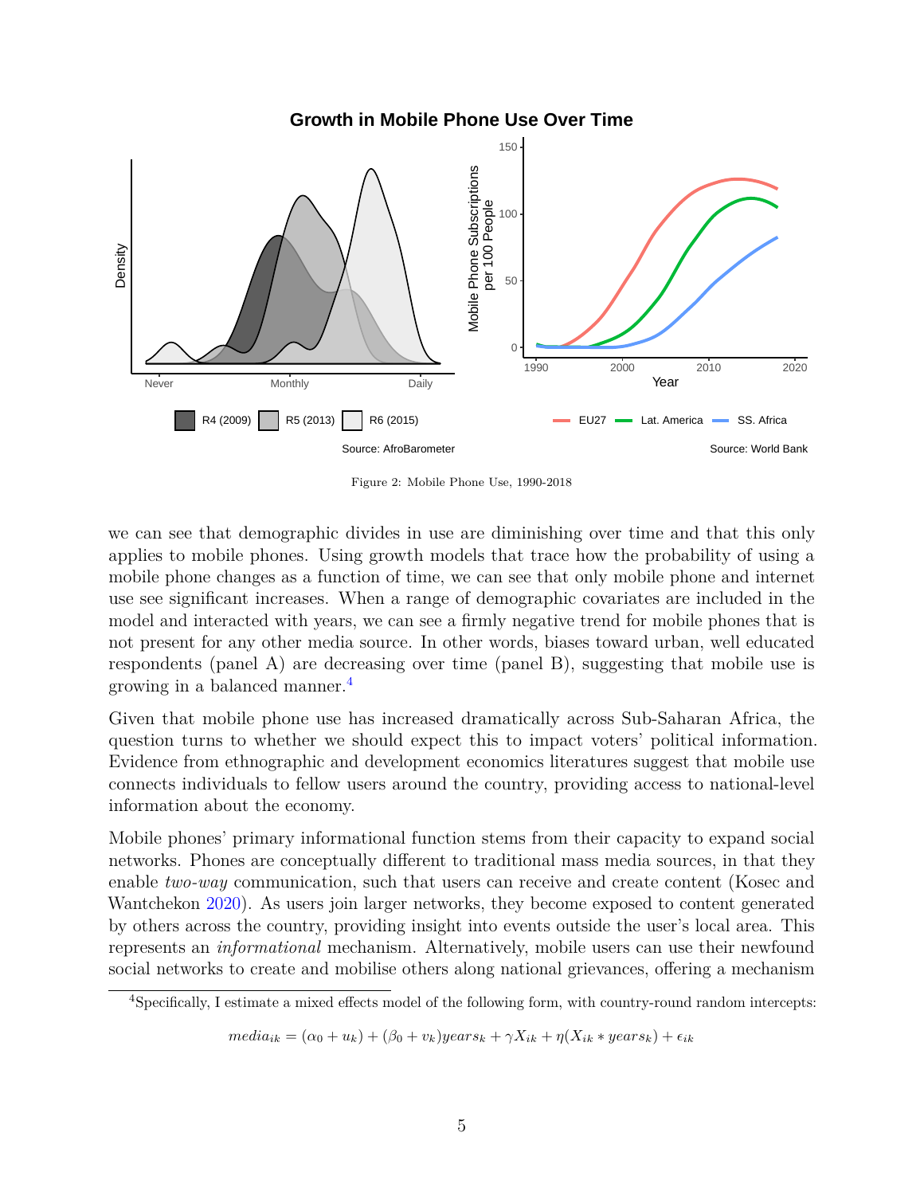Figure 2: Mobile Phone Use, 1990-2018

we can see that demographic divides in use are diminishing over time and that this only applies to mobile phones. Using growth models that trace how the probability of using a mobile phone changes as a function of time, we can see that only mobile phone and internet use see significant increases. When a range of demographic covariates are included in the model and interacted with years, we can see a firmly negative trend for mobile phones that is not present for any other media source. In other words, biases toward urban, well educated respondents (panel A) are decreasing over time (panel B), suggesting that mobile use is growing in a balanced manner.[4]

Given that mobile phone use has increased dramatically across Sub-Saharan Africa, the question turns to whether we should expect this to impact voters' political information. Evidence from ethnographic and development economics literatures suggest that mobile use connects individuals to fellow users around the country, providing access to national-level information about the economy.

Mobile phones' primary informational function stems from their capacity to expand social networks. Phones are conceptually different to traditional mass media sources, in that they enable *two-way* communication, such that users can receive and create content (Kosec and Wantchekon 2020). As users join larger networks, they become exposed to content generated by others across the country, providing insight into events outside the user's local area. This represents an *informational* mechanism. Alternatively, mobile users can use their newfound social networks to create and mobilise others along national grievances, offering a mechanism

[4] Specifically, I estimate a mixed effects model of the following form, with country-round random intercepts:

$$media_{ik} = (\alpha_0 + u_k) + (\beta_0 + v_k)years_k + \gamma X_{ik} + \eta(X_{ik} * years_k) + \epsilon_{ik}$$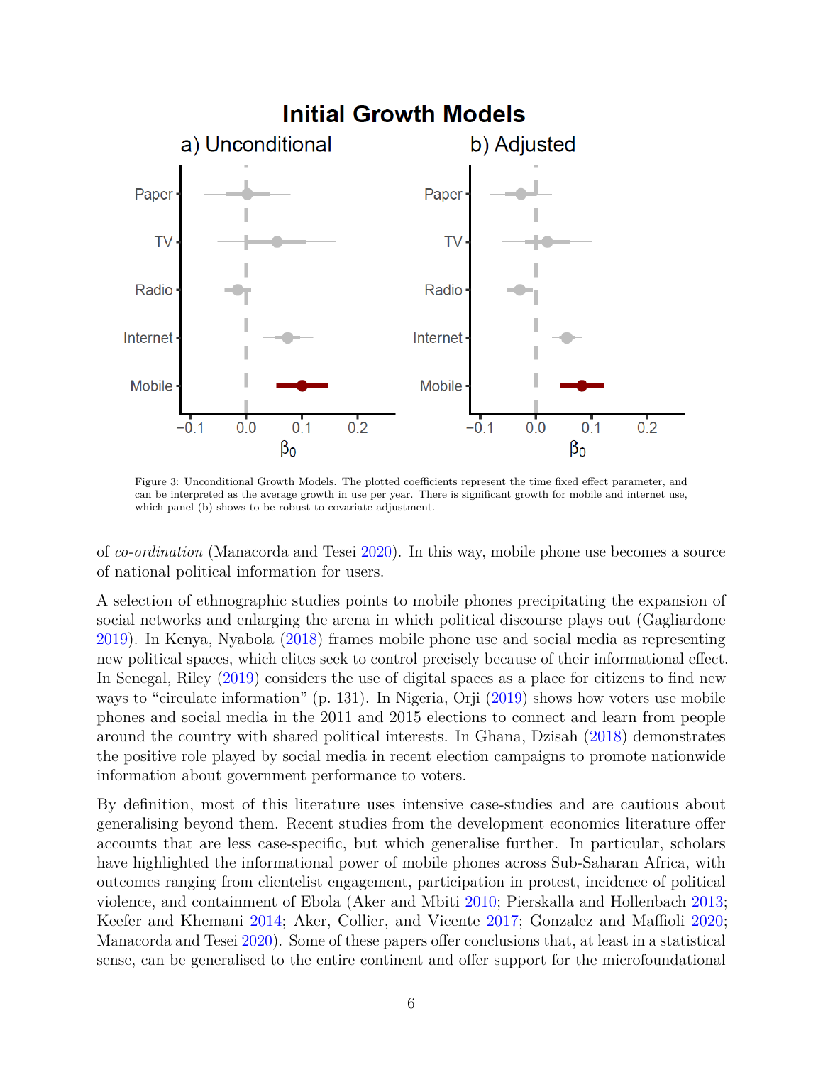Figure 3: Unconditional Growth Models. The plotted coefficients represent the time fixed effect parameter, and can be interpreted as the average growth in use per year. There is significant growth for mobile and internet use, which panel (b) shows to be robust to covariate adjustment.

of *co-ordination* (Manacorda and Tesei 2020). In this way, mobile phone use becomes a source of national political information for users.

A selection of ethnographic studies points to mobile phones precipitating the expansion of social networks and enlarging the arena in which political discourse plays out (Gagliardone 2019). In Kenya, Nyabola (2018) frames mobile phone use and social media as representing new political spaces, which elites seek to control precisely because of their informational effect. In Senegal, Riley (2019) considers the use of digital spaces as a place for citizens to find new ways to "circulate information" (p. 131). In Nigeria, Orji (2019) shows how voters use mobile phones and social media in the 2011 and 2015 elections to connect and learn from people around the country with shared political interests. In Ghana, Dzisah (2018) demonstrates the positive role played by social media in recent election campaigns to promote nationwide information about government performance to voters.

By definition, most of this literature uses intensive case-studies and are cautious about generalising beyond them. Recent studies from the development economics literature offer accounts that are less case-specific, but which generalise further. In particular, scholars have highlighted the informational power of mobile phones across Sub-Saharan Africa, with outcomes ranging from clientelist engagement, participation in protest, incidence of political violence, and containment of Ebola (Aker and Mbiti 2010; Pierskalla and Hollenbach 2013; Keefer and Khemani 2014; Aker, Collier, and Vicente 2017; Gonzalez and Maffioli 2020; Manacorda and Tesei 2020). Some of these papers offer conclusions that, at least in a statistical sense, can be generalised to the entire continent and offer support for the microfoundational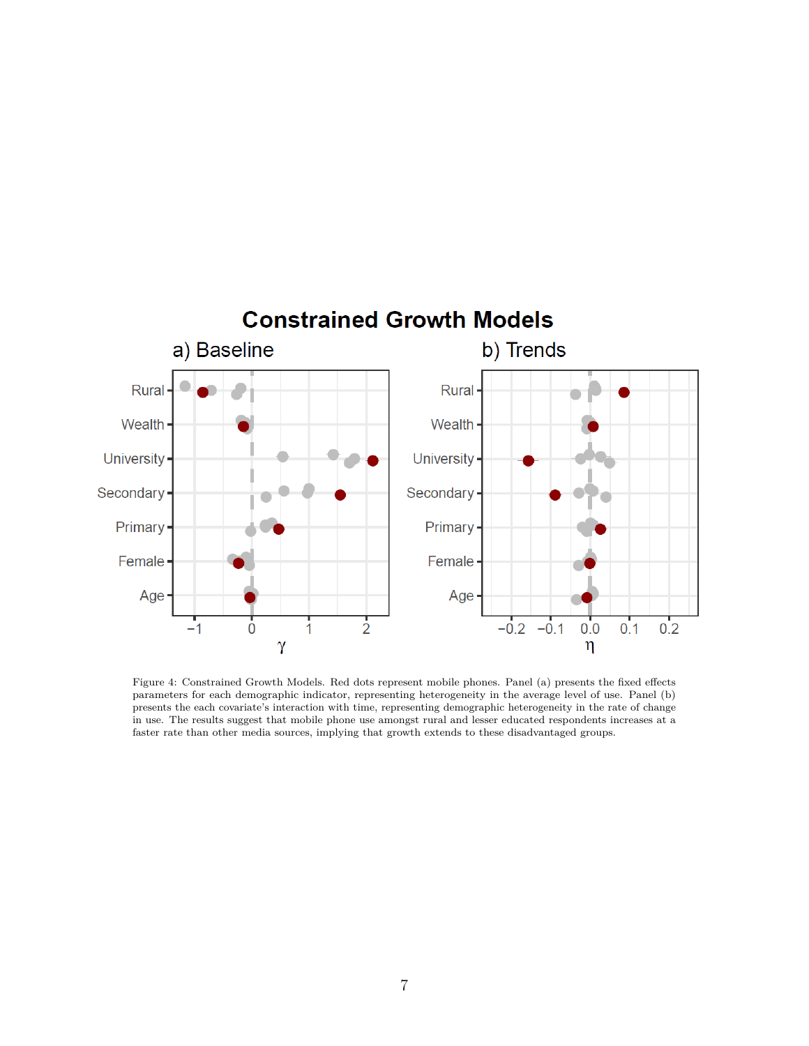Figure 4: Constrained Growth Models. Red dots represent mobile phones. Panel (a) presents the fixed effects parameters for each demographic indicator, representing heterogeneity in the average level of use. Panel (b) presents the each covariate's interaction with time, representing demographic heterogeneity in the rate of change in use. The results suggest that mobile phone use amongst rural and lesser educated respondents increases at a faster rate than other media sources, implying that growth extends to these disadvantaged groups.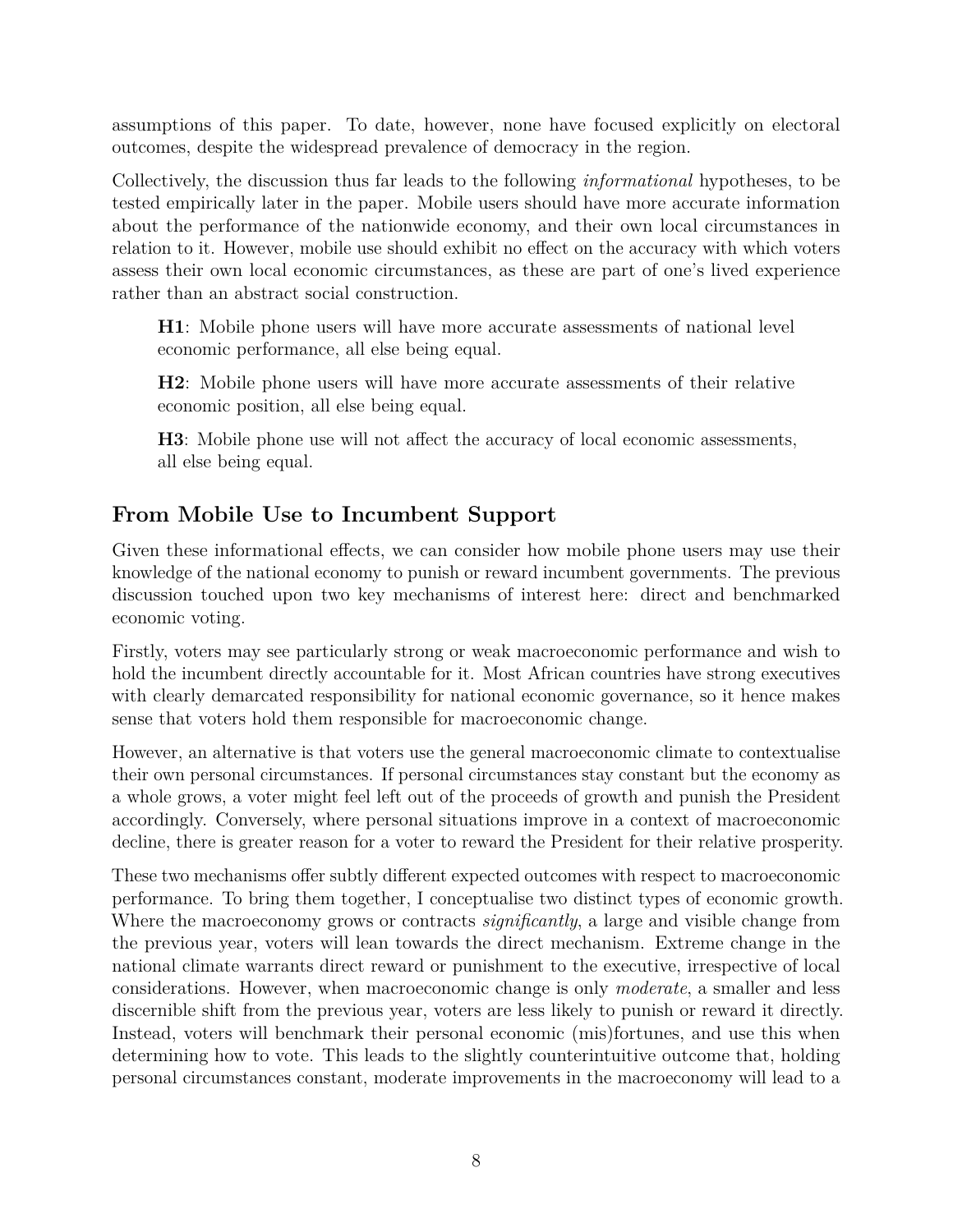assumptions of this paper. To date, however, none have focused explicitly on electoral outcomes, despite the widespread prevalence of democracy in the region.

Collectively, the discussion thus far leads to the following *informational* hypotheses, to be tested empirically later in the paper. Mobile users should have more accurate information about the performance of the nationwide economy, and their own local circumstances in relation to it. However, mobile use should exhibit no effect on the accuracy with which voters assess their own local economic circumstances, as these are part of one's lived experience rather than an abstract social construction.

> **H1**: Mobile phone users will have more accurate assessments of national level economic performance, all else being equal.
>
> **H2**: Mobile phone users will have more accurate assessments of their relative economic position, all else being equal.
>
> **H3**: Mobile phone use will not affect the accuracy of local economic assessments, all else being equal.

## From Mobile Use to Incumbent Support

Given these informational effects, we can consider how mobile phone users may use their knowledge of the national economy to punish or reward incumbent governments. The previous discussion touched upon two key mechanisms of interest here: direct and benchmarked economic voting.

Firstly, voters may see particularly strong or weak macroeconomic performance and wish to hold the incumbent directly accountable for it. Most African countries have strong executives with clearly demarcated responsibility for national economic governance, so it hence makes sense that voters hold them responsible for macroeconomic change.

However, an alternative is that voters use the general macroeconomic climate to contextualise their own personal circumstances. If personal circumstances stay constant but the economy as a whole grows, a voter might feel left out of the proceeds of growth and punish the President accordingly. Conversely, where personal situations improve in a context of macroeconomic decline, there is greater reason for a voter to reward the President for their relative prosperity.

These two mechanisms offer subtly different expected outcomes with respect to macroeconomic performance. To bring them together, I conceptualise two distinct types of economic growth. Where the macroeconomy grows or contracts *significantly*, a large and visible change from the previous year, voters will lean towards the direct mechanism. Extreme change in the national climate warrants direct reward or punishment to the executive, irrespective of local considerations. However, when macroeconomic change is only *moderate*, a smaller and less discernible shift from the previous year, voters are less likely to punish or reward it directly. Instead, voters will benchmark their personal economic (mis)fortunes, and use this when determining how to vote. This leads to the slightly counterintuitive outcome that, holding personal circumstances constant, moderate improvements in the macroeconomy will lead to a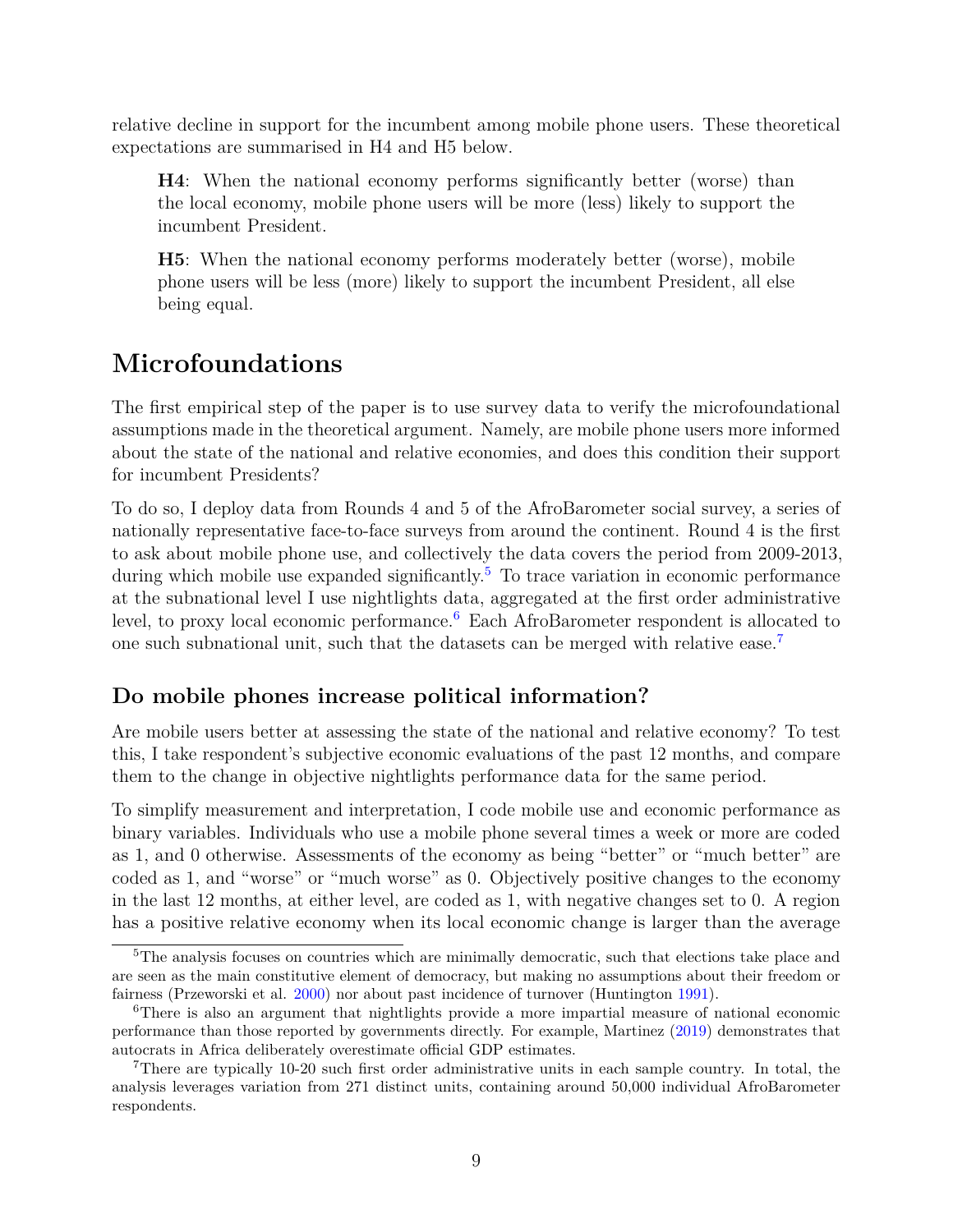relative decline in support for the incumbent among mobile phone users. These theoretical expectations are summarised in H4 and H5 below.

> **H4**: When the national economy performs significantly better (worse) than the local economy, mobile phone users will be more (less) likely to support the incumbent President.
>
> **H5**: When the national economy performs moderately better (worse), mobile phone users will be less (more) likely to support the incumbent President, all else being equal.

# Microfoundations

The first empirical step of the paper is to use survey data to verify the microfoundational assumptions made in the theoretical argument. Namely, are mobile phone users more informed about the state of the national and relative economies, and does this condition their support for incumbent Presidents?

To do so, I deploy data from Rounds 4 and 5 of the AfroBarometer social survey, a series of nationally representative face-to-face surveys from around the continent. Round 4 is the first to ask about mobile phone use, and collectively the data covers the period from 2009-2013, during which mobile use expanded significantly.[5] To trace variation in economic performance at the subnational level I use nightlights data, aggregated at the first order administrative level, to proxy local economic performance.[6] Each AfroBarometer respondent is allocated to one such subnational unit, such that the datasets can be merged with relative ease.[7]

## Do mobile phones increase political information?

Are mobile users better at assessing the state of the national and relative economy? To test this, I take respondent's subjective economic evaluations of the past 12 months, and compare them to the change in objective nightlights performance data for the same period.

To simplify measurement and interpretation, I code mobile use and economic performance as binary variables. Individuals who use a mobile phone several times a week or more are coded as 1, and 0 otherwise. Assessments of the economy as being "better" or "much better" are coded as 1, and "worse" or "much worse" as 0. Objectively positive changes to the economy in the last 12 months, at either level, are coded as 1, with negative changes set to 0. A region has a positive relative economy when its local economic change is larger than the average

[5] The analysis focuses on countries which are minimally democratic, such that elections take place and are seen as the main constitutive element of democracy, but making no assumptions about their freedom or fairness (Przeworski et al. 2000) nor about past incidence of turnover (Huntington 1991).

[6] There is also an argument that nightlights provide a more impartial measure of national economic performance than those reported by governments directly. For example, Martinez (2019) demonstrates that autocrats in Africa deliberately overestimate official GDP estimates.

[7] There are typically 10-20 such first order administrative units in each sample country. In total, the analysis leverages variation from 271 distinct units, containing around 50,000 individual AfroBarometer respondents.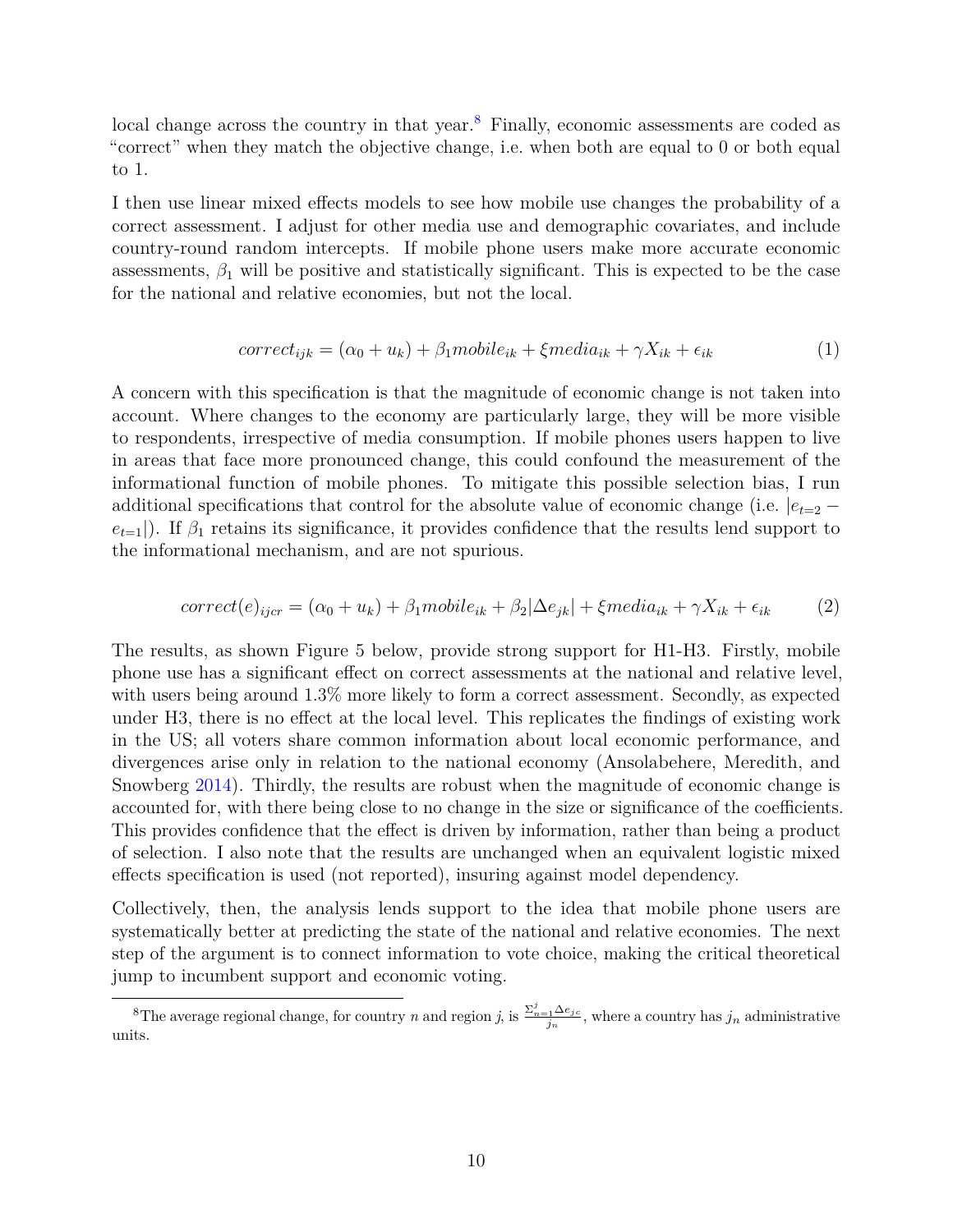local change across the country in that year.[8] Finally, economic assessments are coded as "correct" when they match the objective change, i.e. when both are equal to 0 or both equal to 1.

I then use linear mixed effects models to see how mobile use changes the probability of a correct assessment. I adjust for other media use and demographic covariates, and include country-round random intercepts. If mobile phone users make more accurate economic assessments, $\beta_1$ will be positive and statistically significant. This is expected to be the case for the national and relative economies, but not the local.

$$correct_{ijk} = (\alpha_0 + u_k) + \beta_1 mobile_{ik} + \xi media_{ik} + \gamma X_{ik} + \epsilon_{ik} \tag{1}$$

A concern with this specification is that the magnitude of economic change is not taken into account. Where changes to the economy are particularly large, they will be more visible to respondents, irrespective of media consumption. If mobile phones users happen to live in areas that face more pronounced change, this could confound the measurement of the informational function of mobile phones. To mitigate this possible selection bias, I run additional specifications that control for the absolute value of economic change (i.e. $|e_{t=2} - e_{t=1}|$). If $\beta_1$ retains its significance, it provides confidence that the results lend support to the informational mechanism, and are not spurious.

$$correct(e)_{ijcr} = (\alpha_0 + u_k) + \beta_1 mobile_{ik} + \beta_2 |\Delta e_{jk}| + \xi media_{ik} + \gamma X_{ik} + \epsilon_{ik} \tag{2}$$

The results, as shown Figure 5 below, provide strong support for H1-H3. Firstly, mobile phone use has a significant effect on correct assessments at the national and relative level, with users being around 1.3% more likely to form a correct assessment. Secondly, as expected under H3, there is no effect at the local level. This replicates the findings of existing work in the US; all voters share common information about local economic performance, and divergences arise only in relation to the national economy (Ansolabehere, Meredith, and Snowberg 2014). Thirdly, the results are robust when the magnitude of economic change is accounted for, with there being close to no change in the size or significance of the coefficients. This provides confidence that the effect is driven by information, rather than being a product of selection. I also note that the results are unchanged when an equivalent logistic mixed effects specification is used (not reported), insuring against model dependency.

Collectively, then, the analysis lends support to the idea that mobile phone users are systematically better at predicting the state of the national and relative economies. The next step of the argument is to connect information to vote choice, making the critical theoretical jump to incumbent support and economic voting.

[8] The average regional change, for country $n$ and region $j$, is $\frac{\Sigma_{n=1}^{j} \Delta e_{jc}}{j_n}$, where a country has $j_n$ administrative units.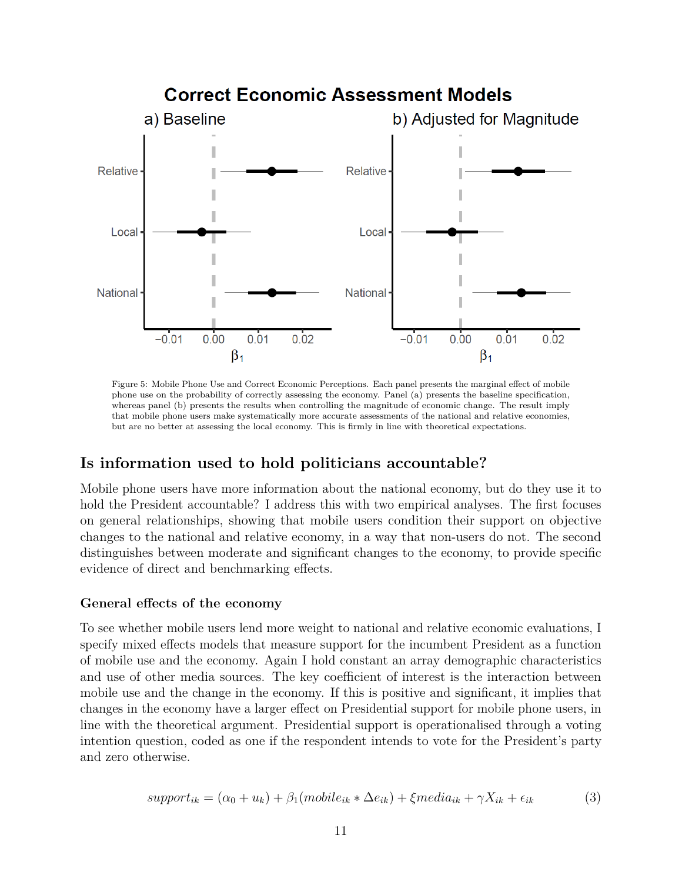Figure 5: Mobile Phone Use and Correct Economic Perceptions. Each panel presents the marginal effect of mobile phone use on the probability of correctly assessing the economy. Panel (a) presents the baseline specification, whereas panel (b) presents the results when controlling the magnitude of economic change. The result imply that mobile phone users make systematically more accurate assessments of the national and relative economies, but are no better at assessing the local economy. This is firmly in line with theoretical expectations.

## Is information used to hold politicians accountable?

Mobile phone users have more information about the national economy, but do they use it to hold the President accountable? I address this with two empirical analyses. The first focuses on general relationships, showing that mobile users condition their support on objective changes to the national and relative economy, in a way that non-users do not. The second distinguishes between moderate and significant changes to the economy, to provide specific evidence of direct and benchmarking effects.

### General effects of the economy

To see whether mobile users lend more weight to national and relative economic evaluations, I specify mixed effects models that measure support for the incumbent President as a function of mobile use and the economy. Again I hold constant an array demographic characteristics and use of other media sources. The key coefficient of interest is the interaction between mobile use and the change in the economy. If this is positive and significant, it implies that changes in the economy have a larger effect on Presidential support for mobile phone users, in line with the theoretical argument. Presidential support is operationalised through a voting intention question, coded as one if the respondent intends to vote for the President's party and zero otherwise.

$$support_{ik} = (\alpha_0 + u_k) + \beta_1(mobile_{ik} * \Delta e_{ik}) + \xi media_{ik} + \gamma X_{ik} + \epsilon_{ik} \tag{3}$$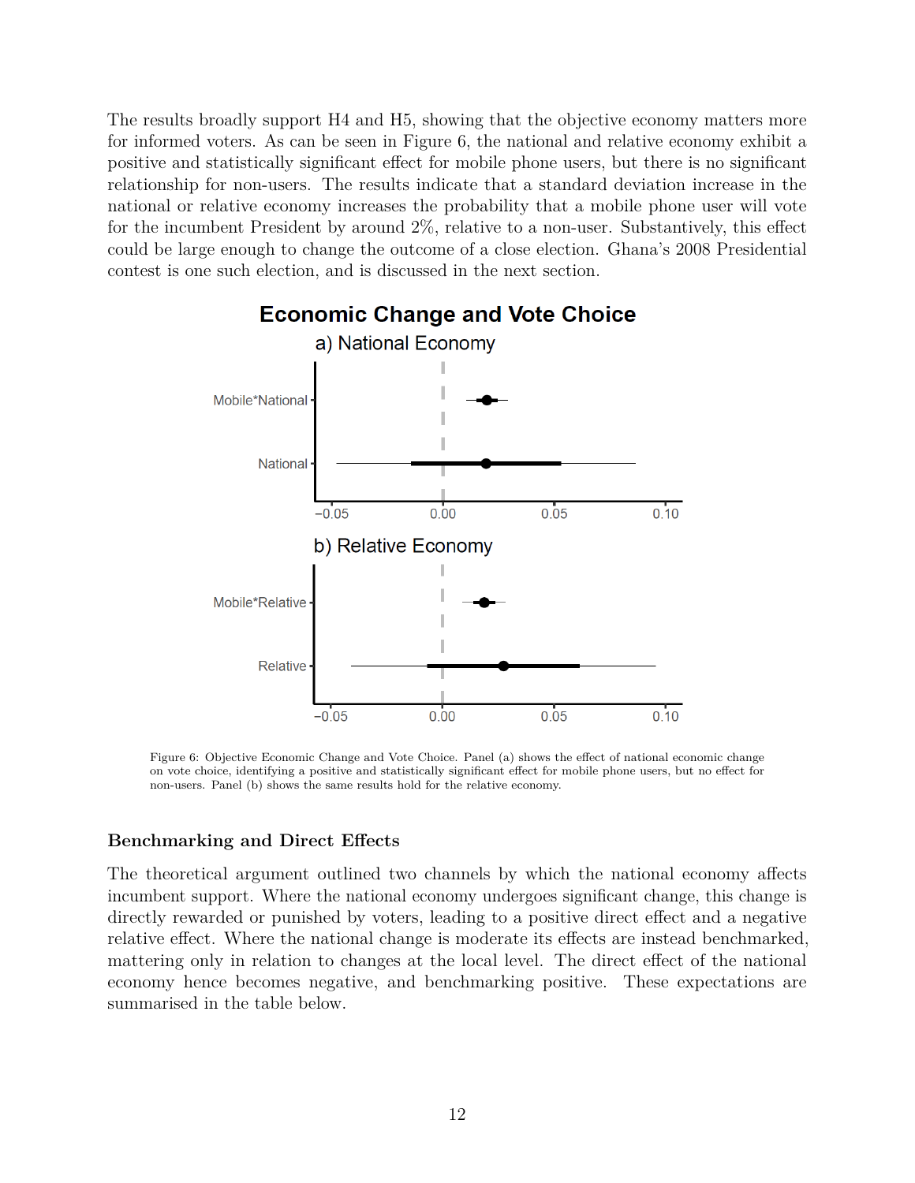The results broadly support H4 and H5, showing that the objective economy matters more for informed voters. As can be seen in Figure 6, the national and relative economy exhibit a positive and statistically significant effect for mobile phone users, but there is no significant relationship for non-users. The results indicate that a standard deviation increase in the national or relative economy increases the probability that a mobile phone user will vote for the incumbent President by around 2%, relative to a non-user. Substantively, this effect could be large enough to change the outcome of a close election. Ghana's 2008 Presidential contest is one such election, and is discussed in the next section.

Figure 6: Objective Economic Change and Vote Choice. Panel (a) shows the effect of national economic change on vote choice, identifying a positive and statistically significant effect for mobile phone users, but no effect for non-users. Panel (b) shows the same results hold for the relative economy.

### Benchmarking and Direct Effects

The theoretical argument outlined two channels by which the national economy affects incumbent support. Where the national economy undergoes significant change, this change is directly rewarded or punished by voters, leading to a positive direct effect and a negative relative effect. Where the national change is moderate its effects are instead benchmarked, mattering only in relation to changes at the local level. The direct effect of the national economy hence becomes negative, and benchmarking positive. These expectations are summarised in the table below.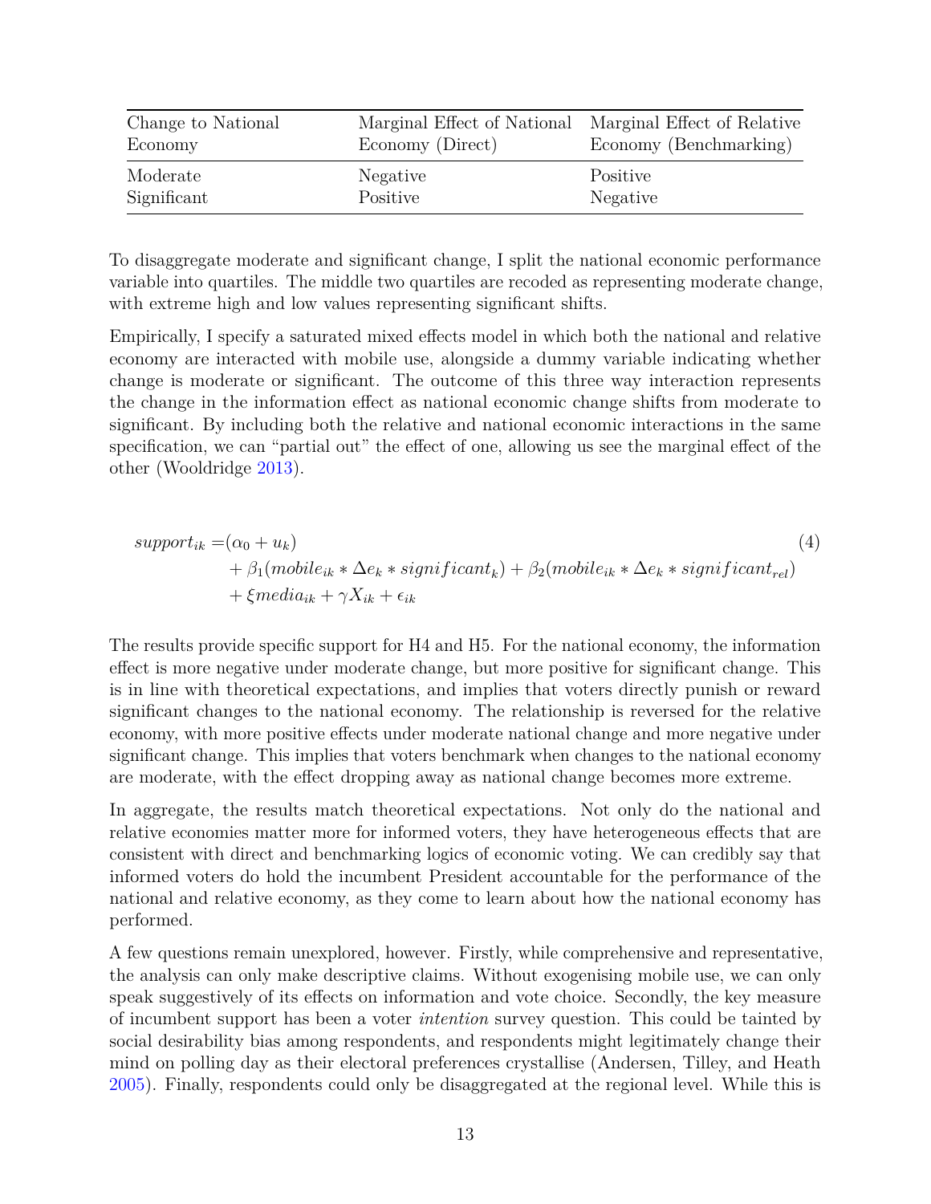| Change to National Economy | Marginal Effect of National Economy (Direct) | Marginal Effect of Relative Economy (Benchmarking) |
| --- | --- | --- |
| Moderate | Negative | Positive |
| Significant | Positive | Negative |

To disaggregate moderate and significant change, I split the national economic performance variable into quartiles. The middle two quartiles are recoded as representing moderate change, with extreme high and low values representing significant shifts.

Empirically, I specify a saturated mixed effects model in which both the national and relative economy are interacted with mobile use, alongside a dummy variable indicating whether change is moderate or significant. The outcome of this three way interaction represents the change in the information effect as national economic change shifts from moderate to significant. By including both the relative and national economic interactions in the same specification, we can "partial out" the effect of one, allowing us see the marginal effect of the other (Wooldridge 2013).

$$
\begin{aligned}
support_{ik} =& (\alpha_0 + u_k) \\
&+ \beta_1(mobile_{ik} * \Delta e_k * significant_k) + \beta_2(mobile_{ik} * \Delta e_k * significant_{rel}) \\
&+ \xi media_{ik} + \gamma X_{ik} + \epsilon_{ik}
\end{aligned} \tag{4}
$$

The results provide specific support for H4 and H5. For the national economy, the information effect is more negative under moderate change, but more positive for significant change. This is in line with theoretical expectations, and implies that voters directly punish or reward significant changes to the national economy. The relationship is reversed for the relative economy, with more positive effects under moderate national change and more negative under significant change. This implies that voters benchmark when changes to the national economy are moderate, with the effect dropping away as national change becomes more extreme.

In aggregate, the results match theoretical expectations. Not only do the national and relative economies matter more for informed voters, they have heterogeneous effects that are consistent with direct and benchmarking logics of economic voting. We can credibly say that informed voters do hold the incumbent President accountable for the performance of the national and relative economy, as they come to learn about how the national economy has performed.

A few questions remain unexplored, however. Firstly, while comprehensive and representative, the analysis can only make descriptive claims. Without exogenising mobile use, we can only speak suggestively of its effects on information and vote choice. Secondly, the key measure of incumbent support has been a voter *intention* survey question. This could be tainted by social desirability bias among respondents, and respondents might legitimately change their mind on polling day as their electoral preferences crystallise (Andersen, Tilley, and Heath 2005). Finally, respondents could only be disaggregated at the regional level. While this is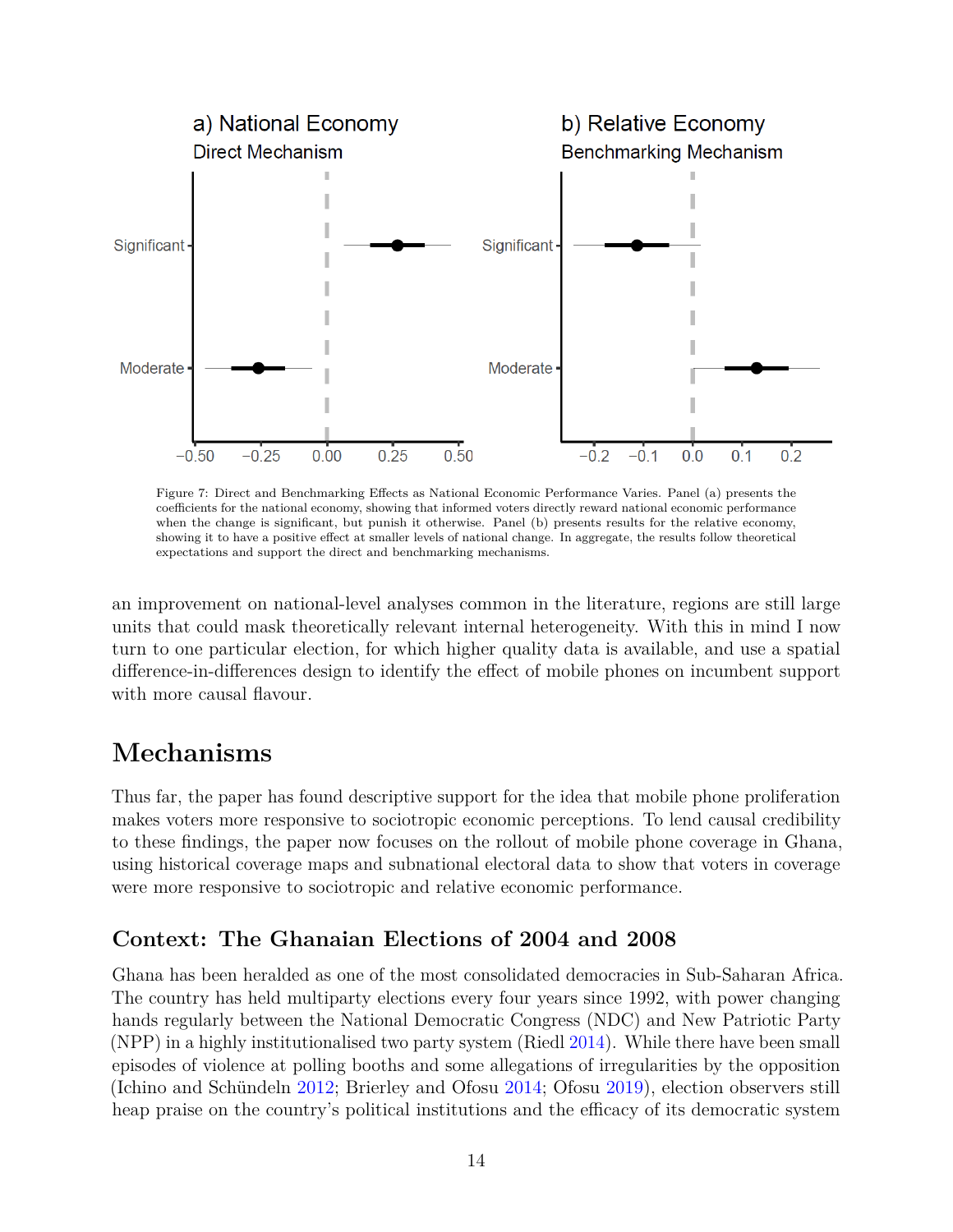Figure 7: Direct and Benchmarking Effects as National Economic Performance Varies. Panel (a) presents the coefficients for the national economy, showing that informed voters directly reward national economic performance when the change is significant, but punish it otherwise. Panel (b) presents results for the relative economy, showing it to have a positive effect at smaller levels of national change. In aggregate, the results follow theoretical expectations and support the direct and benchmarking mechanisms.

an improvement on national-level analyses common in the literature, regions are still large units that could mask theoretically relevant internal heterogeneity. With this in mind I now turn to one particular election, for which higher quality data is available, and use a spatial difference-in-differences design to identify the effect of mobile phones on incumbent support with more causal flavour.

# Mechanisms

Thus far, the paper has found descriptive support for the idea that mobile phone proliferation makes voters more responsive to sociotropic economic perceptions. To lend causal credibility to these findings, the paper now focuses on the rollout of mobile phone coverage in Ghana, using historical coverage maps and subnational electoral data to show that voters in coverage were more responsive to sociotropic and relative economic performance.

## Context: The Ghanaian Elections of 2004 and 2008

Ghana has been heralded as one of the most consolidated democracies in Sub-Saharan Africa. The country has held multiparty elections every four years since 1992, with power changing hands regularly between the National Democratic Congress (NDC) and New Patriotic Party (NPP) in a highly institutionalised two party system (Riedl 2014). While there have been small episodes of violence at polling booths and some allegations of irregularities by the opposition (Ichino and Schündeln 2012; Brierley and Ofosu 2014; Ofosu 2019), election observers still heap praise on the country's political institutions and the efficacy of its democratic system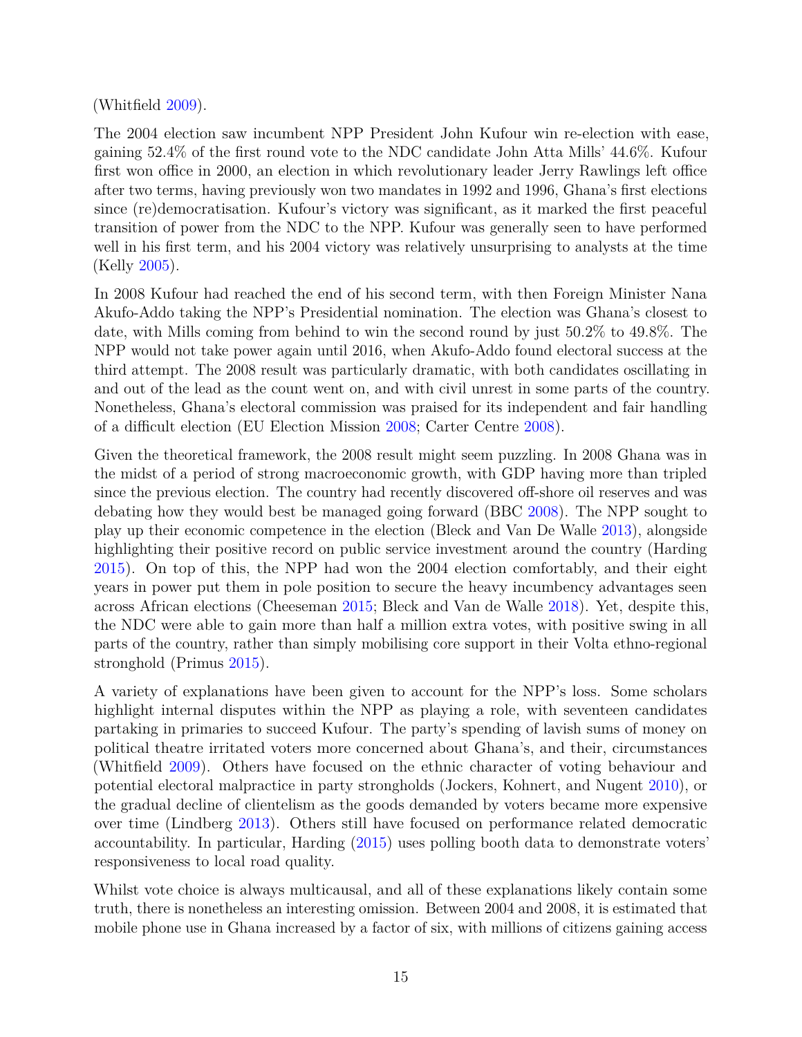(Whitfield 2009).

The 2004 election saw incumbent NPP President John Kufour win re-election with ease, gaining 52.4% of the first round vote to the NDC candidate John Atta Mills' 44.6%. Kufour first won office in 2000, an election in which revolutionary leader Jerry Rawlings left office after two terms, having previously won two mandates in 1992 and 1996, Ghana's first elections since (re)democratisation. Kufour's victory was significant, as it marked the first peaceful transition of power from the NDC to the NPP. Kufour was generally seen to have performed well in his first term, and his 2004 victory was relatively unsurprising to analysts at the time (Kelly 2005).

In 2008 Kufour had reached the end of his second term, with then Foreign Minister Nana Akufo-Addo taking the NPP's Presidential nomination. The election was Ghana's closest to date, with Mills coming from behind to win the second round by just 50.2% to 49.8%. The NPP would not take power again until 2016, when Akufo-Addo found electoral success at the third attempt. The 2008 result was particularly dramatic, with both candidates oscillating in and out of the lead as the count went on, and with civil unrest in some parts of the country. Nonetheless, Ghana's electoral commission was praised for its independent and fair handling of a difficult election (EU Election Mission 2008; Carter Centre 2008).

Given the theoretical framework, the 2008 result might seem puzzling. In 2008 Ghana was in the midst of a period of strong macroeconomic growth, with GDP having more than tripled since the previous election. The country had recently discovered off-shore oil reserves and was debating how they would best be managed going forward (BBC 2008). The NPP sought to play up their economic competence in the election (Bleck and Van De Walle 2013), alongside highlighting their positive record on public service investment around the country (Harding 2015). On top of this, the NPP had won the 2004 election comfortably, and their eight years in power put them in pole position to secure the heavy incumbency advantages seen across African elections (Cheeseman 2015; Bleck and Van de Walle 2018). Yet, despite this, the NDC were able to gain more than half a million extra votes, with positive swing in all parts of the country, rather than simply mobilising core support in their Volta ethno-regional stronghold (Primus 2015).

A variety of explanations have been given to account for the NPP's loss. Some scholars highlight internal disputes within the NPP as playing a role, with seventeen candidates partaking in primaries to succeed Kufour. The party's spending of lavish sums of money on political theatre irritated voters more concerned about Ghana's, and their, circumstances (Whitfield 2009). Others have focused on the ethnic character of voting behaviour and potential electoral malpractice in party strongholds (Jockers, Kohnert, and Nugent 2010), or the gradual decline of clientelism as the goods demanded by voters became more expensive over time (Lindberg 2013). Others still have focused on performance related democratic accountability. In particular, Harding (2015) uses polling booth data to demonstrate voters' responsiveness to local road quality.

Whilst vote choice is always multicausal, and all of these explanations likely contain some truth, there is nonetheless an interesting omission. Between 2004 and 2008, it is estimated that mobile phone use in Ghana increased by a factor of six, with millions of citizens gaining access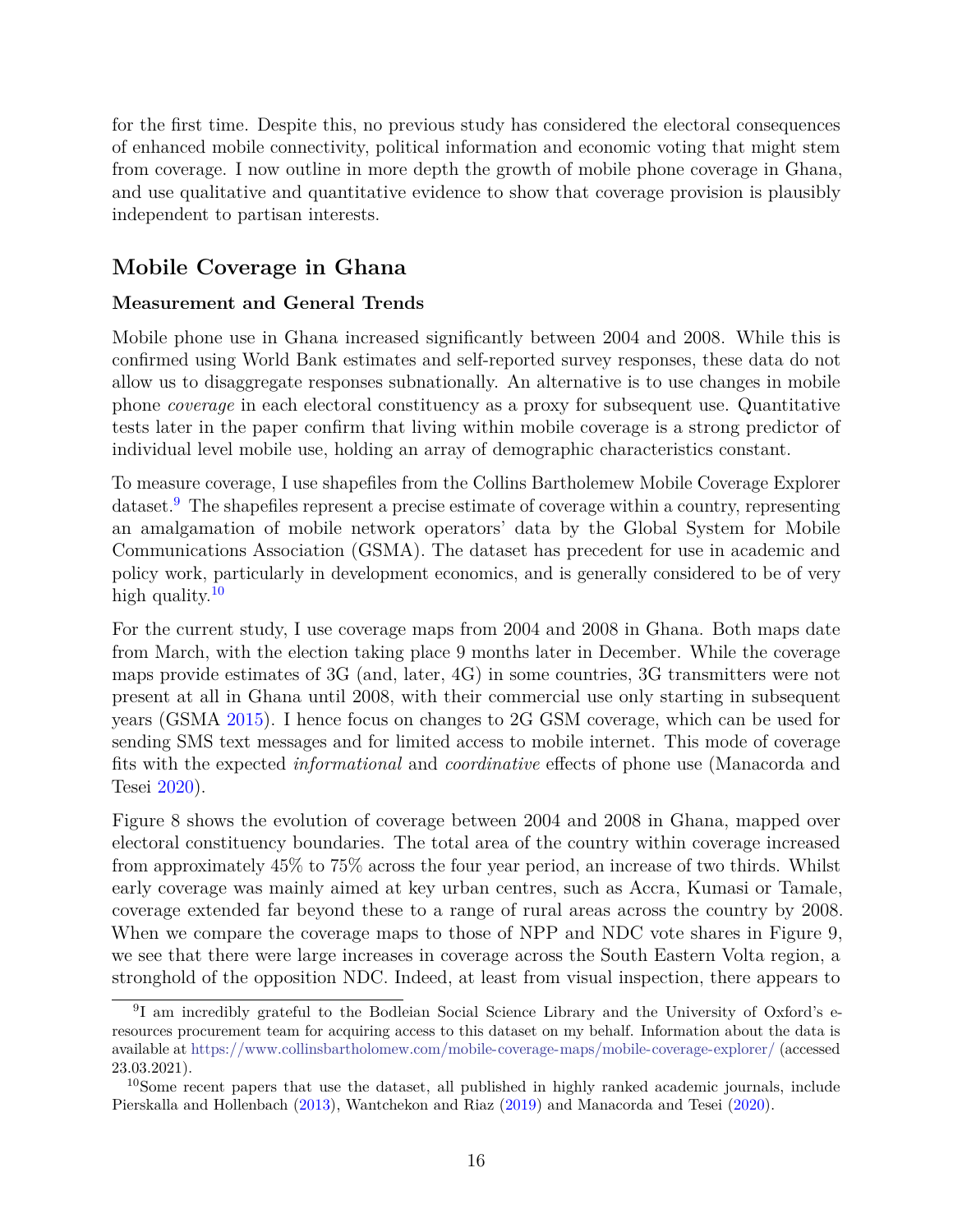for the first time. Despite this, no previous study has considered the electoral consequences of enhanced mobile connectivity, political information and economic voting that might stem from coverage. I now outline in more depth the growth of mobile phone coverage in Ghana, and use qualitative and quantitative evidence to show that coverage provision is plausibly independent to partisan interests.

## Mobile Coverage in Ghana

### Measurement and General Trends

Mobile phone use in Ghana increased significantly between 2004 and 2008. While this is confirmed using World Bank estimates and self-reported survey responses, these data do not allow us to disaggregate responses subnationally. An alternative is to use changes in mobile phone *coverage* in each electoral constituency as a proxy for subsequent use. Quantitative tests later in the paper confirm that living within mobile coverage is a strong predictor of individual level mobile use, holding an array of demographic characteristics constant.

To measure coverage, I use shapefiles from the Collins Bartholemew Mobile Coverage Explorer dataset.[9] The shapefiles represent a precise estimate of coverage within a country, representing an amalgamation of mobile network operators' data by the Global System for Mobile Communications Association (GSMA). The dataset has precedent for use in academic and policy work, particularly in development economics, and is generally considered to be of very high quality.[10]

For the current study, I use coverage maps from 2004 and 2008 in Ghana. Both maps date from March, with the election taking place 9 months later in December. While the coverage maps provide estimates of 3G (and, later, 4G) in some countries, 3G transmitters were not present at all in Ghana until 2008, with their commercial use only starting in subsequent years (GSMA 2015). I hence focus on changes to 2G GSM coverage, which can be used for sending SMS text messages and for limited access to mobile internet. This mode of coverage fits with the expected *informational* and *coordinative* effects of phone use (Manacorda and Tesei 2020).

Figure 8 shows the evolution of coverage between 2004 and 2008 in Ghana, mapped over electoral constituency boundaries. The total area of the country within coverage increased from approximately 45% to 75% across the four year period, an increase of two thirds. Whilst early coverage was mainly aimed at key urban centres, such as Accra, Kumasi or Tamale, coverage extended far beyond these to a range of rural areas across the country by 2008. When we compare the coverage maps to those of NPP and NDC vote shares in Figure 9, we see that there were large increases in coverage across the South Eastern Volta region, a stronghold of the opposition NDC. Indeed, at least from visual inspection, there appears to

[9] I am incredibly grateful to the Bodleian Social Science Library and the University of Oxford's e-resources procurement team for acquiring access to this dataset on my behalf. Information about the data is available at https://www.collinsbartholomew.com/mobile-coverage-maps/mobile-coverage-explorer/ (accessed 23.03.2021).

[10] Some recent papers that use the dataset, all published in highly ranked academic journals, include Pierskalla and Hollenbach (2013), Wantchekon and Riaz (2019) and Manacorda and Tesei (2020).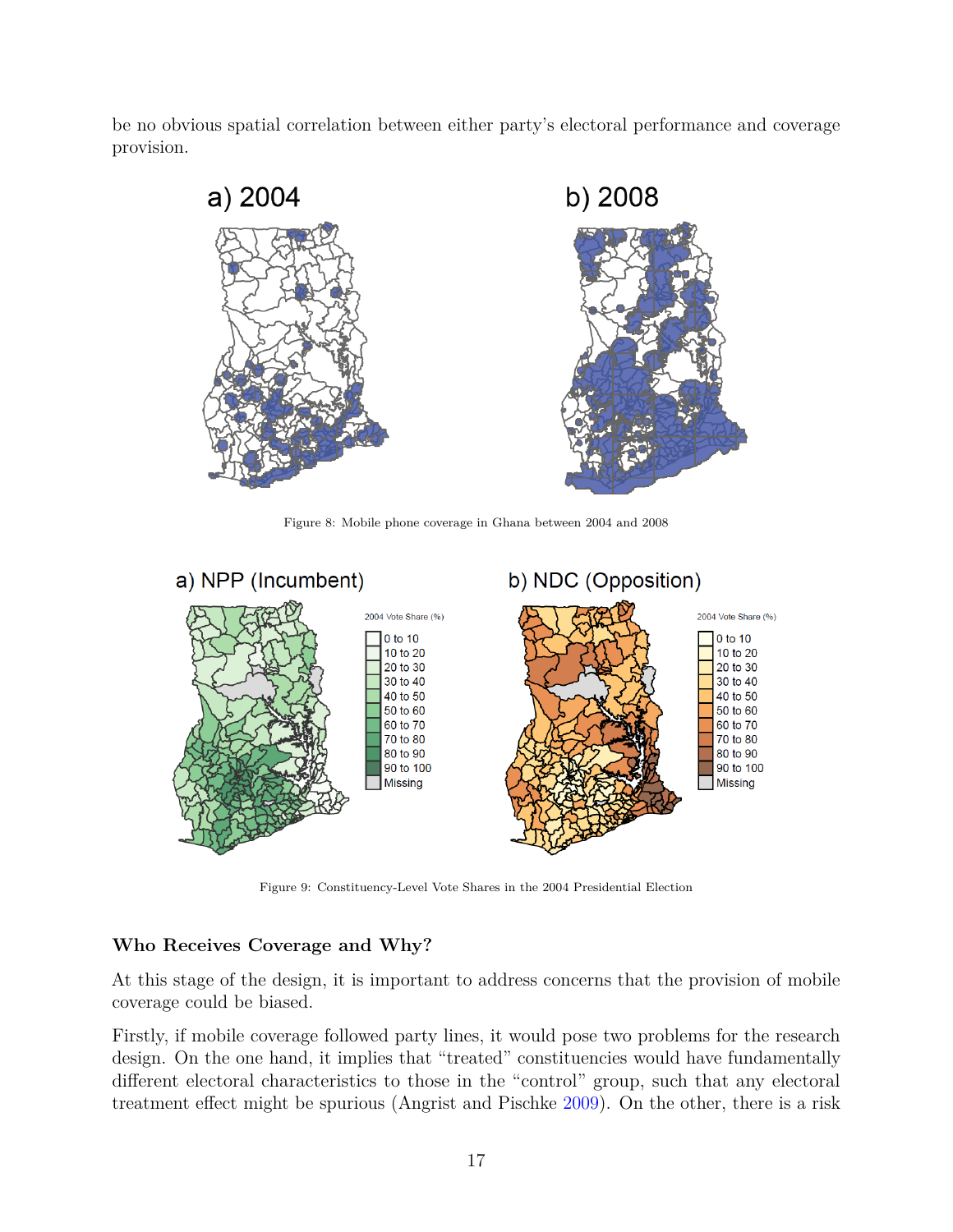be no obvious spatial correlation between either party's electoral performance and coverage provision.

Figure 8: Mobile phone coverage in Ghana between 2004 and 2008

Figure 9: Constituency-Level Vote Shares in the 2004 Presidential Election

### Who Receives Coverage and Why?

At this stage of the design, it is important to address concerns that the provision of mobile coverage could be biased.

Firstly, if mobile coverage followed party lines, it would pose two problems for the research design. On the one hand, it implies that "treated" constituencies would have fundamentally different electoral characteristics to those in the "control" group, such that any electoral treatment effect might be spurious (Angrist and Pischke 2009). On the other, there is a risk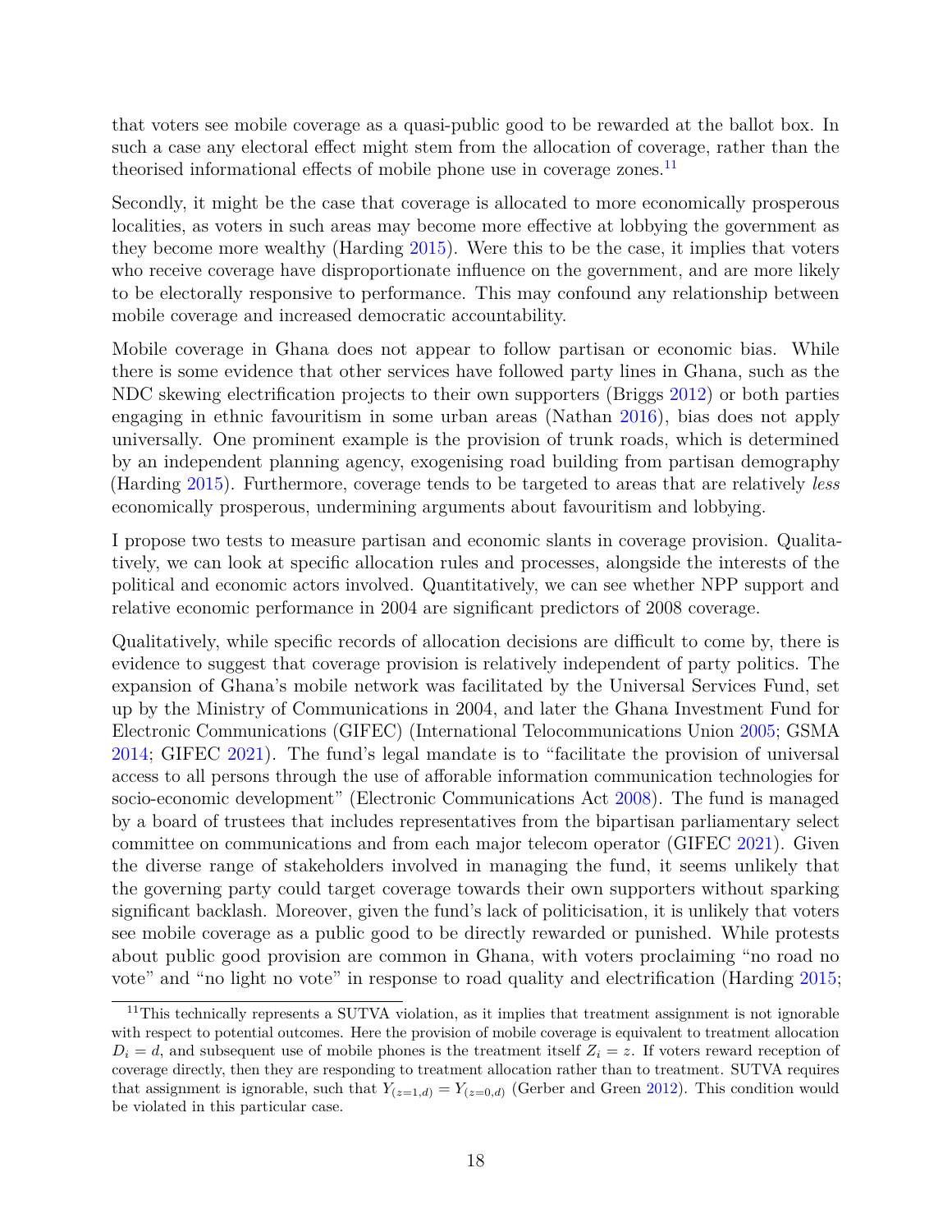that voters see mobile coverage as a quasi-public good to be rewarded at the ballot box. In such a case any electoral effect might stem from the allocation of coverage, rather than the theorised informational effects of mobile phone use in coverage zones.[11]

Secondly, it might be the case that coverage is allocated to more economically prosperous localities, as voters in such areas may become more effective at lobbying the government as they become more wealthy (Harding 2015). Were this to be the case, it implies that voters who receive coverage have disproportionate influence on the government, and are more likely to be electorally responsive to performance. This may confound any relationship between mobile coverage and increased democratic accountability.

Mobile coverage in Ghana does not appear to follow partisan or economic bias. While there is some evidence that other services have followed party lines in Ghana, such as the NDC skewing electrification projects to their own supporters (Briggs 2012) or both parties engaging in ethnic favouritism in some urban areas (Nathan 2016), bias does not apply universally. One prominent example is the provision of trunk roads, which is determined by an independent planning agency, exogenising road building from partisan demography (Harding 2015). Furthermore, coverage tends to be targeted to areas that are relatively *less* economically prosperous, undermining arguments about favouritism and lobbying.

I propose two tests to measure partisan and economic slants in coverage provision. Qualitatively, we can look at specific allocation rules and processes, alongside the interests of the political and economic actors involved. Quantitatively, we can see whether NPP support and relative economic performance in 2004 are significant predictors of 2008 coverage.

Qualitatively, while specific records of allocation decisions are difficult to come by, there is evidence to suggest that coverage provision is relatively independent of party politics. The expansion of Ghana's mobile network was facilitated by the Universal Services Fund, set up by the Ministry of Communications in 2004, and later the Ghana Investment Fund for Electronic Communications (GIFEC) (International Telocommunitions Union 2005; GSMA 2014; GIFEC 2021). The fund's legal mandate is to "facilitate the provision of universal access to all persons through the use of afforable information communication technologies for socio-economic development" (Electronic Communications Act 2008). The fund is managed by a board of trustees that includes representatives from the bipartisan parliamentary select committee on communications and from each major telecom operator (GIFEC 2021). Given the diverse range of stakeholders involved in managing the fund, it seems unlikely that the governing party could target coverage towards their own supporters without sparking significant backlash. Moreover, given the fund's lack of politicisation, it is unlikely that voters see mobile coverage as a public good to be directly rewarded or punished. While protests about public good provision are common in Ghana, with voters proclaiming "no road no vote" and "no light no vote" in response to road quality and electrification (Harding 2015;

[11] This technically represents a SUTVA violation, as it implies that treatment assignment is not ignorable with respect to potential outcomes. Here the provision of mobile coverage is equivalent to treatment allocation $D_i = d$, and subsequent use of mobile phones is the treatment itself $Z_i = z$. If voters reward reception of coverage directly, then they are responding to treatment allocation rather than to treatment. SUTVA requires that assignment is ignorable, such that $Y_{(z=1,d)} = Y_{(z=0,d)}$ (Gerber and Green 2012). This condition would be violated in this particular case.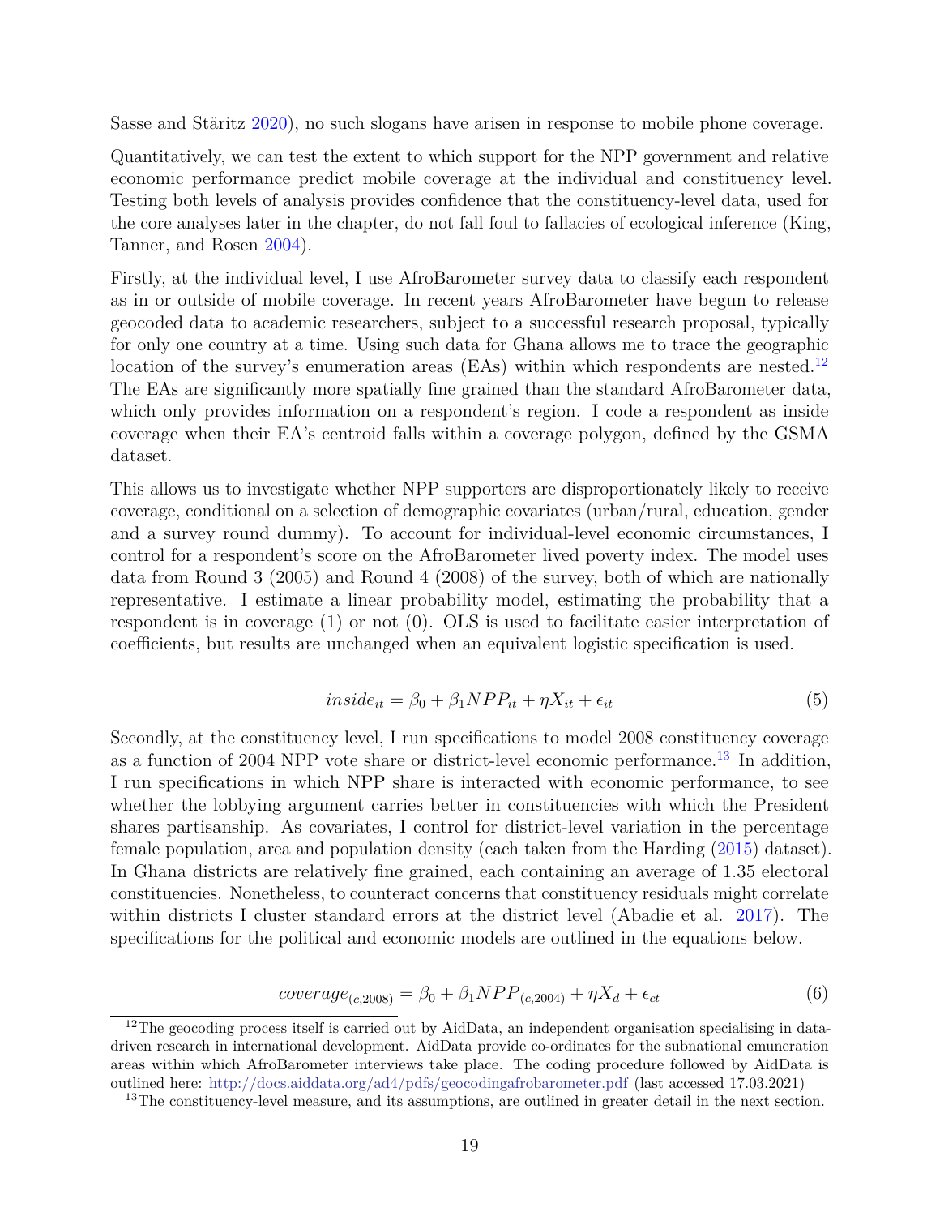Sasse and Stäritz 2020), no such slogans have arisen in response to mobile phone coverage.

Quantitatively, we can test the extent to which support for the NPP government and relative economic performance predict mobile coverage at the individual and constituency level. Testing both levels of analysis provides confidence that the constituency-level data, used for the core analyses later in the chapter, do not fall foul to fallacies of ecological inference (King, Tanner, and Rosen 2004).

Firstly, at the individual level, I use AfroBarometer survey data to classify each respondent as in or outside of mobile coverage. In recent years AfroBarometer have begun to release geocoded data to academic researchers, subject to a successful research proposal, typically for only one country at a time. Using such data for Ghana allows me to trace the geographic location of the survey's enumeration areas (EAs) within which respondents are nested.[12] The EAs are significantly more spatially fine grained than the standard AfroBarometer data, which only provides information on a respondent's region. I code a respondent as inside coverage when their EA's centroid falls within a coverage polygon, defined by the GSMA dataset.

This allows us to investigate whether NPP supporters are disproportionately likely to receive coverage, conditional on a selection of demographic covariates (urban/rural, education, gender and a survey round dummy). To account for individual-level economic circumstances, I control for a respondent's score on the AfroBarometer lived poverty index. The model uses data from Round 3 (2005) and Round 4 (2008) of the survey, both of which are nationally representative. I estimate a linear probability model, estimating the probability that a respondent is in coverage (1) or not (0). OLS is used to facilitate easier interpretation of coefficients, but results are unchanged when an equivalent logistic specification is used.

$$inside_{it} = \beta_0 + \beta_1 NPP_{it} + \eta X_{it} + \epsilon_{it} \tag{5}$$

Secondly, at the constituency level, I run specifications to model 2008 constituency coverage as a function of 2004 NPP vote share or district-level economic performance.[13] In addition, I run specifications in which NPP share is interacted with economic performance, to see whether the lobbying argument carries better in constituencies with which the President shares partisanship. As covariates, I control for district-level variation in the percentage female population, area and population density (each taken from the Harding (2015) dataset). In Ghana districts are relatively fine grained, each containing an average of 1.35 electoral constituencies. Nonetheless, to counteract concerns that constituency residuals might correlate within districts I cluster standard errors at the district level (Abadie et al. 2017). The specifications for the political and economic models are outlined in the equations below.

$$coverage_{(c,2008)} = \beta_0 + \beta_1 NPP_{(c,2004)} + \eta X_d + \epsilon_{ct} \tag{6}$$

[12] The geocoding process itself is carried out by AidData, an independent organisation specialising in data-driven research in international development. AidData provide co-ordinates for the subnational emuneration areas within which AfroBarometer interviews take place. The coding procedure followed by AidData is outlined here: http://docs.aiddata.org/ad4/pdfs/geocodingafrobarometer.pdf (last accessed 17.03.2021)

[13] The constituency-level measure, and its assumptions, are outlined in greater detail in the next section.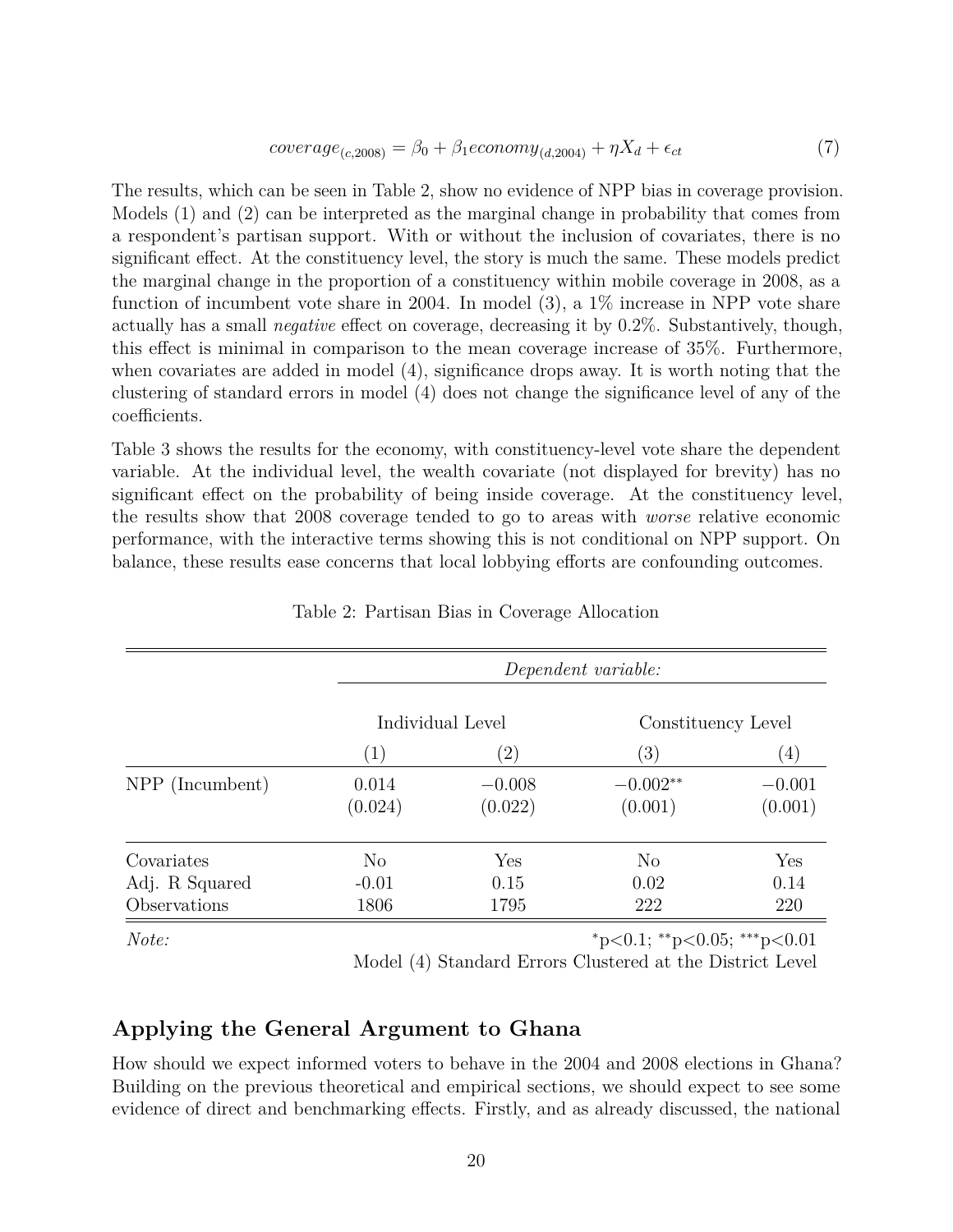$$coverage_{(c,2008)} = \beta_0 + \beta_1 economy_{(d,2004)} + \eta X_d + \epsilon_{ct} \tag{7}$$

The results, which can be seen in Table 2, show no evidence of NPP bias in coverage provision. Models (1) and (2) can be interpreted as the marginal change in probability that comes from a respondent's partisan support. With or without the inclusion of covariates, there is no significant effect. At the constituency level, the story is much the same. These models predict the marginal change in the proportion of a constituency within mobile coverage in 2008, as a function of incumbent vote share in 2004. In model (3), a 1% increase in NPP vote share actually has a small *negative* effect on coverage, decreasing it by 0.2%. Substantively, though, this effect is minimal in comparison to the mean coverage increase of 35%. Furthermore, when covariates are added in model (4), significance drops away. It is worth noting that the clustering of standard errors in model (4) does not change the significance level of any of the coefficients.

Table 3 shows the results for the economy, with constituency-level vote share the dependent variable. At the individual level, the wealth covariate (not displayed for brevity) has no significant effect on the probability of being inside coverage. At the constituency level, the results show that 2008 coverage tended to go to areas with *worse* relative economic performance, with the interactive terms showing this is not conditional on NPP support. On balance, these results ease concerns that local lobbying efforts are confounding outcomes.

Table 2: Partisan Bias in Coverage Allocation

| | *Dependent variable:* | | | |
|---|---|---|---|---|
| | Individual Level | | Constituency Level | |
| | (1) | (2) | (3) | (4) |
| NPP (Incumbent) | 0.014 | −0.008 | −0.002** | −0.001 |
| | (0.024) | (0.022) | (0.001) | (0.001) |
| Covariates | No | Yes | No | Yes |
| Adj. R Squared | -0.01 | 0.15 | 0.02 | 0.14 |
| Observations | 1806 | 1795 | 222 | 220 |

*Note:* *p<0.1; **p<0.05; ***p<0.01
Model (4) Standard Errors Clustered at the District Level

## Applying the General Argument to Ghana

How should we expect informed voters to behave in the 2004 and 2008 elections in Ghana? Building on the previous theoretical and empirical sections, we should expect to see some evidence of direct and benchmarking effects. Firstly, and as already discussed, the national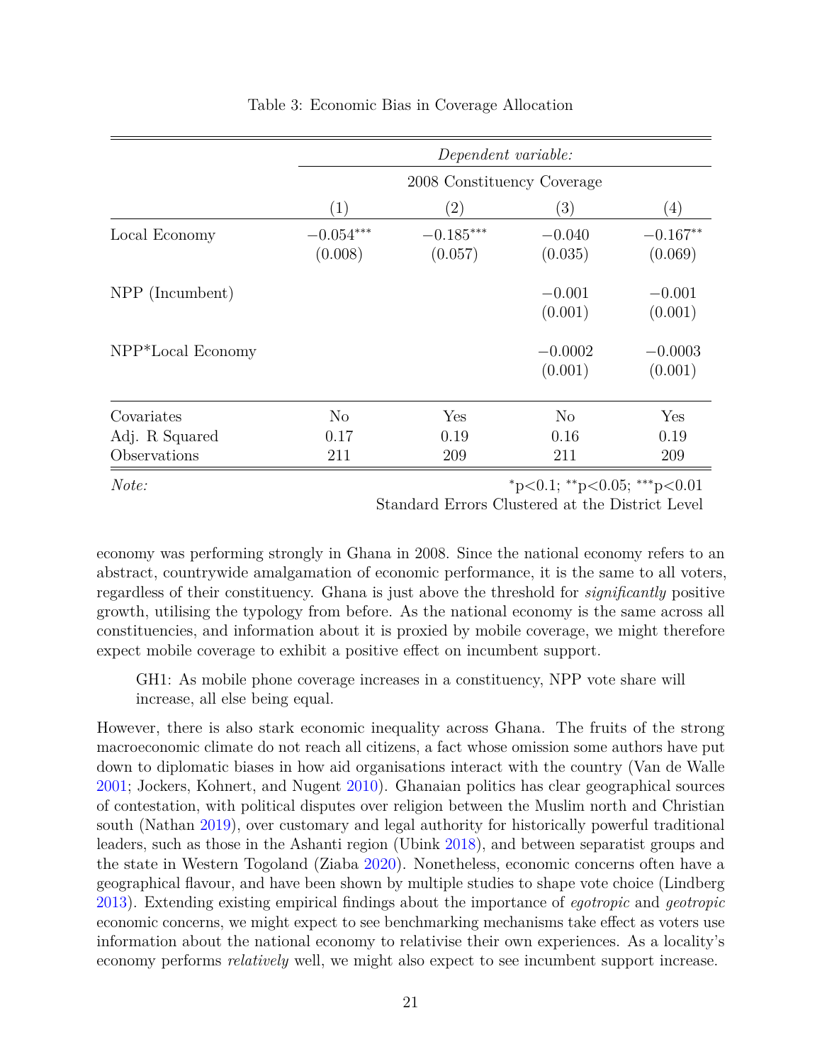Table 3: Economic Bias in Coverage Allocation

| | *Dependent variable:* | | | |
|---|---|---|---|---|
| | 2008 Constituency Coverage | | | |
| | (1) | (2) | (3) | (4) |
| Local Economy | $-0.054^{***}$ | $-0.185^{***}$ | $-0.040$ | $-0.167^{**}$ |
| | (0.008) | (0.057) | (0.035) | (0.069) |
| NPP (Incumbent) | | | $-0.001$ | $-0.001$ |
| | | | (0.001) | (0.001) |
| NPP*Local Economy | | | $-0.0002$ | $-0.0003$ |
| | | | (0.001) | (0.001) |
| Covariates | No | Yes | No | Yes |
| Adj. R Squared | 0.17 | 0.19 | 0.16 | 0.19 |
| Observations | 211 | 209 | 211 | 209 |

*Note:* $^{*}$p<0.1; $^{**}$p<0.05; $^{***}$p<0.01
Standard Errors Clustered at the District Level

economy was performing strongly in Ghana in 2008. Since the national economy refers to an abstract, countrywide amalgamation of economic performance, it is the same to all voters, regardless of their constituency. Ghana is just above the threshold for *significantly* positive growth, utilising the typology from before. As the national economy is the same across all constituencies, and information about it is proxied by mobile coverage, we might therefore expect mobile coverage to exhibit a positive effect on incumbent support.

> GH1: As mobile phone coverage increases in a constituency, NPP vote share will increase, all else being equal.

However, there is also stark economic inequality across Ghana. The fruits of the strong macroeconomic climate do not reach all citizens, a fact whose omission some authors have put down to diplomatic biases in how aid organisations interact with the country (Van de Walle 2001; Jockers, Kohnert, and Nugent 2010). Ghanaian politics has clear geographical sources of contestation, with political disputes over religion between the Muslim north and Christian south (Nathan 2019), over customary and legal authority for historically powerful traditional leaders, such as those in the Ashanti region (Ubink 2018), and between separatist groups and the state in Western Togoland (Ziaba 2020). Nonetheless, economic concerns often have a geographical flavour, and have been shown by multiple studies to shape vote choice (Lindberg 2013). Extending existing empirical findings about the importance of *egotropic* and *geotropic* economic concerns, we might expect to see benchmarking mechanisms take effect as voters use information about the national economy to relativise their own experiences. As a locality's economy performs *relatively* well, we might also expect to see incumbent support increase.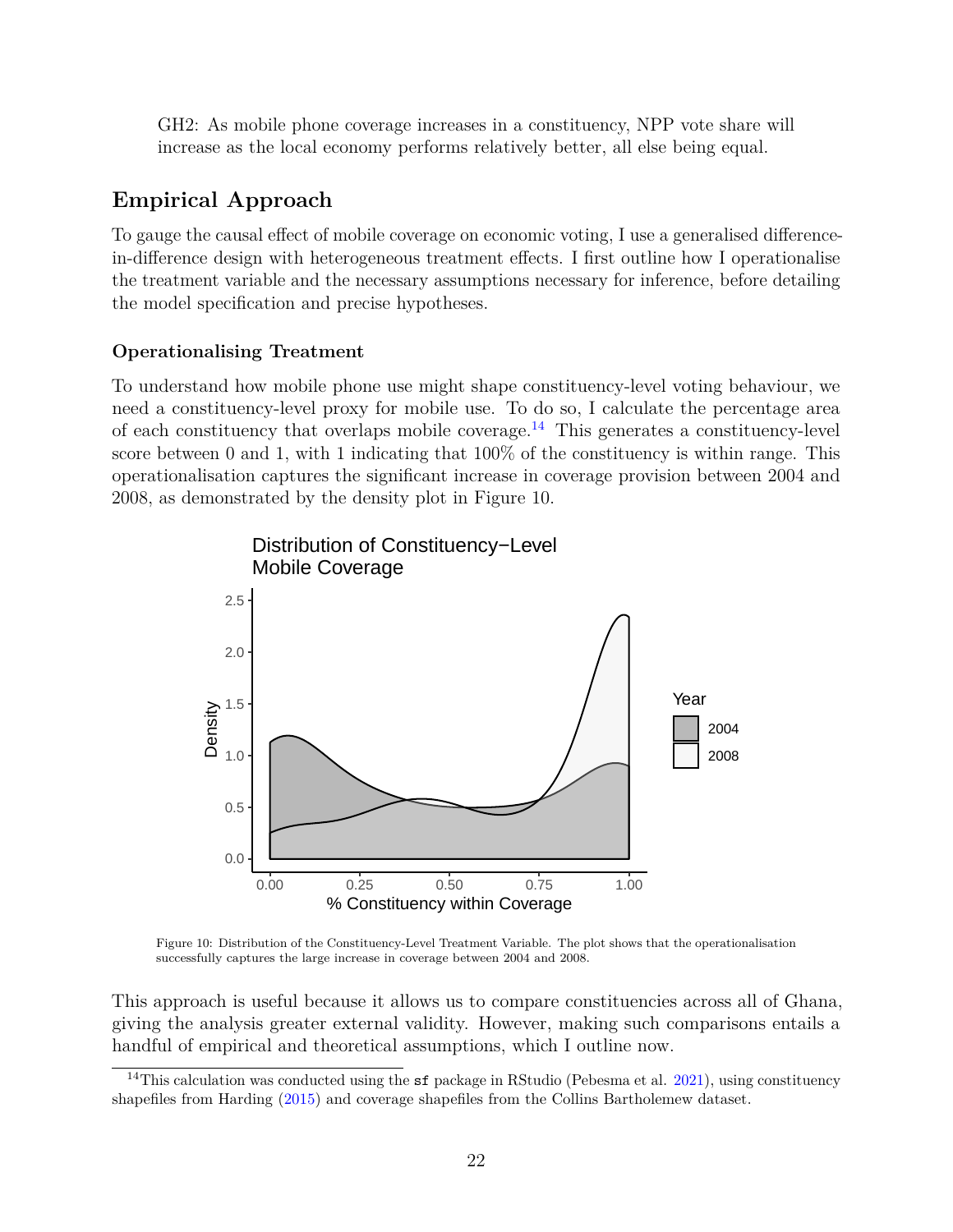GH2: As mobile phone coverage increases in a constituency, NPP vote share will increase as the local economy performs relatively better, all else being equal.

## Empirical Approach

To gauge the causal effect of mobile coverage on economic voting, I use a generalised difference-in-difference design with heterogeneous treatment effects. I first outline how I operationalise the treatment variable and the necessary assumptions necessary for inference, before detailing the model specification and precise hypotheses.

### Operationalising Treatment

To understand how mobile phone use might shape constituency-level voting behaviour, we need a constituency-level proxy for mobile use. To do so, I calculate the percentage area of each constituency that overlaps mobile coverage.[14] This generates a constituency-level score between 0 and 1, with 1 indicating that 100% of the constituency is within range. This operationalisation captures the significant increase in coverage provision between 2004 and 2008, as demonstrated by the density plot in Figure 10.

Figure 10: Distribution of the Constituency-Level Treatment Variable. The plot shows that the operationalisation successfully captures the large increase in coverage between 2004 and 2008.

This approach is useful because it allows us to compare constituencies across all of Ghana, giving the analysis greater external validity. However, making such comparisons entails a handful of empirical and theoretical assumptions, which I outline now.

[14] This calculation was conducted using the `sf` package in RStudio (Pebesma et al. 2021), using constituency shapefiles from Harding (2015) and coverage shapefiles from the Collins Bartholemew dataset.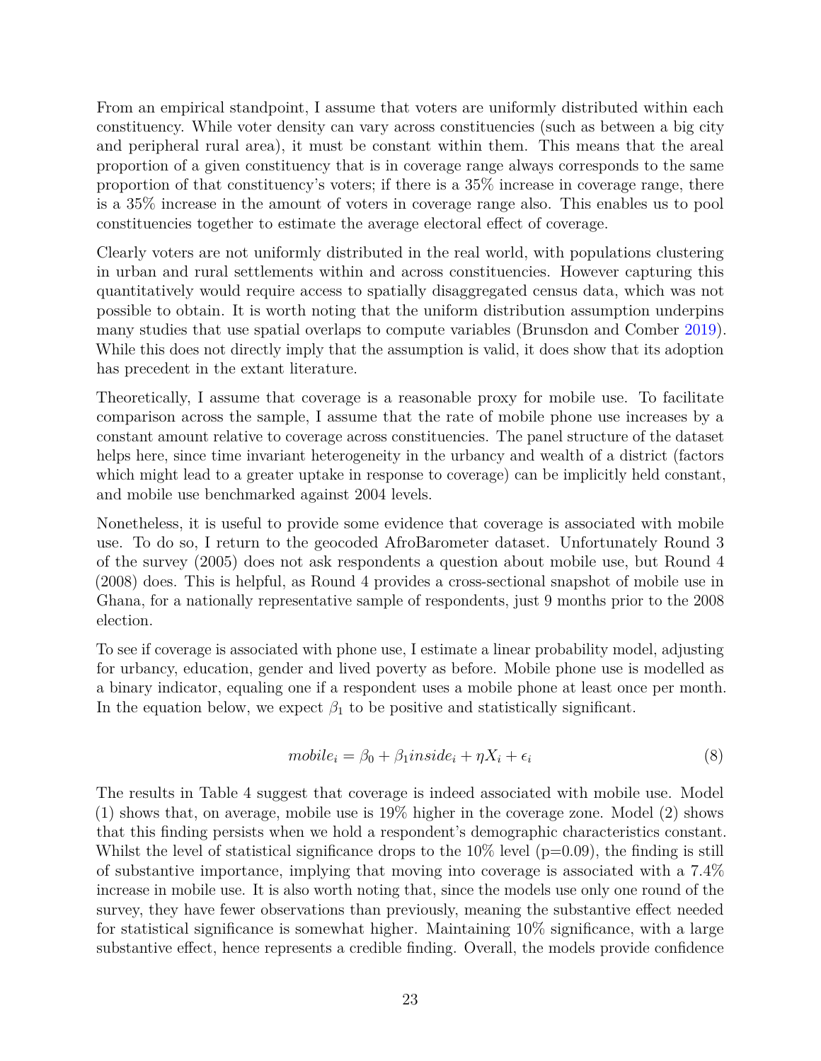From an empirical standpoint, I assume that voters are uniformly distributed within each constituency. While voter density can vary across constituencies (such as between a big city and peripheral rural area), it must be constant within them. This means that the areal proportion of a given constituency that is in coverage range always corresponds to the same proportion of that constituency's voters; if there is a 35% increase in coverage range, there is a 35% increase in the amount of voters in coverage range also. This enables us to pool constituencies together to estimate the average electoral effect of coverage.

Clearly voters are not uniformly distributed in the real world, with populations clustering in urban and rural settlements within and across constituencies. However capturing this quantitatively would require access to spatially disaggregated census data, which was not possible to obtain. It is worth noting that the uniform distribution assumption underpins many studies that use spatial overlaps to compute variables (Brunsdon and Comber 2019). While this does not directly imply that the assumption is valid, it does show that its adoption has precedent in the extant literature.

Theoretically, I assume that coverage is a reasonable proxy for mobile use. To facilitate comparison across the sample, I assume that the rate of mobile phone use increases by a constant amount relative to coverage across constituencies. The panel structure of the dataset helps here, since time invariant heterogeneity in the urbancy and wealth of a district (factors which might lead to a greater uptake in response to coverage) can be implicitly held constant, and mobile use benchmarked against 2004 levels.

Nonetheless, it is useful to provide some evidence that coverage is associated with mobile use. To do so, I return to the geocoded AfroBarometer dataset. Unfortunately Round 3 of the survey (2005) does not ask respondents a question about mobile use, but Round 4 (2008) does. This is helpful, as Round 4 provides a cross-sectional snapshot of mobile use in Ghana, for a nationally representative sample of respondents, just 9 months prior to the 2008 election.

To see if coverage is associated with phone use, I estimate a linear probability model, adjusting for urbancy, education, gender and lived poverty as before. Mobile phone use is modelled as a binary indicator, equaling one if a respondent uses a mobile phone at least once per month. In the equation below, we expect $\beta_1$ to be positive and statistically significant.

$$mobile_i = \beta_0 + \beta_1 inside_i + \eta X_i + \epsilon_i \tag{8}$$

The results in Table 4 suggest that coverage is indeed associated with mobile use. Model (1) shows that, on average, mobile use is 19% higher in the coverage zone. Model (2) shows that this finding persists when we hold a respondent's demographic characteristics constant. Whilst the level of statistical significance drops to the 10% level (p=0.09), the finding is still of substantive importance, implying that moving into coverage is associated with a 7.4% increase in mobile use. It is also worth noting that, since the models use only one round of the survey, they have fewer observations than previously, meaning the substantive effect needed for statistical significance is somewhat higher. Maintaining 10% significance, with a large substantive effect, hence represents a credible finding. Overall, the models provide confidence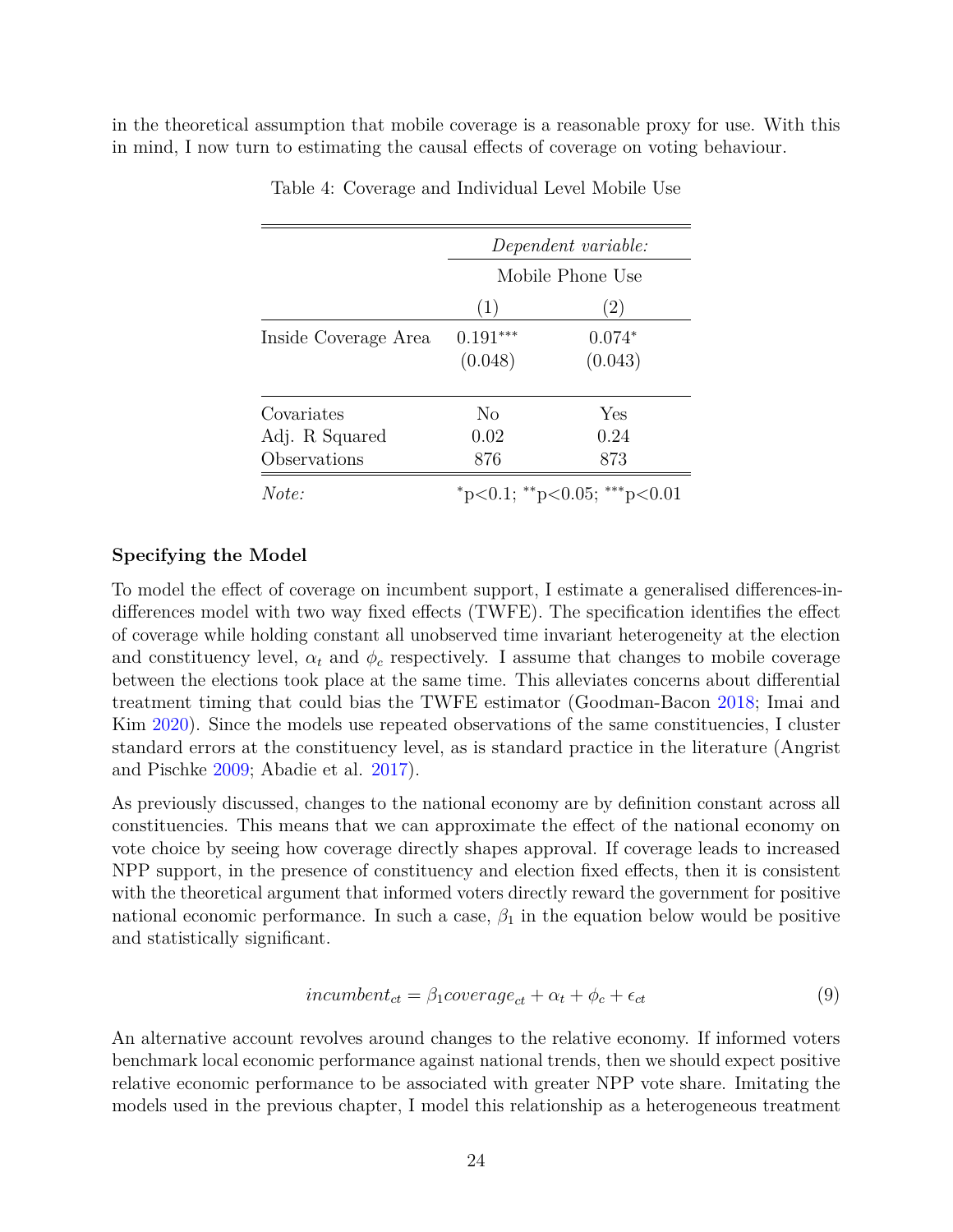in the theoretical assumption that mobile coverage is a reasonable proxy for use. With this in mind, I now turn to estimating the causal effects of coverage on voting behaviour.

Table 4: Coverage and Individual Level Mobile Use

| | *Dependent variable:* | |
|---|---|---|
| | Mobile Phone Use | |
| | (1) | (2) |
| Inside Coverage Area | $0.191^{***}$ | $0.074^{*}$ |
| | (0.048) | (0.043) |
| Covariates | No | Yes |
| Adj. R Squared | 0.02 | 0.24 |
| Observations | 876 | 873 |
| *Note:* | $^{*}$p<0.1; $^{**}$p<0.05; $^{***}$p<0.01 | |

**Specifying the Model**

To model the effect of coverage on incumbent support, I estimate a generalised differences-in-differences model with two way fixed effects (TWFE). The specification identifies the effect of coverage while holding constant all unobserved time invariant heterogeneity at the election and constituency level, $\alpha_t$ and $\phi_c$ respectively. I assume that changes to mobile coverage between the elections took place at the same time. This alleviates concerns about differential treatment timing that could bias the TWFE estimator (Goodman-Bacon 2018; Imai and Kim 2020). Since the models use repeated observations of the same constituencies, I cluster standard errors at the constituency level, as is standard practice in the literature (Angrist and Pischke 2009; Abadie et al. 2017).

As previously discussed, changes to the national economy are by definition constant across all constituencies. This means that we can approximate the effect of the national economy on vote choice by seeing how coverage directly shapes approval. If coverage leads to increased NPP support, in the presence of constituency and election fixed effects, then it is consistent with the theoretical argument that informed voters directly reward the government for positive national economic performance. In such a case, $\beta_1$ in the equation below would be positive and statistically significant.

$$incumbent_{ct} = \beta_1 coverage_{ct} + \alpha_t + \phi_c + \epsilon_{ct} \tag{9}$$

An alternative account revolves around changes to the relative economy. If informed voters benchmark local economic performance against national trends, then we should expect positive relative economic performance to be associated with greater NPP vote share. Imitating the models used in the previous chapter, I model this relationship as a heterogeneous treatment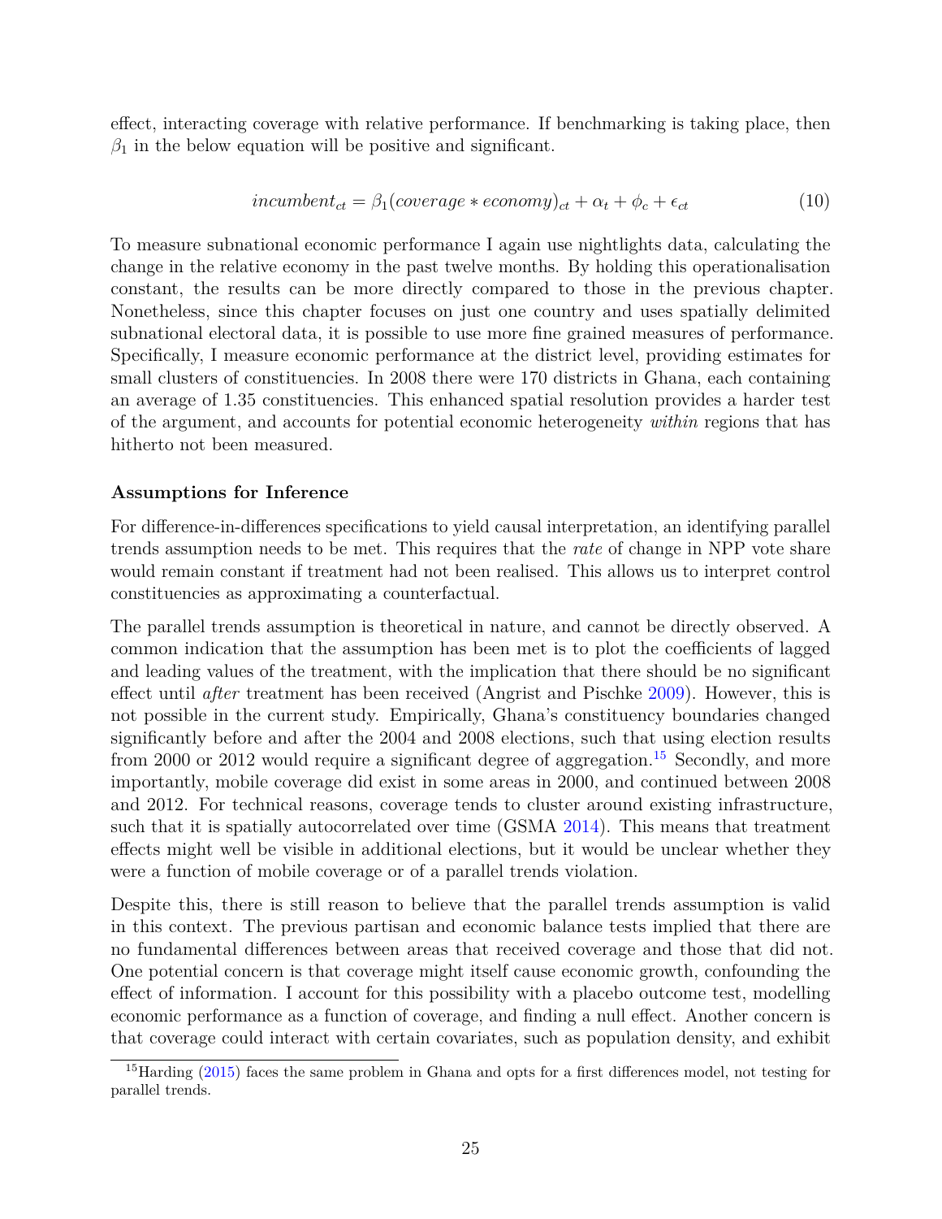effect, interacting coverage with relative performance. If benchmarking is taking place, then $\beta_1$ in the below equation will be positive and significant.

$$incumbent_{ct} = \beta_1(coverage * economy)_{ct} + \alpha_t + \phi_c + \epsilon_{ct} \tag{10}$$

To measure subnational economic performance I again use nightlights data, calculating the change in the relative economy in the past twelve months. By holding this operationalisation constant, the results can be more directly compared to those in the previous chapter. Nonetheless, since this chapter focuses on just one country and uses spatially delimited subnational electoral data, it is possible to use more fine grained measures of performance. Specifically, I measure economic performance at the district level, providing estimates for small clusters of constituencies. In 2008 there were 170 districts in Ghana, each containing an average of 1.35 constituencies. This enhanced spatial resolution provides a harder test of the argument, and accounts for potential economic heterogeneity *within* regions that has hitherto not been measured.

**Assumptions for Inference**

For difference-in-differences specifications to yield causal interpretation, an identifying parallel trends assumption needs to be met. This requires that the *rate* of change in NPP vote share would remain constant if treatment had not been realised. This allows us to interpret control constituencies as approximating a counterfactual.

The parallel trends assumption is theoretical in nature, and cannot be directly observed. A common indication that the assumption has been met is to plot the coefficients of lagged and leading values of the treatment, with the implication that there should be no significant effect until *after* treatment has been received (Angrist and Pischke 2009). However, this is not possible in the current study. Empirically, Ghana's constituency boundaries changed significantly before and after the 2004 and 2008 elections, such that using election results from 2000 or 2012 would require a significant degree of aggregation.[15] Secondly, and more importantly, mobile coverage did exist in some areas in 2000, and continued between 2008 and 2012. For technical reasons, coverage tends to cluster around existing infrastructure, such that it is spatially autocorrelated over time (GSMA 2014). This means that treatment effects might well be visible in additional elections, but it would be unclear whether they were a function of mobile coverage or of a parallel trends violation.

Despite this, there is still reason to believe that the parallel trends assumption is valid in this context. The previous partisan and economic balance tests implied that there are no fundamental differences between areas that received coverage and those that did not. One potential concern is that coverage might itself cause economic growth, confounding the effect of information. I account for this possibility with a placebo outcome test, modelling economic performance as a function of coverage, and finding a null effect. Another concern is that coverage could interact with certain covariates, such as population density, and exhibit

[15] Harding (2015) faces the same problem in Ghana and opts for a first differences model, not testing for parallel trends.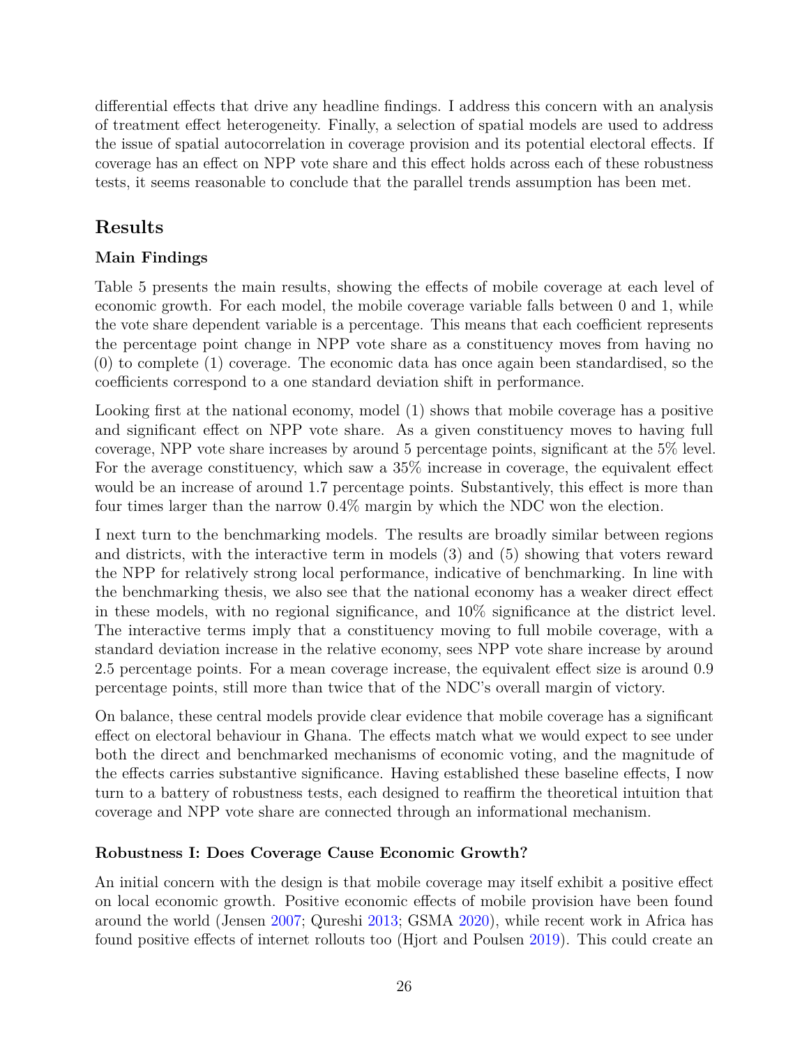differential effects that drive any headline findings. I address this concern with an analysis of treatment effect heterogeneity. Finally, a selection of spatial models are used to address the issue of spatial autocorrelation in coverage provision and its potential electoral effects. If coverage has an effect on NPP vote share and this effect holds across each of these robustness tests, it seems reasonable to conclude that the parallel trends assumption has been met.

## Results

### Main Findings

Table 5 presents the main results, showing the effects of mobile coverage at each level of economic growth. For each model, the mobile coverage variable falls between 0 and 1, while the vote share dependent variable is a percentage. This means that each coefficient represents the percentage point change in NPP vote share as a constituency moves from having no (0) to complete (1) coverage. The economic data has once again been standardised, so the coefficients correspond to a one standard deviation shift in performance.

Looking first at the national economy, model (1) shows that mobile coverage has a positive and significant effect on NPP vote share. As a given constituency moves to having full coverage, NPP vote share increases by around 5 percentage points, significant at the 5% level. For the average constituency, which saw a 35% increase in coverage, the equivalent effect would be an increase of around 1.7 percentage points. Substantively, this effect is more than four times larger than the narrow 0.4% margin by which the NDC won the election.

I next turn to the benchmarking models. The results are broadly similar between regions and districts, with the interactive term in models (3) and (5) showing that voters reward the NPP for relatively strong local performance, indicative of benchmarking. In line with the benchmarking thesis, we also see that the national economy has a weaker direct effect in these models, with no regional significance, and 10% significance at the district level. The interactive terms imply that a constituency moving to full mobile coverage, with a standard deviation increase in the relative economy, sees NPP vote share increase by around 2.5 percentage points. For a mean coverage increase, the equivalent effect size is around 0.9 percentage points, still more than twice that of the NDC's overall margin of victory.

On balance, these central models provide clear evidence that mobile coverage has a significant effect on electoral behaviour in Ghana. The effects match what we would expect to see under both the direct and benchmarked mechanisms of economic voting, and the magnitude of the effects carries substantive significance. Having established these baseline effects, I now turn to a battery of robustness tests, each designed to reaffirm the theoretical intuition that coverage and NPP vote share are connected through an informational mechanism.

### Robustness I: Does Coverage Cause Economic Growth?

An initial concern with the design is that mobile coverage may itself exhibit a positive effect on local economic growth. Positive economic effects of mobile provision have been found around the world (Jensen 2007; Qureshi 2013; GSMA 2020), while recent work in Africa has found positive effects of internet rollouts too (Hjort and Poulsen 2019). This could create an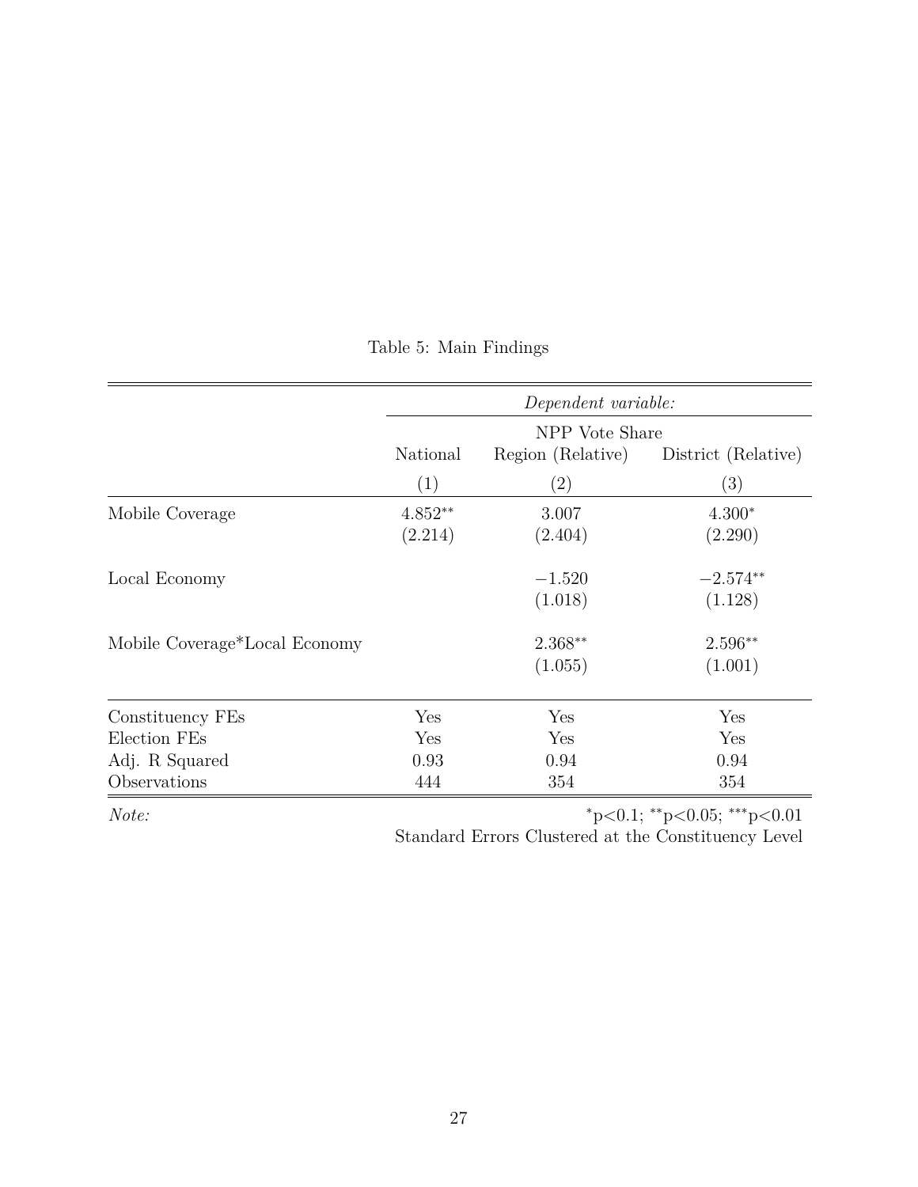Table 5: Main Findings

| | *Dependent variable:* | | |
|---|---|---|---|
| | NPP Vote Share | | |
| | National | Region (Relative) | District (Relative) |
| | (1) | (2) | (3) |
| Mobile Coverage | 4.852$^{**}$ | 3.007 | 4.300$^{*}$ |
| | (2.214) | (2.404) | (2.290) |
| Local Economy | | −1.520 | −2.574$^{**}$ |
| | | (1.018) | (1.128) |
| Mobile Coverage*Local Economy | | 2.368$^{**}$ | 2.596$^{**}$ |
| | | (1.055) | (1.001) |
| Constituency FEs | Yes | Yes | Yes |
| Election FEs | Yes | Yes | Yes |
| Adj. R Squared | 0.93 | 0.94 | 0.94 |
| Observations | 444 | 354 | 354 |

*Note:* $^{*}$p<0.1; $^{**}$p<0.05; $^{***}$p<0.01
Standard Errors Clustered at the Constituency Level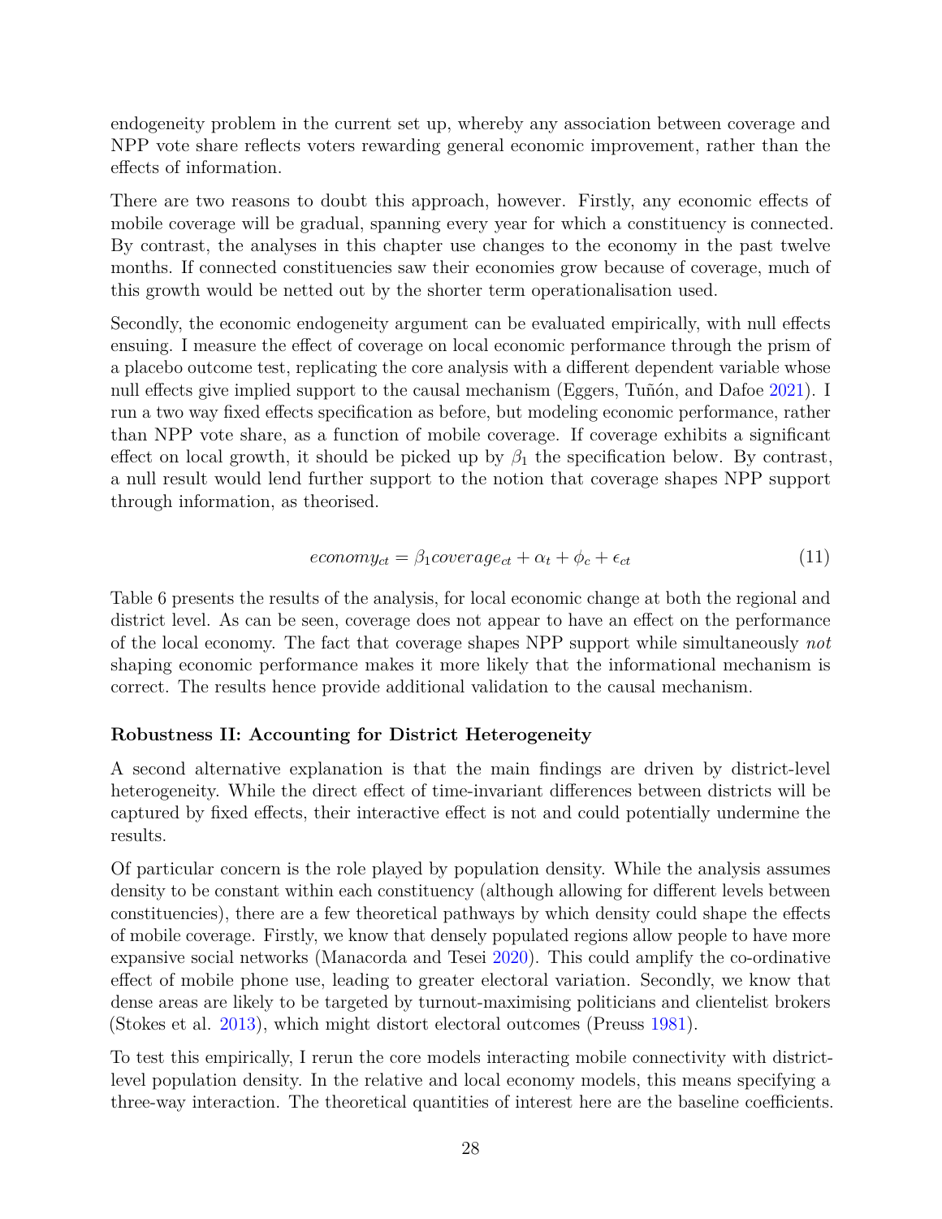endogeneity problem in the current set up, whereby any association between coverage and NPP vote share reflects voters rewarding general economic improvement, rather than the effects of information.

There are two reasons to doubt this approach, however. Firstly, any economic effects of mobile coverage will be gradual, spanning every year for which a constituency is connected. By contrast, the analyses in this chapter use changes to the economy in the past twelve months. If connected constituencies saw their economies grow because of coverage, much of this growth would be netted out by the shorter term operationalisation used.

Secondly, the economic endogeneity argument can be evaluated empirically, with null effects ensuing. I measure the effect of coverage on local economic performance through the prism of a placebo outcome test, replicating the core analysis with a different dependent variable whose null effects give implied support to the causal mechanism (Eggers, Tuñón, and Dafoe 2021). I run a two way fixed effects specification as before, but modeling economic performance, rather than NPP vote share, as a function of mobile coverage. If coverage exhibits a significant effect on local growth, it should be picked up by $\beta_1$ the specification below. By contrast, a null result would lend further support to the notion that coverage shapes NPP support through information, as theorised.

$$economy_{ct} = \beta_1 coverage_{ct} + \alpha_t + \phi_c + \epsilon_{ct} \tag{11}$$

Table 6 presents the results of the analysis, for local economic change at both the regional and district level. As can be seen, coverage does not appear to have an effect on the performance of the local economy. The fact that coverage shapes NPP support while simultaneously *not* shaping economic performance makes it more likely that the informational mechanism is correct. The results hence provide additional validation to the causal mechanism.

**Robustness II: Accounting for District Heterogeneity**

A second alternative explanation is that the main findings are driven by district-level heterogeneity. While the direct effect of time-invariant differences between districts will be captured by fixed effects, their interactive effect is not and could potentially undermine the results.

Of particular concern is the role played by population density. While the analysis assumes density to be constant within each constituency (although allowing for different levels between constituencies), there are a few theoretical pathways by which density could shape the effects of mobile coverage. Firstly, we know that densely populated regions allow people to have more expansive social networks (Manacorda and Tesei 2020). This could amplify the co-ordinative effect of mobile phone use, leading to greater electoral variation. Secondly, we know that dense areas are likely to be targeted by turnout-maximising politicians and clientelist brokers (Stokes et al. 2013), which might distort electoral outcomes (Preuss 1981).

To test this empirically, I rerun the core models interacting mobile connectivity with district-level population density. In the relative and local economy models, this means specifying a three-way interaction. The theoretical quantities of interest here are the baseline coefficients.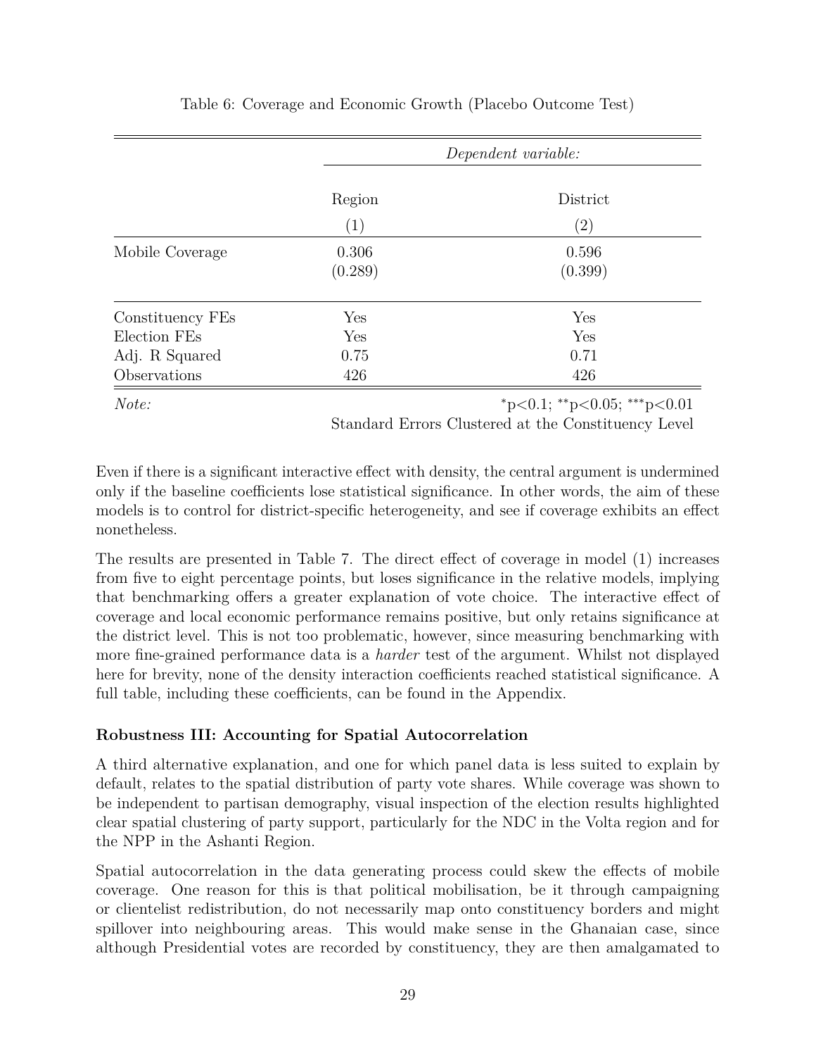Table 6: Coverage and Economic Growth (Placebo Outcome Test)

| | *Dependent variable:* | |
|---|---|---|
| | Region | District |
| | (1) | (2) |
| Mobile Coverage | 0.306 | 0.596 |
| | (0.289) | (0.399) |
| Constituency FEs | Yes | Yes |
| Election FEs | Yes | Yes |
| Adj. R Squared | 0.75 | 0.71 |
| Observations | 426 | 426 |
| *Note:* | | $^{*}$p<0.1; $^{**}$p<0.05; $^{***}$p<0.01 |
| | | Standard Errors Clustered at the Constituency Level |

Even if there is a significant interactive effect with density, the central argument is undermined only if the baseline coefficients lose statistical significance. In other words, the aim of these models is to control for district-specific heterogeneity, and see if coverage exhibits an effect nonetheless.

The results are presented in Table 7. The direct effect of coverage in model (1) increases from five to eight percentage points, but loses significance in the relative models, implying that benchmarking offers a greater explanation of vote choice. The interactive effect of coverage and local economic performance remains positive, but only retains significance at the district level. This is not too problematic, however, since measuring benchmarking with more fine-grained performance data is a *harder* test of the argument. Whilst not displayed here for brevity, none of the density interaction coefficients reached statistical significance. A full table, including these coefficients, can be found in the Appendix.

**Robustness III: Accounting for Spatial Autocorrelation**

A third alternative explanation, and one for which panel data is less suited to explain by default, relates to the spatial distribution of party vote shares. While coverage was shown to be independent to partisan demography, visual inspection of the election results highlighted clear spatial clustering of party support, particularly for the NDC in the Volta region and for the NPP in the Ashanti Region.

Spatial autocorrelation in the data generating process could skew the effects of mobile coverage. One reason for this is that political mobilisation, be it through campaigning or clientelist redistribution, do not necessarily map onto constituency borders and might spillover into neighbouring areas. This would make sense in the Ghanaian case, since although Presidential votes are recorded by constituency, they are then amalgamated to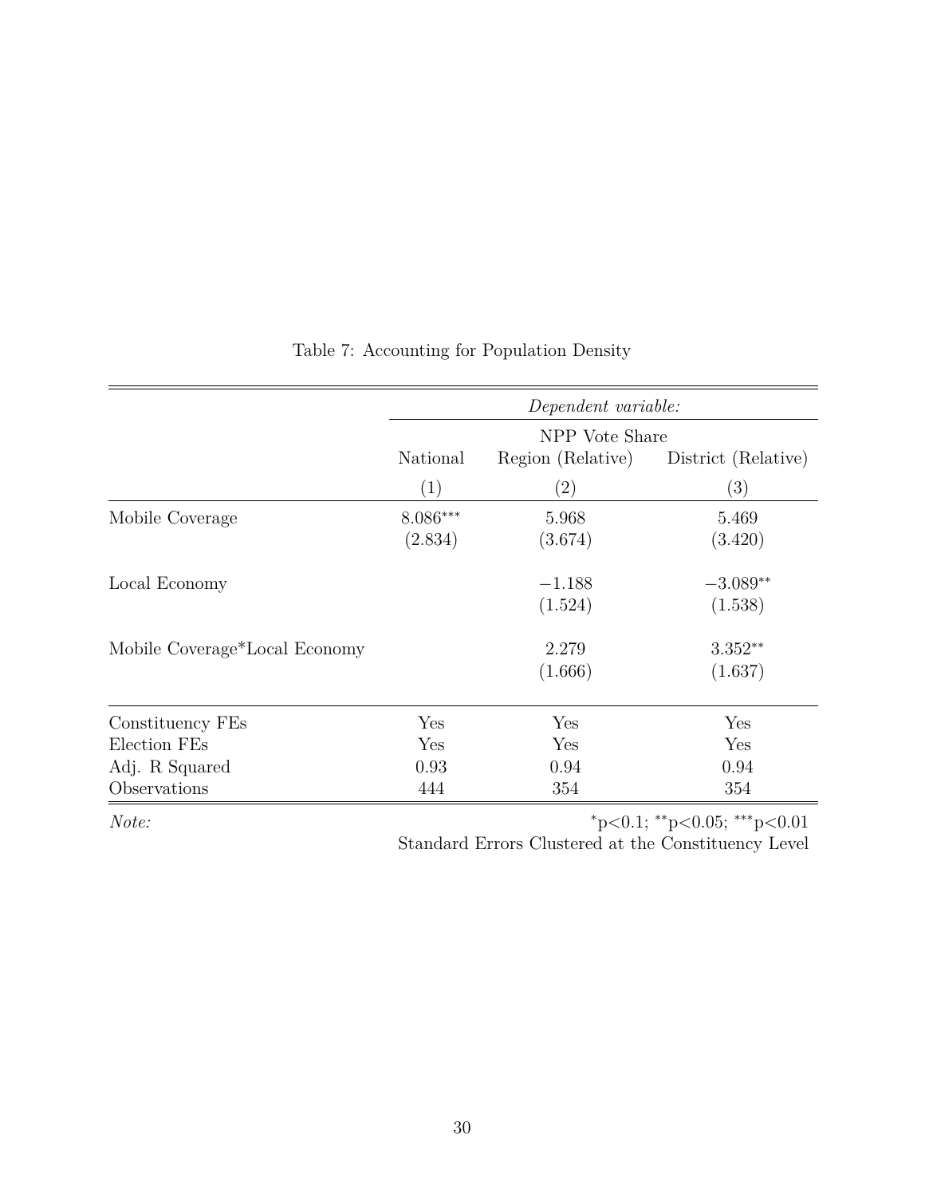Table 7: Accounting for Population Density

| | *Dependent variable:* | | |
|---|---|---|---|
| | NPP Vote Share | | |
| | National | Region (Relative) | District (Relative) |
| | (1) | (2) | (3) |
| Mobile Coverage | 8.086$^{***}$ | 5.968 | 5.469 |
| | (2.834) | (3.674) | (3.420) |
| Local Economy | | −1.188 | −3.089$^{**}$ |
| | | (1.524) | (1.538) |
| Mobile Coverage*Local Economy | | 2.279 | 3.352$^{**}$ |
| | | (1.666) | (1.637) |
| Constituency FEs | Yes | Yes | Yes |
| Election FEs | Yes | Yes | Yes |
| Adj. R Squared | 0.93 | 0.94 | 0.94 |
| Observations | 444 | 354 | 354 |

*Note:* $^{*}$p<0.1; $^{**}$p<0.05; $^{***}$p<0.01
Standard Errors Clustered at the Constituency Level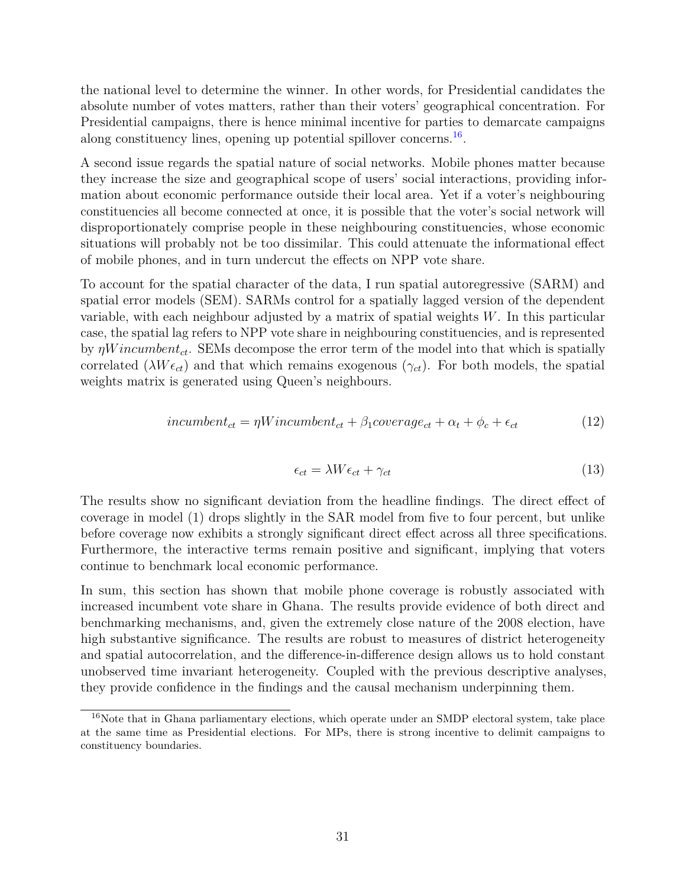the national level to determine the winner. In other words, for Presidential candidates the absolute number of votes matters, rather than their voters' geographical concentration. For Presidential campaigns, there is hence minimal incentive for parties to demarcate campaigns along constituency lines, opening up potential spillover concerns.[16].

A second issue regards the spatial nature of social networks. Mobile phones matter because they increase the size and geographical scope of users' social interactions, providing information about economic performance outside their local area. Yet if a voter's neighbouring constituencies all become connected at once, it is possible that the voter's social network will disproportionately comprise people in these neighbouring constituencies, whose economic situations will probably not be too dissimilar. This could attenuate the informational effect of mobile phones, and in turn undercut the effects on NPP vote share.

To account for the spatial character of the data, I run spatial autoregressive (SARM) and spatial error models (SEM). SARMs control for a spatially lagged version of the dependent variable, with each neighbour adjusted by a matrix of spatial weights $W$. In this particular case, the spatial lag refers to NPP vote share in neighbouring constituencies, and is represented by $\eta W incumbent_{ct}$. SEMs decompose the error term of the model into that which is spatially correlated ($\lambda W \epsilon_{ct}$) and that which remains exogenous ($\gamma_{ct}$). For both models, the spatial weights matrix is generated using Queen's neighbours.

$$incumbent_{ct} = \eta W incumbent_{ct} + \beta_1 coverage_{ct} + \alpha_t + \phi_c + \epsilon_{ct} \tag{12}$$

$$\epsilon_{ct} = \lambda W \epsilon_{ct} + \gamma_{ct} \tag{13}$$

The results show no significant deviation from the headline findings. The direct effect of coverage in model (1) drops slightly in the SAR model from five to four percent, but unlike before coverage now exhibits a strongly significant direct effect across all three specifications. Furthermore, the interactive terms remain positive and significant, implying that voters continue to benchmark local economic performance.

In sum, this section has shown that mobile phone coverage is robustly associated with increased incumbent vote share in Ghana. The results provide evidence of both direct and benchmarking mechanisms, and, given the extremely close nature of the 2008 election, have high substantive significance. The results are robust to measures of district heterogeneity and spatial autocorrelation, and the difference-in-difference design allows us to hold constant unobserved time invariant heterogeneity. Coupled with the previous descriptive analyses, they provide confidence in the findings and the causal mechanism underpinning them.

[16] Note that in Ghana parliamentary elections, which operate under an SMDP electoral system, take place at the same time as Presidential elections. For MPs, there is strong incentive to delimit campaigns to constituency boundaries.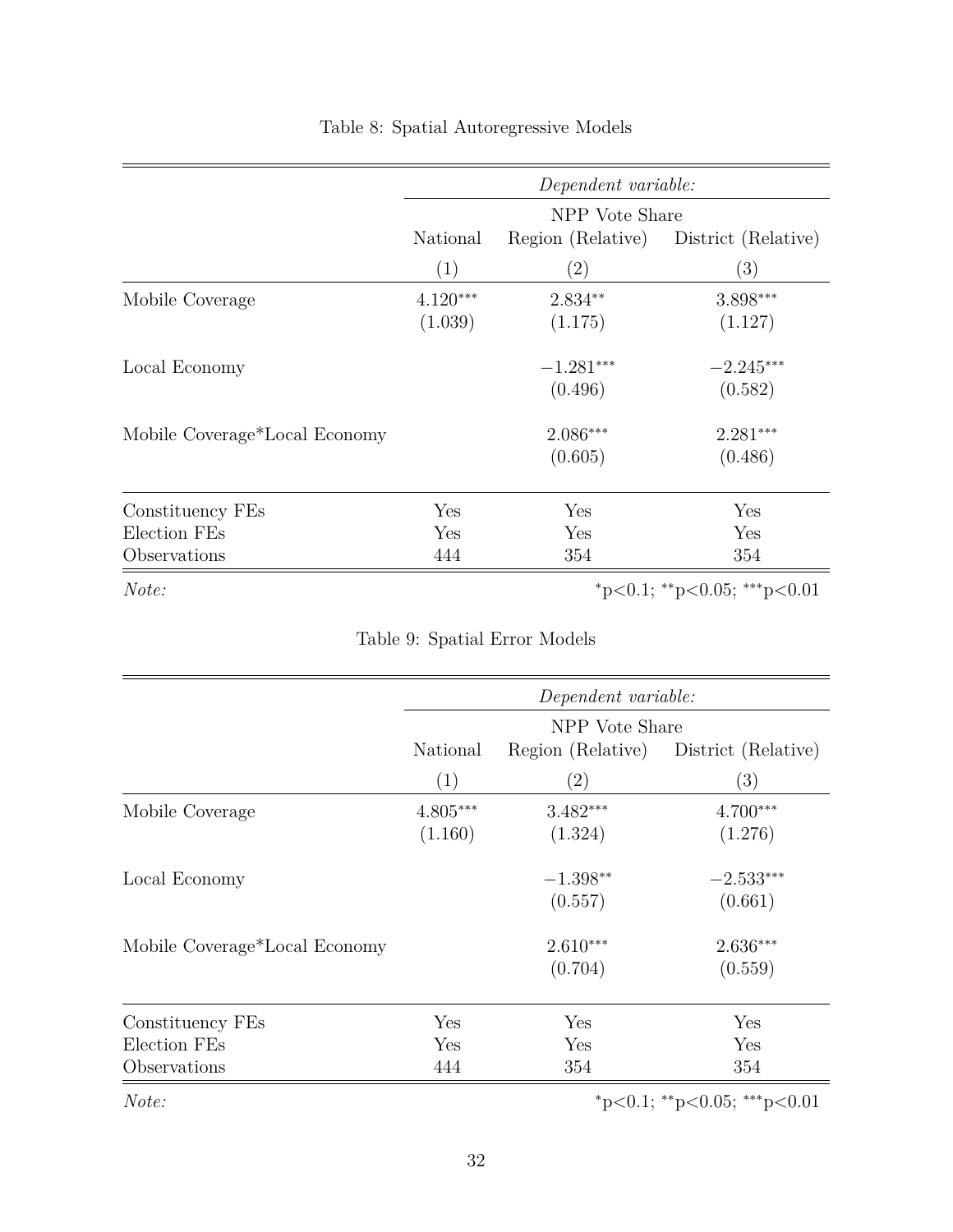Table 8: Spatial Autoregressive Models

| | *Dependent variable:* | | |
|---|---|---|---|
| | NPP Vote Share | | |
| | National | Region (Relative) | District (Relative) |
| | (1) | (2) | (3) |
| Mobile Coverage | $4.120^{***}$ | $2.834^{**}$ | $3.898^{***}$ |
| | (1.039) | (1.175) | (1.127) |
| Local Economy | | $-1.281^{***}$ | $-2.245^{***}$ |
| | | (0.496) | (0.582) |
| Mobile Coverage*Local Economy | | $2.086^{***}$ | $2.281^{***}$ |
| | | (0.605) | (0.486) |
| Constituency FEs | Yes | Yes | Yes |
| Election FEs | Yes | Yes | Yes |
| Observations | 444 | 354 | 354 |
| *Note:* | | | $^{*}$p<0.1; $^{**}$p<0.05; $^{***}$p<0.01 |

Table 9: Spatial Error Models

| | *Dependent variable:* | | |
|---|---|---|---|
| | NPP Vote Share | | |
| | National | Region (Relative) | District (Relative) |
| | (1) | (2) | (3) |
| Mobile Coverage | $4.805^{***}$ | $3.482^{***}$ | $4.700^{***}$ |
| | (1.160) | (1.324) | (1.276) |
| Local Economy | | $-1.398^{**}$ | $-2.533^{***}$ |
| | | (0.557) | (0.661) |
| Mobile Coverage*Local Economy | | $2.610^{***}$ | $2.636^{***}$ |
| | | (0.704) | (0.559) |
| Constituency FEs | Yes | Yes | Yes |
| Election FEs | Yes | Yes | Yes |
| Observations | 444 | 354 | 354 |
| *Note:* | | | $^{*}$p<0.1; $^{**}$p<0.05; $^{***}$p<0.01 |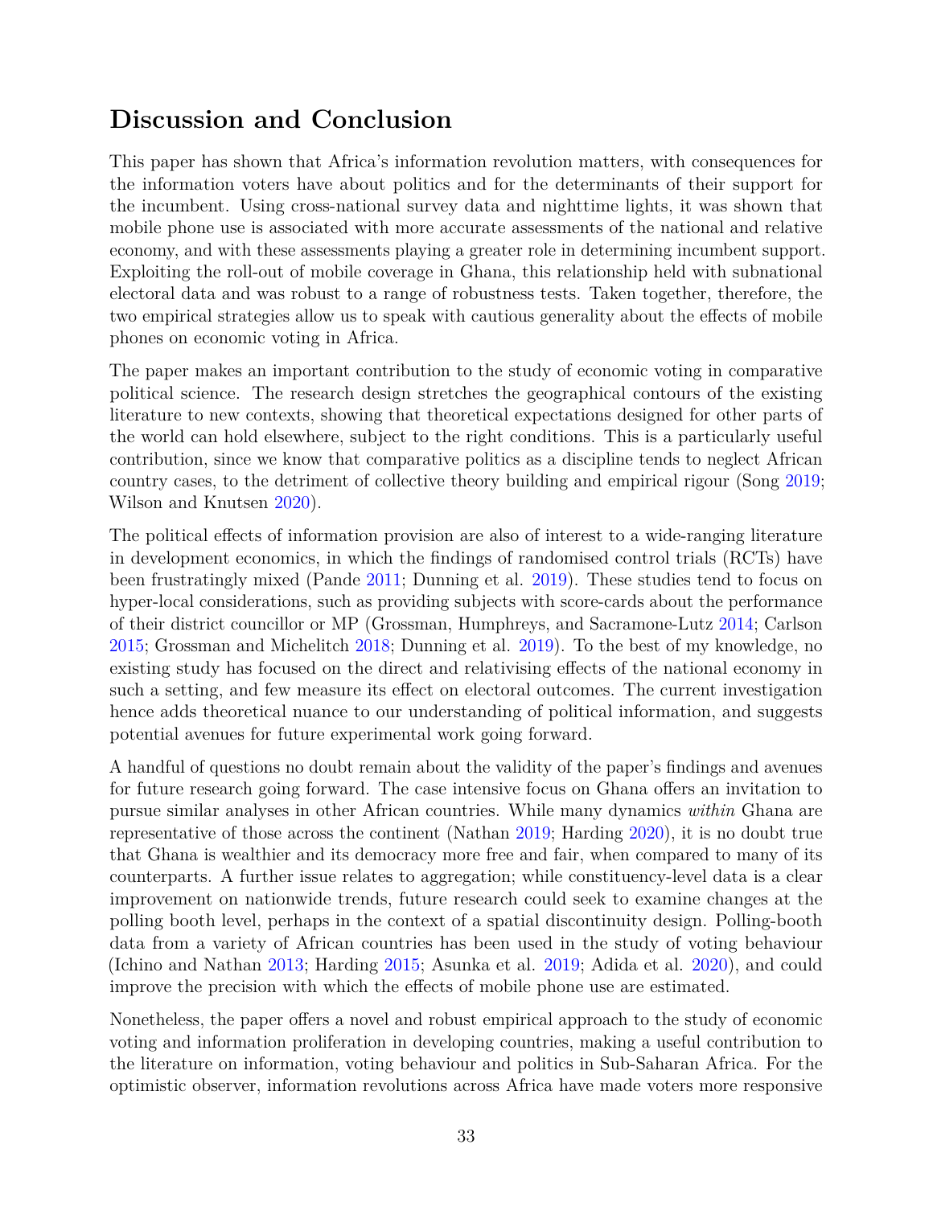## Discussion and Conclusion

This paper has shown that Africa's information revolution matters, with consequences for the information voters have about politics and for the determinants of their support for the incumbent. Using cross-national survey data and nighttime lights, it was shown that mobile phone use is associated with more accurate assessments of the national and relative economy, and with these assessments playing a greater role in determining incumbent support. Exploiting the roll-out of mobile coverage in Ghana, this relationship held with subnational electoral data and was robust to a range of robustness tests. Taken together, therefore, the two empirical strategies allow us to speak with cautious generality about the effects of mobile phones on economic voting in Africa.

The paper makes an important contribution to the study of economic voting in comparative political science. The research design stretches the geographical contours of the existing literature to new contexts, showing that theoretical expectations designed for other parts of the world can hold elsewhere, subject to the right conditions. This is a particularly useful contribution, since we know that comparative politics as a discipline tends to neglect African country cases, to the detriment of collective theory building and empirical rigour (Song 2019; Wilson and Knutsen 2020).

The political effects of information provision are also of interest to a wide-ranging literature in development economics, in which the findings of randomised control trials (RCTs) have been frustratingly mixed (Pande 2011; Dunning et al. 2019). These studies tend to focus on hyper-local considerations, such as providing subjects with score-cards about the performance of their district councillor or MP (Grossman, Humphreys, and Sacramone-Lutz 2014; Carlson 2015; Grossman and Michelitch 2018; Dunning et al. 2019). To the best of my knowledge, no existing study has focused on the direct and relativising effects of the national economy in such a setting, and few measure its effect on electoral outcomes. The current investigation hence adds theoretical nuance to our understanding of political information, and suggests potential avenues for future experimental work going forward.

A handful of questions no doubt remain about the validity of the paper's findings and avenues for future research going forward. The case intensive focus on Ghana offers an invitation to pursue similar analyses in other African countries. While many dynamics *within* Ghana are representative of those across the continent (Nathan 2019; Harding 2020), it is no doubt true that Ghana is wealthier and its democracy more free and fair, when compared to many of its counterparts. A further issue relates to aggregation; while constituency-level data is a clear improvement on nationwide trends, future research could seek to examine changes at the polling booth level, perhaps in the context of a spatial discontinuity design. Polling-booth data from a variety of African countries has been used in the study of voting behaviour (Ichino and Nathan 2013; Harding 2015; Asunka et al. 2019; Adida et al. 2020), and could improve the precision with which the effects of mobile phone use are estimated.

Nonetheless, the paper offers a novel and robust empirical approach to the study of economic voting and information proliferation in developing countries, making a useful contribution to the literature on information, voting behaviour and politics in Sub-Saharan Africa. For the optimistic observer, information revolutions across Africa have made voters more responsive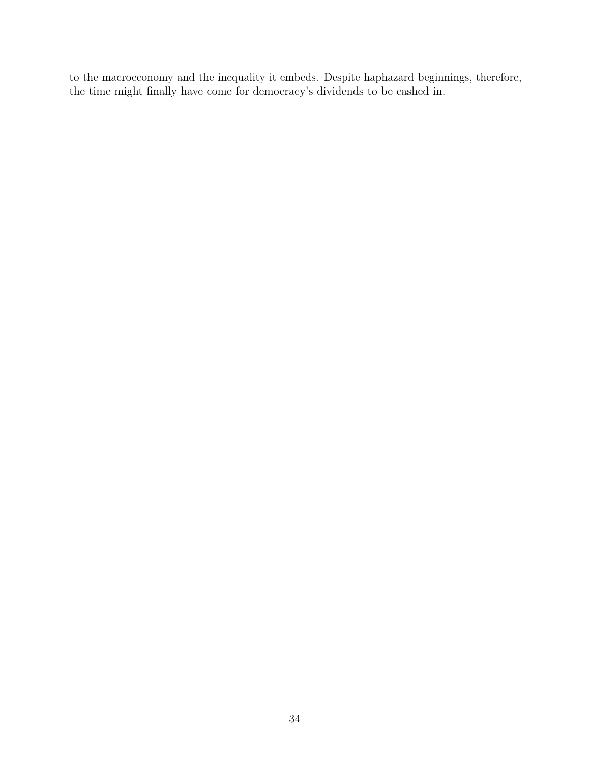to the macroeconomy and the inequality it embeds. Despite haphazard beginnings, therefore, the time might finally have come for democracy's dividends to be cashed in.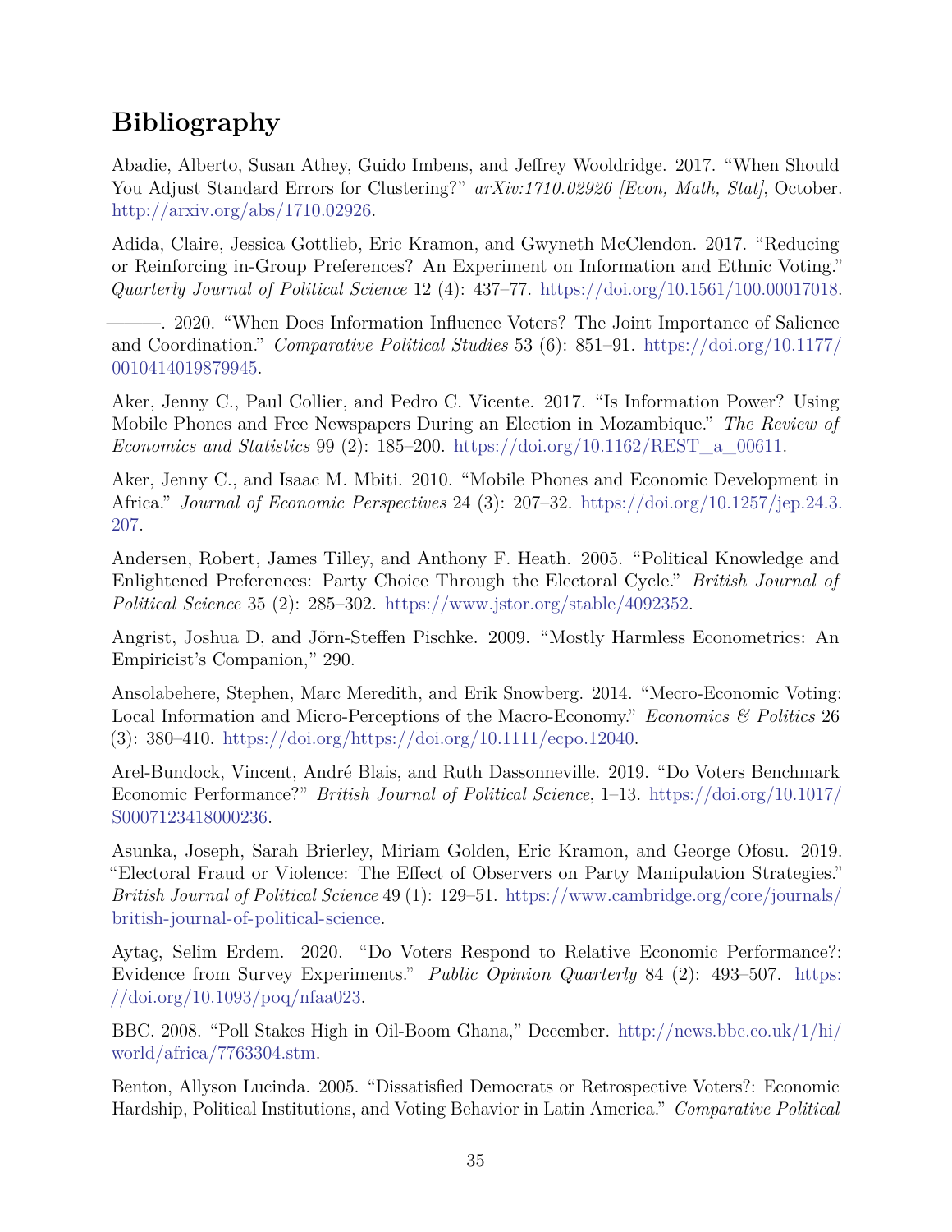# Bibliography

Abadie, Alberto, Susan Athey, Guido Imbens, and Jeffrey Wooldridge. 2017. "When Should You Adjust Standard Errors for Clustering?" *arXiv:1710.02926 [Econ, Math, Stat]*, October. http://arxiv.org/abs/1710.02926.

Adida, Claire, Jessica Gottlieb, Eric Kramon, and Gwyneth McClendon. 2017. "Reducing or Reinforcing in-Group Preferences? An Experiment on Information and Ethnic Voting." *Quarterly Journal of Political Science* 12 (4): 437–77. https://doi.org/10.1561/100.00017018.

———. 2020. "When Does Information Influence Voters? The Joint Importance of Salience and Coordination." *Comparative Political Studies* 53 (6): 851–91. https://doi.org/10.1177/0010414019879945.

Aker, Jenny C., Paul Collier, and Pedro C. Vicente. 2017. "Is Information Power? Using Mobile Phones and Free Newspapers During an Election in Mozambique." *The Review of Economics and Statistics* 99 (2): 185–200. https://doi.org/10.1162/REST_a_00611.

Aker, Jenny C., and Isaac M. Mbiti. 2010. "Mobile Phones and Economic Development in Africa." *Journal of Economic Perspectives* 24 (3): 207–32. https://doi.org/10.1257/jep.24.3.207.

Andersen, Robert, James Tilley, and Anthony F. Heath. 2005. "Political Knowledge and Enlightened Preferences: Party Choice Through the Electoral Cycle." *British Journal of Political Science* 35 (2): 285–302. https://www.jstor.org/stable/4092352.

Angrist, Joshua D, and Jörn-Steffen Pischke. 2009. "Mostly Harmless Econometrics: An Empiricist's Companion," 290.

Ansolabehere, Stephen, Marc Meredith, and Erik Snowberg. 2014. "Mecro-Economic Voting: Local Information and Micro-Perceptions of the Macro-Economy." *Economics & Politics* 26 (3): 380–410. https://doi.org/https://doi.org/10.1111/ecpo.12040.

Arel-Bundock, Vincent, André Blais, and Ruth Dassonneville. 2019. "Do Voters Benchmark Economic Performance?" *British Journal of Political Science*, 1–13. https://doi.org/10.1017/S0007123418000236.

Asunka, Joseph, Sarah Brierley, Miriam Golden, Eric Kramon, and George Ofosu. 2019. "Electoral Fraud or Violence: The Effect of Observers on Party Manipulation Strategies." *British Journal of Political Science* 49 (1): 129–51. https://www.cambridge.org/core/journals/british-journal-of-political-science.

Aytaç, Selim Erdem. 2020. "Do Voters Respond to Relative Economic Performance?: Evidence from Survey Experiments." *Public Opinion Quarterly* 84 (2): 493–507. https://doi.org/10.1093/poq/nfaa023.

BBC. 2008. "Poll Stakes High in Oil-Boom Ghana," December. http://news.bbc.co.uk/1/hi/world/africa/7763304.stm.

Benton, Allyson Lucinda. 2005. "Dissatisfied Democrats or Retrospective Voters?: Economic Hardship, Political Institutions, and Voting Behavior in Latin America." *Comparative Political*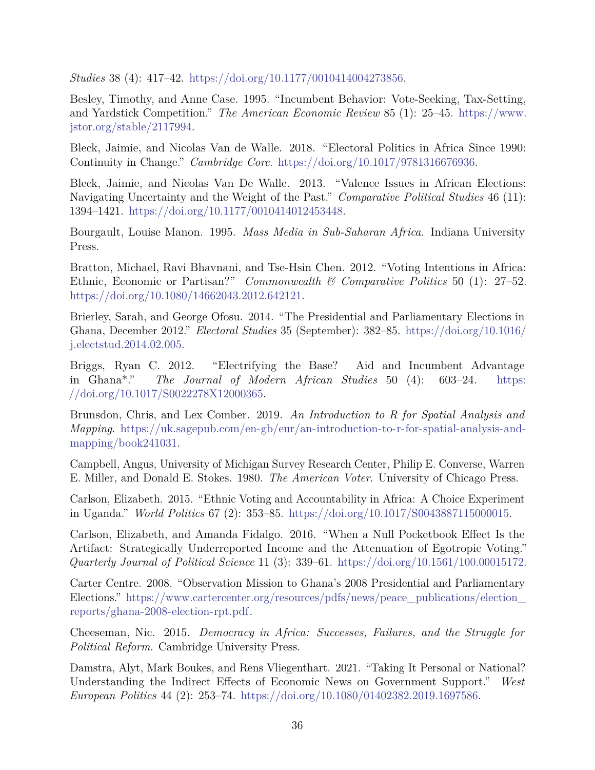*Studies* 38 (4): 417–42. https://doi.org/10.1177/0010414004273856.

Besley, Timothy, and Anne Case. 1995. "Incumbent Behavior: Vote-Seeking, Tax-Setting, and Yardstick Competition." *The American Economic Review* 85 (1): 25–45. https://www.jstor.org/stable/2117994.

Bleck, Jaimie, and Nicolas Van de Walle. 2018. "Electoral Politics in Africa Since 1990: Continuity in Change." *Cambridge Core*. https://doi.org/10.1017/9781316676936.

Bleck, Jaimie, and Nicolas Van De Walle. 2013. "Valence Issues in African Elections: Navigating Uncertainty and the Weight of the Past." *Comparative Political Studies* 46 (11): 1394–1421. https://doi.org/10.1177/0010414012453448.

Bourgault, Louise Manon. 1995. *Mass Media in Sub-Saharan Africa*. Indiana University Press.

Bratton, Michael, Ravi Bhavnani, and Tse-Hsin Chen. 2012. "Voting Intentions in Africa: Ethnic, Economic or Partisan?" *Commonwealth & Comparative Politics* 50 (1): 27–52. https://doi.org/10.1080/14662043.2012.642121.

Brierley, Sarah, and George Ofosu. 2014. "The Presidential and Parliamentary Elections in Ghana, December 2012." *Electoral Studies* 35 (September): 382–85. https://doi.org/10.1016/j.electstud.2014.02.005.

Briggs, Ryan C. 2012. "Electrifying the Base? Aid and Incumbent Advantage in Ghana*." *The Journal of Modern African Studies* 50 (4): 603–24. https://doi.org/10.1017/S0022278X12000365.

Brunsdon, Chris, and Lex Comber. 2019. *An Introduction to R for Spatial Analysis and Mapping*. https://uk.sagepub.com/en-gb/eur/an-introduction-to-r-for-spatial-analysis-and-mapping/book241031.

Campbell, Angus, University of Michigan Survey Research Center, Philip E. Converse, Warren E. Miller, and Donald E. Stokes. 1980. *The American Voter*. University of Chicago Press.

Carlson, Elizabeth. 2015. "Ethnic Voting and Accountability in Africa: A Choice Experiment in Uganda." *World Politics* 67 (2): 353–85. https://doi.org/10.1017/S0043887115000015.

Carlson, Elizabeth, and Amanda Fidalgo. 2016. "When a Null Pocketbook Effect Is the Artifact: Strategically Underreported Income and the Attenuation of Egotropic Voting." *Quarterly Journal of Political Science* 11 (3): 339–61. https://doi.org/10.1561/100.00015172.

Carter Centre. 2008. "Observation Mission to Ghana's 2008 Presidential and Parliamentary Elections." https://www.cartercenter.org/resources/pdfs/news/peace_publications/election_reports/ghana-2008-election-rpt.pdf.

Cheeseman, Nic. 2015. *Democracy in Africa: Successes, Failures, and the Struggle for Political Reform*. Cambridge University Press.

Damstra, Alyt, Mark Boukes, and Rens Vliegenthart. 2021. "Taking It Personal or National? Understanding the Indirect Effects of Economic News on Government Support." *West European Politics* 44 (2): 253–74. https://doi.org/10.1080/01402382.2019.1697586.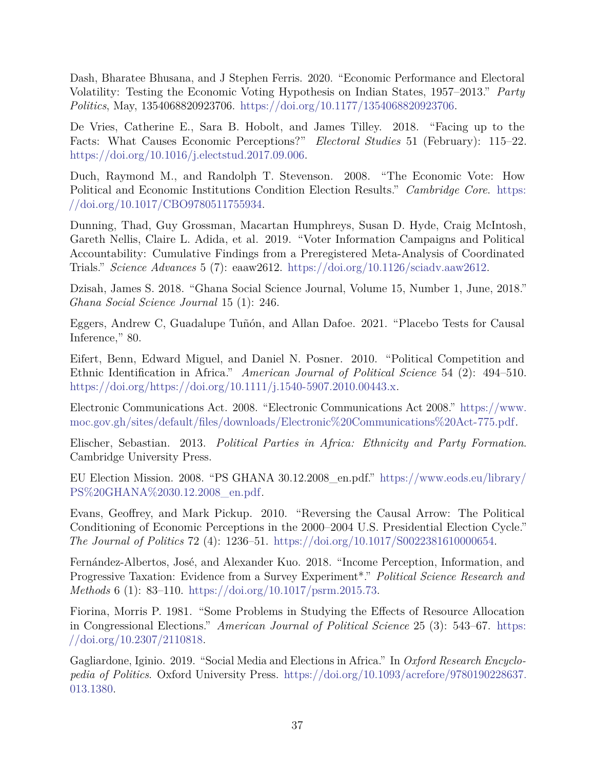Dash, Bharatee Bhusana, and J Stephen Ferris. 2020. "Economic Performance and Electoral Volatility: Testing the Economic Voting Hypothesis on Indian States, 1957–2013." *Party Politics*, May, 1354068820923706. https://doi.org/10.1177/1354068820923706.

De Vries, Catherine E., Sara B. Hobolt, and James Tilley. 2018. "Facing up to the Facts: What Causes Economic Perceptions?" *Electoral Studies* 51 (February): 115–22. https://doi.org/10.1016/j.electstud.2017.09.006.

Duch, Raymond M., and Randolph T. Stevenson. 2008. "The Economic Vote: How Political and Economic Institutions Condition Election Results." *Cambridge Core*. https://doi.org/10.1017/CBO9780511755934.

Dunning, Thad, Guy Grossman, Macartan Humphreys, Susan D. Hyde, Craig McIntosh, Gareth Nellis, Claire L. Adida, et al. 2019. "Voter Information Campaigns and Political Accountability: Cumulative Findings from a Preregistered Meta-Analysis of Coordinated Trials." *Science Advances* 5 (7): eaaw2612. https://doi.org/10.1126/sciadv.aaw2612.

Dzisah, James S. 2018. "Ghana Social Science Journal, Volume 15, Number 1, June, 2018." *Ghana Social Science Journal* 15 (1): 246.

Eggers, Andrew C, Guadalupe Tuñón, and Allan Dafoe. 2021. "Placebo Tests for Causal Inference," 80.

Eifert, Benn, Edward Miguel, and Daniel N. Posner. 2010. "Political Competition and Ethnic Identification in Africa." *American Journal of Political Science* 54 (2): 494–510. https://doi.org/https://doi.org/10.1111/j.1540-5907.2010.00443.x.

Electronic Communications Act. 2008. "Electronic Communications Act 2008." https://www.moc.gov.gh/sites/default/files/downloads/Electronic%20Communications%20Act-775.pdf.

Elischer, Sebastian. 2013. *Political Parties in Africa: Ethnicity and Party Formation*. Cambridge University Press.

EU Election Mission. 2008. "PS GHANA 30.12.2008_en.pdf." https://www.eods.eu/library/PS%20GHANA%2030.12.2008_en.pdf.

Evans, Geoffrey, and Mark Pickup. 2010. "Reversing the Causal Arrow: The Political Conditioning of Economic Perceptions in the 2000–2004 U.S. Presidential Election Cycle." *The Journal of Politics* 72 (4): 1236–51. https://doi.org/10.1017/S0022381610000654.

Fernández-Albertos, José, and Alexander Kuo. 2018. "Income Perception, Information, and Progressive Taxation: Evidence from a Survey Experiment*." *Political Science Research and Methods* 6 (1): 83–110. https://doi.org/10.1017/psrm.2015.73.

Fiorina, Morris P. 1981. "Some Problems in Studying the Effects of Resource Allocation in Congressional Elections." *American Journal of Political Science* 25 (3): 543–67. https://doi.org/10.2307/2110818.

Gagliardone, Iginio. 2019. "Social Media and Elections in Africa." In *Oxford Research Encyclopedia of Politics*. Oxford University Press. https://doi.org/10.1093/acrefore/9780190228637.013.1380.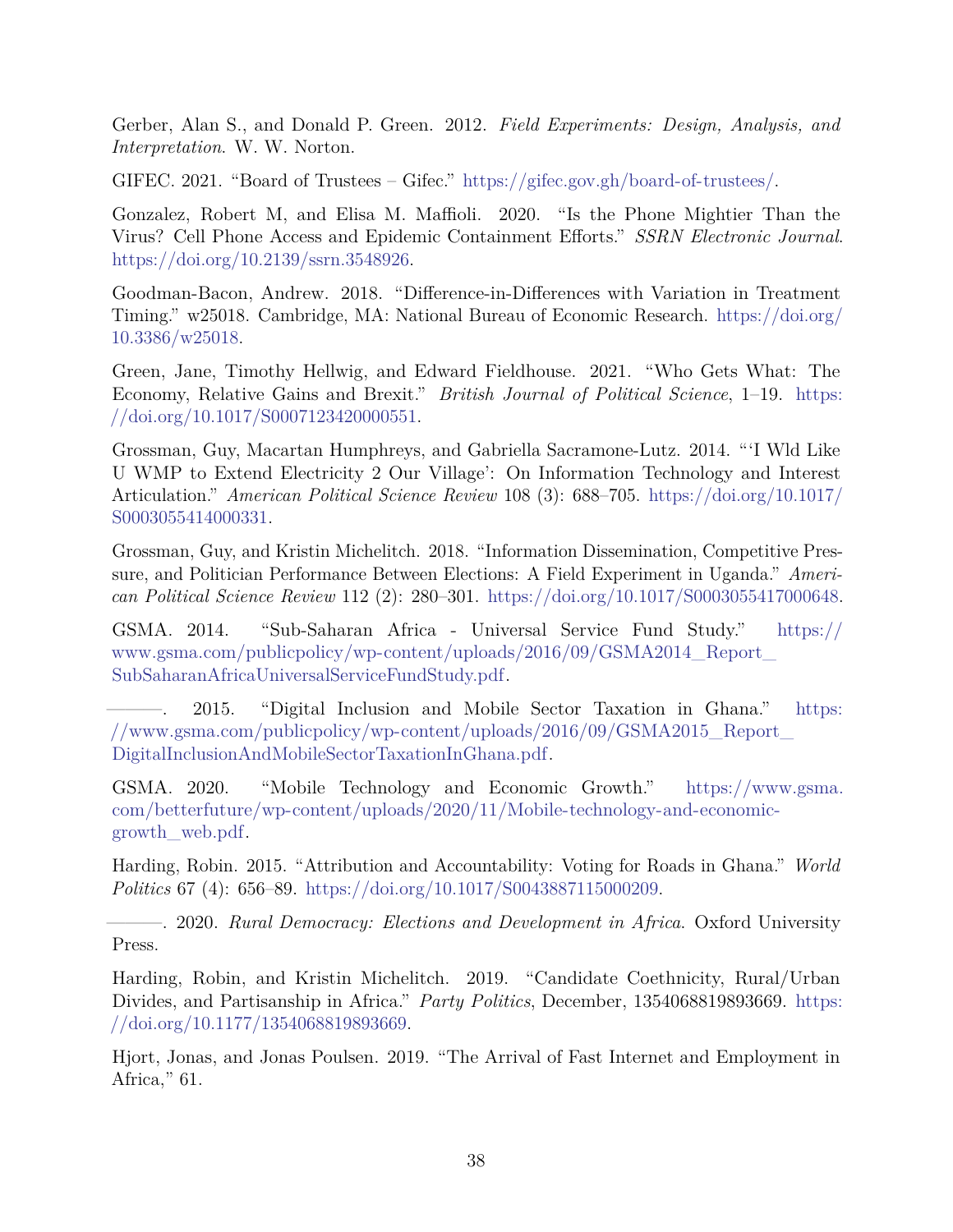Gerber, Alan S., and Donald P. Green. 2012. *Field Experiments: Design, Analysis, and Interpretation*. W. W. Norton.

GIFEC. 2021. "Board of Trustees – Gifec." https://gifec.gov.gh/board-of-trustees/.

Gonzalez, Robert M, and Elisa M. Maffioli. 2020. "Is the Phone Mightier Than the Virus? Cell Phone Access and Epidemic Containment Efforts." *SSRN Electronic Journal*. https://doi.org/10.2139/ssrn.3548926.

Goodman-Bacon, Andrew. 2018. "Difference-in-Differences with Variation in Treatment Timing." w25018. Cambridge, MA: National Bureau of Economic Research. https://doi.org/10.3386/w25018.

Green, Jane, Timothy Hellwig, and Edward Fieldhouse. 2021. "Who Gets What: The Economy, Relative Gains and Brexit." *British Journal of Political Science*, 1–19. https://doi.org/10.1017/S0007123420000551.

Grossman, Guy, Macartan Humphreys, and Gabriella Sacramone-Lutz. 2014. "'I Wld Like U WMP to Extend Electricity 2 Our Village': On Information Technology and Interest Articulation." *American Political Science Review* 108 (3): 688–705. https://doi.org/10.1017/S0003055414000331.

Grossman, Guy, and Kristin Michelitch. 2018. "Information Dissemination, Competitive Pressure, and Politician Performance Between Elections: A Field Experiment in Uganda." *American Political Science Review* 112 (2): 280–301. https://doi.org/10.1017/S0003055417000648.

GSMA. 2014. "Sub-Saharan Africa - Universal Service Fund Study." https://www.gsma.com/publicpolicy/wp-content/uploads/2016/09/GSMA2014_Report_SubSaharanAfricaUniversalServiceFundStudy.pdf.

———. 2015. "Digital Inclusion and Mobile Sector Taxation in Ghana." https://www.gsma.com/publicpolicy/wp-content/uploads/2016/09/GSMA2015_Report_DigitalInclusionAndMobileSectorTaxationInGhana.pdf.

GSMA. 2020. "Mobile Technology and Economic Growth." https://www.gsma.com/betterfuture/wp-content/uploads/2020/11/Mobile-technology-and-economic-growth_web.pdf.

Harding, Robin. 2015. "Attribution and Accountability: Voting for Roads in Ghana." *World Politics* 67 (4): 656–89. https://doi.org/10.1017/S0043887115000209.

———. 2020. *Rural Democracy: Elections and Development in Africa*. Oxford University Press.

Harding, Robin, and Kristin Michelitch. 2019. "Candidate Coethnicity, Rural/Urban Divides, and Partisanship in Africa." *Party Politics*, December, 1354068819893669. https://doi.org/10.1177/1354068819893669.

Hjort, Jonas, and Jonas Poulsen. 2019. "The Arrival of Fast Internet and Employment in Africa," 61.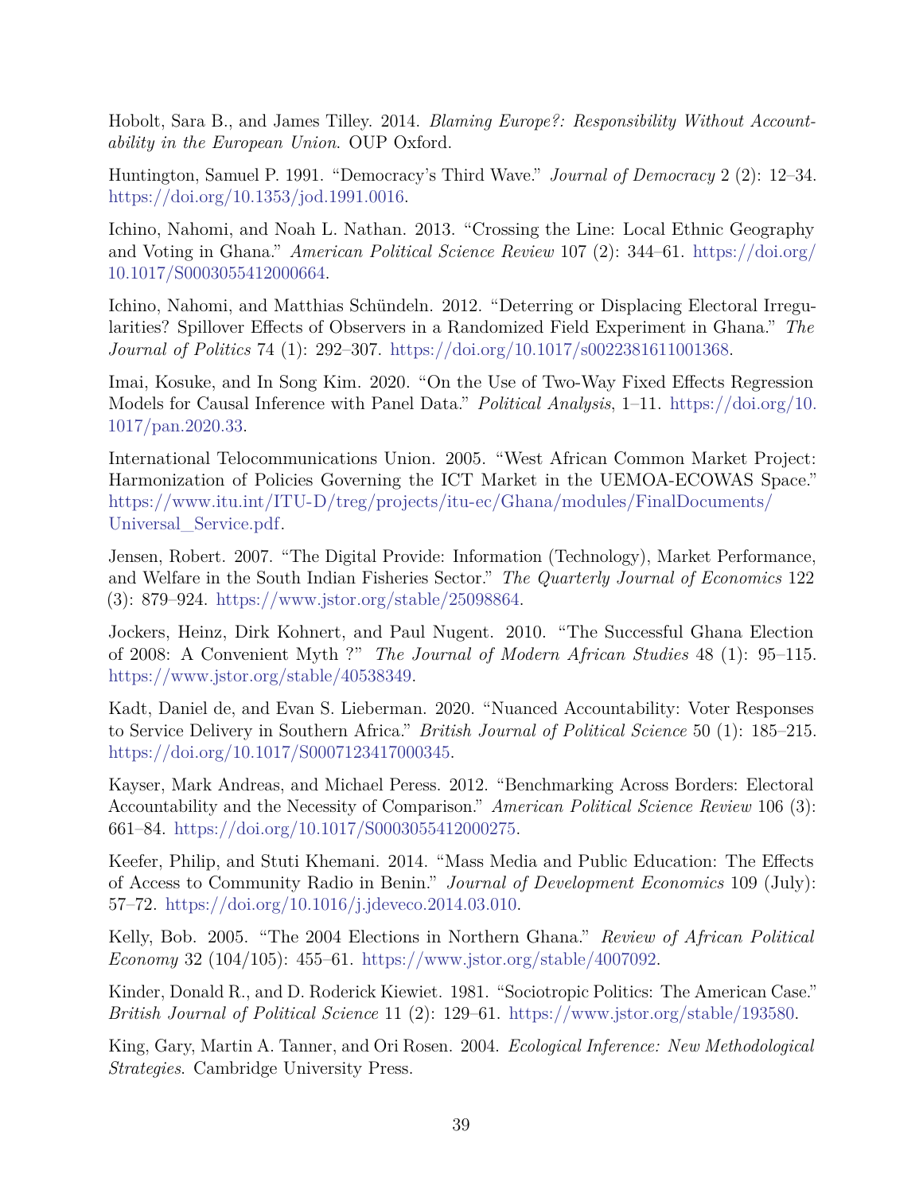Hobolt, Sara B., and James Tilley. 2014. *Blaming Europe?: Responsibility Without Accountability in the European Union*. OUP Oxford.

Huntington, Samuel P. 1991. "Democracy's Third Wave." *Journal of Democracy* 2 (2): 12–34. https://doi.org/10.1353/jod.1991.0016.

Ichino, Nahomi, and Noah L. Nathan. 2013. "Crossing the Line: Local Ethnic Geography and Voting in Ghana." *American Political Science Review* 107 (2): 344–61. https://doi.org/10.1017/S0003055412000664.

Ichino, Nahomi, and Matthias Schündeln. 2012. "Deterring or Displacing Electoral Irregularities? Spillover Effects of Observers in a Randomized Field Experiment in Ghana." *The Journal of Politics* 74 (1): 292–307. https://doi.org/10.1017/s0022381611001368.

Imai, Kosuke, and In Song Kim. 2020. "On the Use of Two-Way Fixed Effects Regression Models for Causal Inference with Panel Data." *Political Analysis*, 1–11. https://doi.org/10.1017/pan.2020.33.

International Telocommunications Union. 2005. "West African Common Market Project: Harmonization of Policies Governing the ICT Market in the UEMOA-ECOWAS Space." https://www.itu.int/ITU-D/treg/projects/itu-ec/Ghana/modules/FinalDocuments/Universal_Service.pdf.

Jensen, Robert. 2007. "The Digital Provide: Information (Technology), Market Performance, and Welfare in the South Indian Fisheries Sector." *The Quarterly Journal of Economics* 122 (3): 879–924. https://www.jstor.org/stable/25098864.

Jockers, Heinz, Dirk Kohnert, and Paul Nugent. 2010. "The Successful Ghana Election of 2008: A Convenient Myth ?" *The Journal of Modern African Studies* 48 (1): 95–115. https://www.jstor.org/stable/40538349.

Kadt, Daniel de, and Evan S. Lieberman. 2020. "Nuanced Accountability: Voter Responses to Service Delivery in Southern Africa." *British Journal of Political Science* 50 (1): 185–215. https://doi.org/10.1017/S0007123417000345.

Kayser, Mark Andreas, and Michael Peress. 2012. "Benchmarking Across Borders: Electoral Accountability and the Necessity of Comparison." *American Political Science Review* 106 (3): 661–84. https://doi.org/10.1017/S0003055412000275.

Keefer, Philip, and Stuti Khemani. 2014. "Mass Media and Public Education: The Effects of Access to Community Radio in Benin." *Journal of Development Economics* 109 (July): 57–72. https://doi.org/10.1016/j.jdeveco.2014.03.010.

Kelly, Bob. 2005. "The 2004 Elections in Northern Ghana." *Review of African Political Economy* 32 (104/105): 455–61. https://www.jstor.org/stable/4007092.

Kinder, Donald R., and D. Roderick Kiewiet. 1981. "Sociotropic Politics: The American Case." *British Journal of Political Science* 11 (2): 129–61. https://www.jstor.org/stable/193580.

King, Gary, Martin A. Tanner, and Ori Rosen. 2004. *Ecological Inference: New Methodological Strategies*. Cambridge University Press.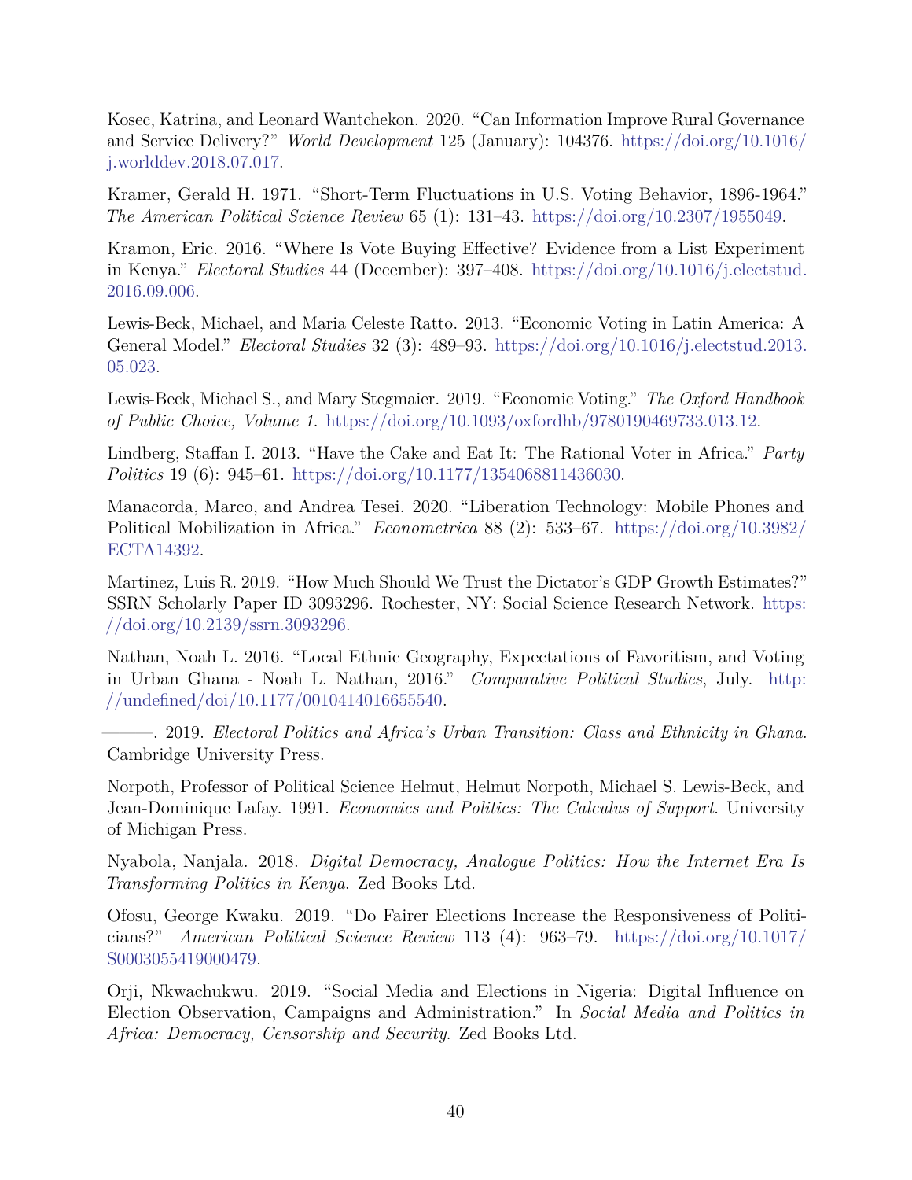Kosec, Katrina, and Leonard Wantchekon. 2020. "Can Information Improve Rural Governance and Service Delivery?" *World Development* 125 (January): 104376. https://doi.org/10.1016/j.worlddev.2018.07.017.

Kramer, Gerald H. 1971. "Short-Term Fluctuations in U.S. Voting Behavior, 1896-1964." *The American Political Science Review* 65 (1): 131–43. https://doi.org/10.2307/1955049.

Kramon, Eric. 2016. "Where Is Vote Buying Effective? Evidence from a List Experiment in Kenya." *Electoral Studies* 44 (December): 397–408. https://doi.org/10.1016/j.electstud.2016.09.006.

Lewis-Beck, Michael, and Maria Celeste Ratto. 2013. "Economic Voting in Latin America: A General Model." *Electoral Studies* 32 (3): 489–93. https://doi.org/10.1016/j.electstud.2013.05.023.

Lewis-Beck, Michael S., and Mary Stegmaier. 2019. "Economic Voting." *The Oxford Handbook of Public Choice, Volume 1*. https://doi.org/10.1093/oxfordhb/9780190469733.013.12.

Lindberg, Staffan I. 2013. "Have the Cake and Eat It: The Rational Voter in Africa." *Party Politics* 19 (6): 945–61. https://doi.org/10.1177/1354068811436030.

Manacorda, Marco, and Andrea Tesei. 2020. "Liberation Technology: Mobile Phones and Political Mobilization in Africa." *Econometrica* 88 (2): 533–67. https://doi.org/10.3982/ECTA14392.

Martinez, Luis R. 2019. "How Much Should We Trust the Dictator's GDP Growth Estimates?" SSRN Scholarly Paper ID 3093296. Rochester, NY: Social Science Research Network. https://doi.org/10.2139/ssrn.3093296.

Nathan, Noah L. 2016. "Local Ethnic Geography, Expectations of Favoritism, and Voting in Urban Ghana - Noah L. Nathan, 2016." *Comparative Political Studies*, July. http://undefined/doi/10.1177/0010414016655540.

———. 2019. *Electoral Politics and Africa's Urban Transition: Class and Ethnicity in Ghana*. Cambridge University Press.

Norpoth, Professor of Political Science Helmut, Helmut Norpoth, Michael S. Lewis-Beck, and Jean-Dominique Lafay. 1991. *Economics and Politics: The Calculus of Support*. University of Michigan Press.

Nyabola, Nanjala. 2018. *Digital Democracy, Analogue Politics: How the Internet Era Is Transforming Politics in Kenya*. Zed Books Ltd.

Ofosu, George Kwaku. 2019. "Do Fairer Elections Increase the Responsiveness of Politicians?" *American Political Science Review* 113 (4): 963–79. https://doi.org/10.1017/S0003055419000479.

Orji, Nkwachukwu. 2019. "Social Media and Elections in Nigeria: Digital Influence on Election Observation, Campaigns and Administration." In *Social Media and Politics in Africa: Democracy, Censorship and Security*. Zed Books Ltd.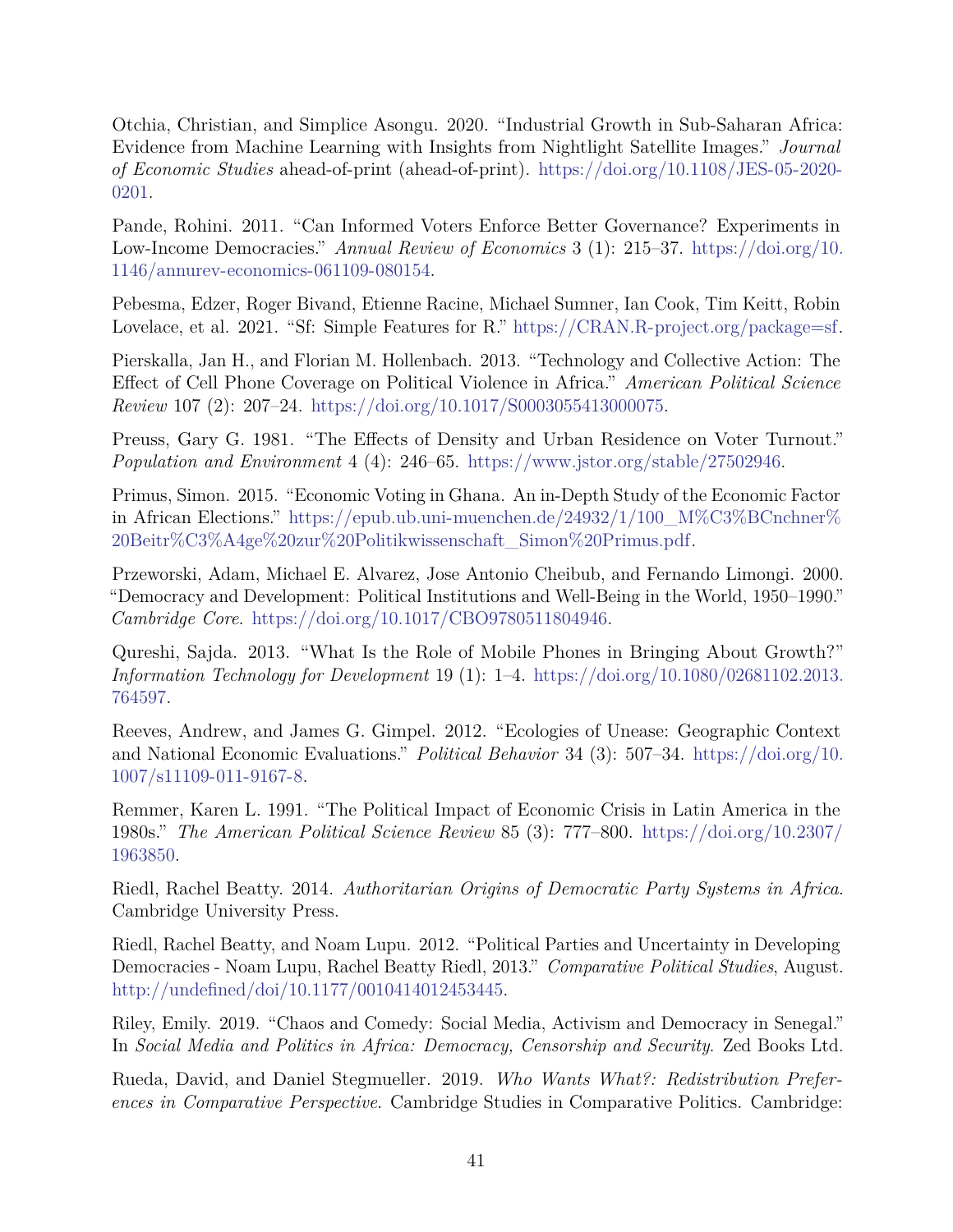Otchia, Christian, and Simplice Asongu. 2020. "Industrial Growth in Sub-Saharan Africa: Evidence from Machine Learning with Insights from Nightlight Satellite Images." *Journal of Economic Studies* ahead-of-print (ahead-of-print). https://doi.org/10.1108/JES-05-2020-0201.

Pande, Rohini. 2011. "Can Informed Voters Enforce Better Governance? Experiments in Low-Income Democracies." *Annual Review of Economics* 3 (1): 215–37. https://doi.org/10.1146/annurev-economics-061109-080154.

Pebesma, Edzer, Roger Bivand, Etienne Racine, Michael Sumner, Ian Cook, Tim Keitt, Robin Lovelace, et al. 2021. "Sf: Simple Features for R." https://CRAN.R-project.org/package=sf.

Pierskalla, Jan H., and Florian M. Hollenbach. 2013. "Technology and Collective Action: The Effect of Cell Phone Coverage on Political Violence in Africa." *American Political Science Review* 107 (2): 207–24. https://doi.org/10.1017/S0003055413000075.

Preuss, Gary G. 1981. "The Effects of Density and Urban Residence on Voter Turnout." *Population and Environment* 4 (4): 246–65. https://www.jstor.org/stable/27502946.

Primus, Simon. 2015. "Economic Voting in Ghana. An in-Depth Study of the Economic Factor in African Elections." https://epub.ub.uni-muenchen.de/24932/1/100_M%C3%BCnchner%20Beitr%C3%A4ge%20zur%20Politikwissenschaft_Simon%20Primus.pdf.

Przeworski, Adam, Michael E. Alvarez, Jose Antonio Cheibub, and Fernando Limongi. 2000. "Democracy and Development: Political Institutions and Well-Being in the World, 1950–1990." *Cambridge Core*. https://doi.org/10.1017/CBO9780511804946.

Qureshi, Sajda. 2013. "What Is the Role of Mobile Phones in Bringing About Growth?" *Information Technology for Development* 19 (1): 1–4. https://doi.org/10.1080/02681102.2013.764597.

Reeves, Andrew, and James G. Gimpel. 2012. "Ecologies of Unease: Geographic Context and National Economic Evaluations." *Political Behavior* 34 (3): 507–34. https://doi.org/10.1007/s11109-011-9167-8.

Remmer, Karen L. 1991. "The Political Impact of Economic Crisis in Latin America in the 1980s." *The American Political Science Review* 85 (3): 777–800. https://doi.org/10.2307/1963850.

Riedl, Rachel Beatty. 2014. *Authoritarian Origins of Democratic Party Systems in Africa*. Cambridge University Press.

Riedl, Rachel Beatty, and Noam Lupu. 2012. "Political Parties and Uncertainty in Developing Democracies - Noam Lupu, Rachel Beatty Riedl, 2013." *Comparative Political Studies*, August. http://undefined/doi/10.1177/0010414012453445.

Riley, Emily. 2019. "Chaos and Comedy: Social Media, Activism and Democracy in Senegal." In *Social Media and Politics in Africa: Democracy, Censorship and Security*. Zed Books Ltd.

Rueda, David, and Daniel Stegmueller. 2019. *Who Wants What?: Redistribution Preferences in Comparative Perspective*. Cambridge Studies in Comparative Politics. Cambridge: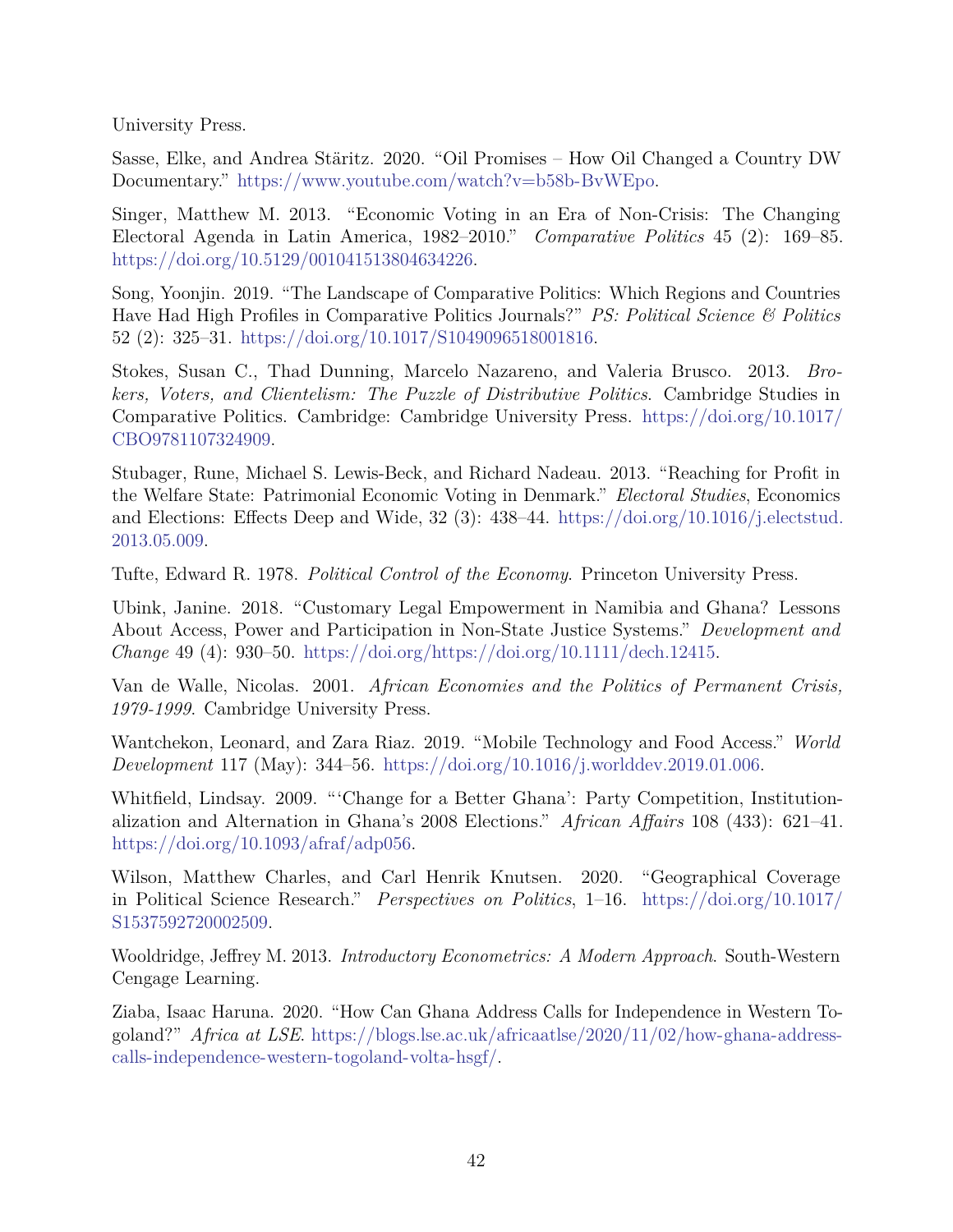University Press.

Sasse, Elke, and Andrea Stäritz. 2020. "Oil Promises – How Oil Changed a Country DW Documentary." https://www.youtube.com/watch?v=b58b-BvWEpo.

Singer, Matthew M. 2013. "Economic Voting in an Era of Non-Crisis: The Changing Electoral Agenda in Latin America, 1982–2010." *Comparative Politics* 45 (2): 169–85. https://doi.org/10.5129/001041513804634226.

Song, Yoonjin. 2019. "The Landscape of Comparative Politics: Which Regions and Countries Have Had High Profiles in Comparative Politics Journals?" *PS: Political Science & Politics* 52 (2): 325–31. https://doi.org/10.1017/S1049096518001816.

Stokes, Susan C., Thad Dunning, Marcelo Nazareno, and Valeria Brusco. 2013. *Brokers, Voters, and Clientelism: The Puzzle of Distributive Politics*. Cambridge Studies in Comparative Politics. Cambridge: Cambridge University Press. https://doi.org/10.1017/CBO9781107324909.

Stubager, Rune, Michael S. Lewis-Beck, and Richard Nadeau. 2013. "Reaching for Profit in the Welfare State: Patrimonial Economic Voting in Denmark." *Electoral Studies*, Economics and Elections: Effects Deep and Wide, 32 (3): 438–44. https://doi.org/10.1016/j.electstud.2013.05.009.

Tufte, Edward R. 1978. *Political Control of the Economy*. Princeton University Press.

Ubink, Janine. 2018. "Customary Legal Empowerment in Namibia and Ghana? Lessons About Access, Power and Participation in Non-State Justice Systems." *Development and Change* 49 (4): 930–50. https://doi.org/https://doi.org/10.1111/dech.12415.

Van de Walle, Nicolas. 2001. *African Economies and the Politics of Permanent Crisis, 1979-1999*. Cambridge University Press.

Wantchekon, Leonard, and Zara Riaz. 2019. "Mobile Technology and Food Access." *World Development* 117 (May): 344–56. https://doi.org/10.1016/j.worlddev.2019.01.006.

Whitfield, Lindsay. 2009. "'Change for a Better Ghana': Party Competition, Institutionalization and Alternation in Ghana's 2008 Elections." *African Affairs* 108 (433): 621–41. https://doi.org/10.1093/afraf/adp056.

Wilson, Matthew Charles, and Carl Henrik Knutsen. 2020. "Geographical Coverage in Political Science Research." *Perspectives on Politics*, 1–16. https://doi.org/10.1017/S1537592720002509.

Wooldridge, Jeffrey M. 2013. *Introductory Econometrics: A Modern Approach*. South-Western Cengage Learning.

Ziaba, Isaac Haruna. 2020. "How Can Ghana Address Calls for Independence in Western Togoland?" *Africa at LSE*. https://blogs.lse.ac.uk/africaatlse/2020/11/02/how-ghana-address-calls-independence-western-togoland-volta-hsgf/.